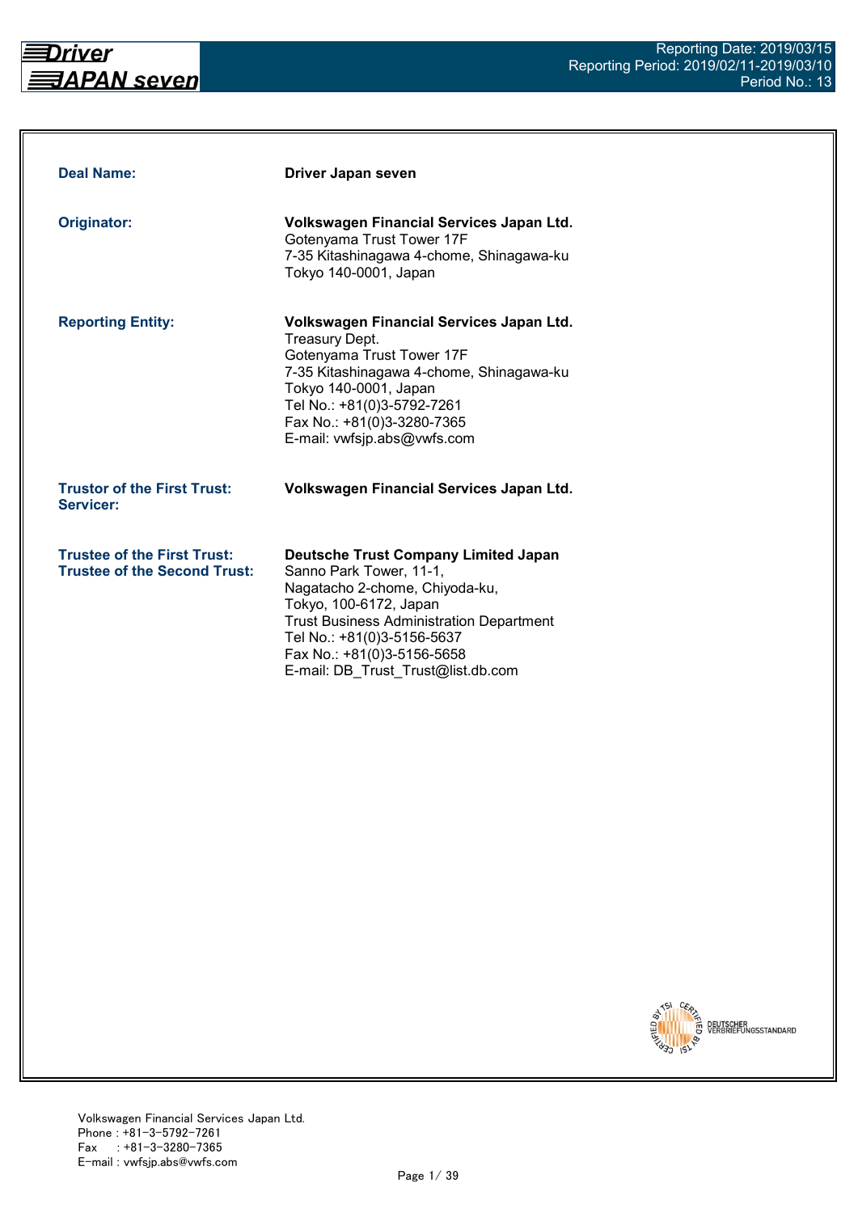Reporting Date: 2019/03/15
Reporting Period: 2019/02/11-2019/03/10
Period No.: 13

| | |
|---|---|
| **Deal Name:** | **Driver Japan seven** |
| **Originator:** | **Volkswagen Financial Services Japan Ltd.**<br>Gotenyama Trust Tower 17F<br>7-35 Kitashinagawa 4-chome, Shinagawa-ku<br>Tokyo 140-0001, Japan |
| **Reporting Entity:** | **Volkswagen Financial Services Japan Ltd.**<br>Treasury Dept.<br>Gotenyama Trust Tower 17F<br>7-35 Kitashinagawa 4-chome, Shinagawa-ku<br>Tokyo 140-0001, Japan<br>Tel No.: +81(0)3-5792-7261<br>Fax No.: +81(0)3-3280-7365<br>E-mail: vwfsjp.abs@vwfs.com |
| **Trustor of the First Trust:**<br>**Servicer:** | **Volkswagen Financial Services Japan Ltd.** |
| **Trustee of the First Trust:**<br>**Trustee of the Second Trust:** | **Deutsche Trust Company Limited Japan**<br>Sanno Park Tower, 11-1,<br>Nagatacho 2-chome, Chiyoda-ku,<br>Tokyo, 100-6172, Japan<br>Trust Business Administration Department<br>Tel No.: +81(0)3-5156-5637<br>Fax No.: +81(0)3-5156-5658<br>E-mail: DB_Trust_Trust@list.db.com |

Volkswagen Financial Services Japan Ltd.
Phone : +81-3-5792-7261
Fax : +81-3-3280-7365
E-mail : vwfsjp.abs@vwfs.com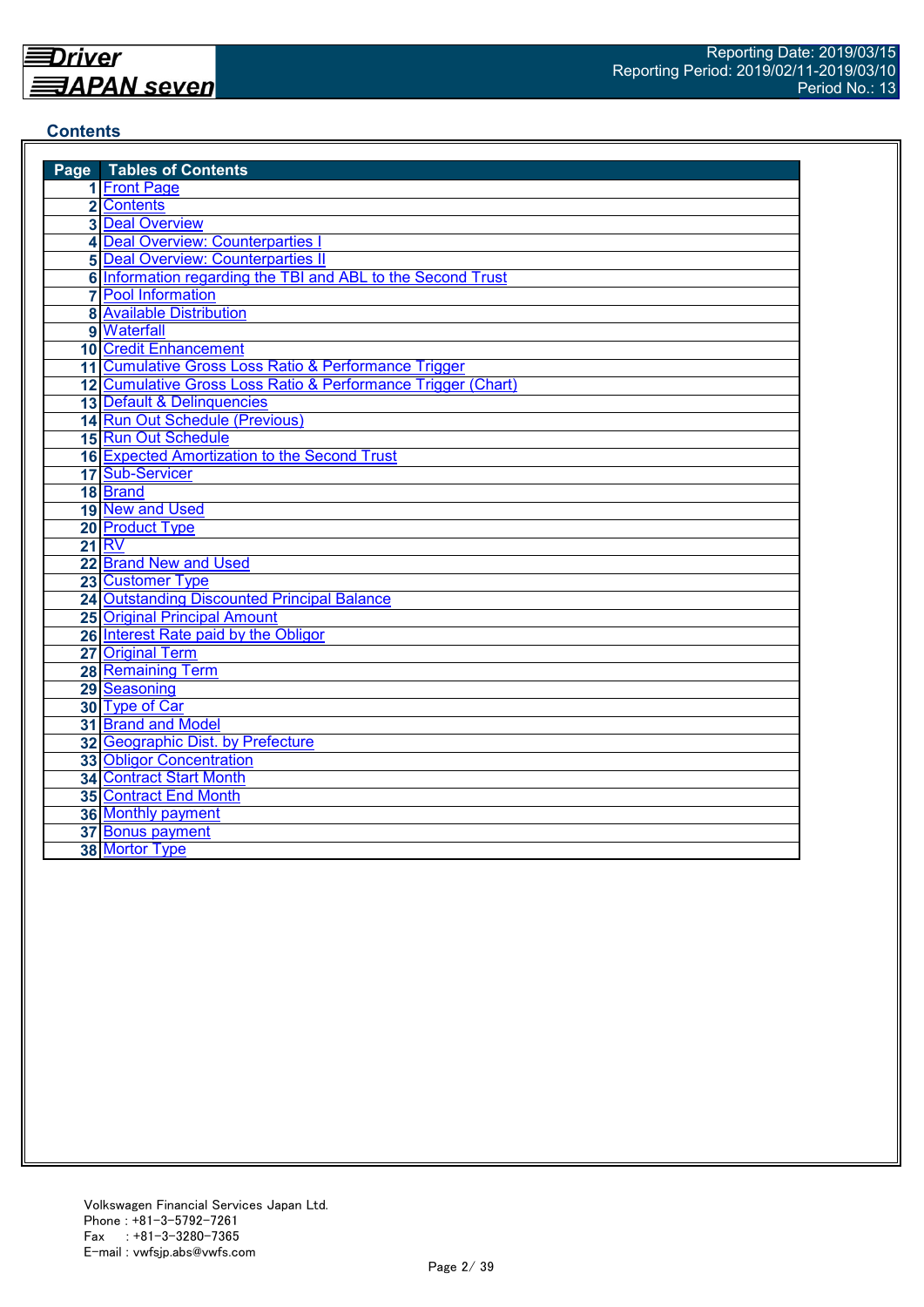## Contents

| Page | Tables of Contents |
|---|---|
| 1 | Front Page |
| 2 | Contents |
| 3 | Deal Overview |
| 4 | Deal Overview: Counterparties I |
| 5 | Deal Overview: Counterparties II |
| 6 | Information regarding the TBI and ABL to the Second Trust |
| 7 | Pool Information |
| 8 | Available Distribution |
| 9 | Waterfall |
| 10 | Credit Enhancement |
| 11 | Cumulative Gross Loss Ratio & Performance Trigger |
| 12 | Cumulative Gross Loss Ratio & Performance Trigger (Chart) |
| 13 | Default & Delinquencies |
| 14 | Run Out Schedule (Previous) |
| 15 | Run Out Schedule |
| 16 | Expected Amortization to the Second Trust |
| 17 | Sub-Servicer |
| 18 | Brand |
| 19 | New and Used |
| 20 | Product Type |
| 21 | RV |
| 22 | Brand New and Used |
| 23 | Customer Type |
| 24 | Outstanding Discounted Principal Balance |
| 25 | Original Principal Amount |
| 26 | Interest Rate paid by the Obligor |
| 27 | Original Term |
| 28 | Remaining Term |
| 29 | Seasoning |
| 30 | Type of Car |
| 31 | Brand and Model |
| 32 | Geographic Dist. by Prefecture |
| 33 | Obligor Concentration |
| 34 | Contract Start Month |
| 35 | Contract End Month |
| 36 | Monthly payment |
| 37 | Bonus payment |
| 38 | Mortor Type |

Volkswagen Financial Services Japan Ltd.
Phone : +81-3-5792-7261
Fax : +81-3-3280-7365
E-mail : vwfsjp.abs@vwfs.com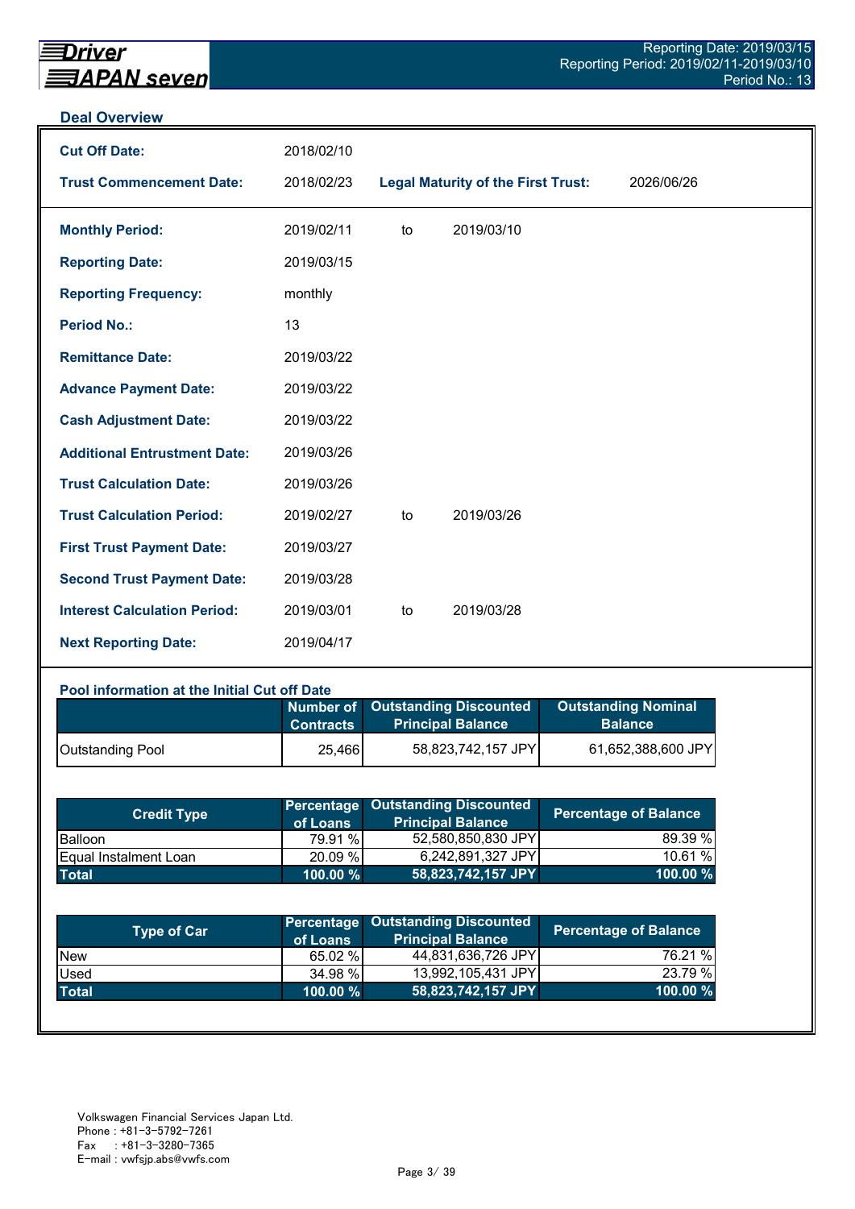## Deal Overview

| | | | |
|---|---|---|---|
| **Cut Off Date:** | 2018/02/10 | | |
| **Trust Commencement Date:** | 2018/02/23 | **Legal Maturity of the First Trust:** | 2026/06/26 |
| **Monthly Period:** | 2019/02/11 | to | 2019/03/10 |
| **Reporting Date:** | 2019/03/15 | | |
| **Reporting Frequency:** | monthly | | |
| **Period No.:** | 13 | | |
| **Remittance Date:** | 2019/03/22 | | |
| **Advance Payment Date:** | 2019/03/22 | | |
| **Cash Adjustment Date:** | 2019/03/22 | | |
| **Additional Entrustment Date:** | 2019/03/26 | | |
| **Trust Calculation Date:** | 2019/03/26 | | |
| **Trust Calculation Period:** | 2019/02/27 | to | 2019/03/26 |
| **First Trust Payment Date:** | 2019/03/27 | | |
| **Second Trust Payment Date:** | 2019/03/28 | | |
| **Interest Calculation Period:** | 2019/03/01 | to | 2019/03/28 |
| **Next Reporting Date:** | 2019/04/17 | | |

### Pool information at the Initial Cut off Date

| | Number of Contracts | Outstanding Discounted Principal Balance | Outstanding Nominal Balance |
|---|---|---|---|
| Outstanding Pool | 25,466 | 58,823,742,157 JPY | 61,652,388,600 JPY |

| Credit Type | Percentage of Loans | Outstanding Discounted Principal Balance | Percentage of Balance |
|---|---|---|---|
| Balloon | 79.91 % | 52,580,850,830 JPY | 89.39 % |
| Equal Instalment Loan | 20.09 % | 6,242,891,327 JPY | 10.61 % |
| **Total** | **100.00 %** | **58,823,742,157 JPY** | **100.00 %** |

| Type of Car | Percentage of Loans | Outstanding Discounted Principal Balance | Percentage of Balance |
|---|---|---|---|
| New | 65.02 % | 44,831,636,726 JPY | 76.21 % |
| Used | 34.98 % | 13,992,105,431 JPY | 23.79 % |
| **Total** | **100.00 %** | **58,823,742,157 JPY** | **100.00 %** |

Volkswagen Financial Services Japan Ltd.
Phone : +81-3-5792-7261
Fax : +81-3-3280-7365
E-mail : vwfsjp.abs@vwfs.com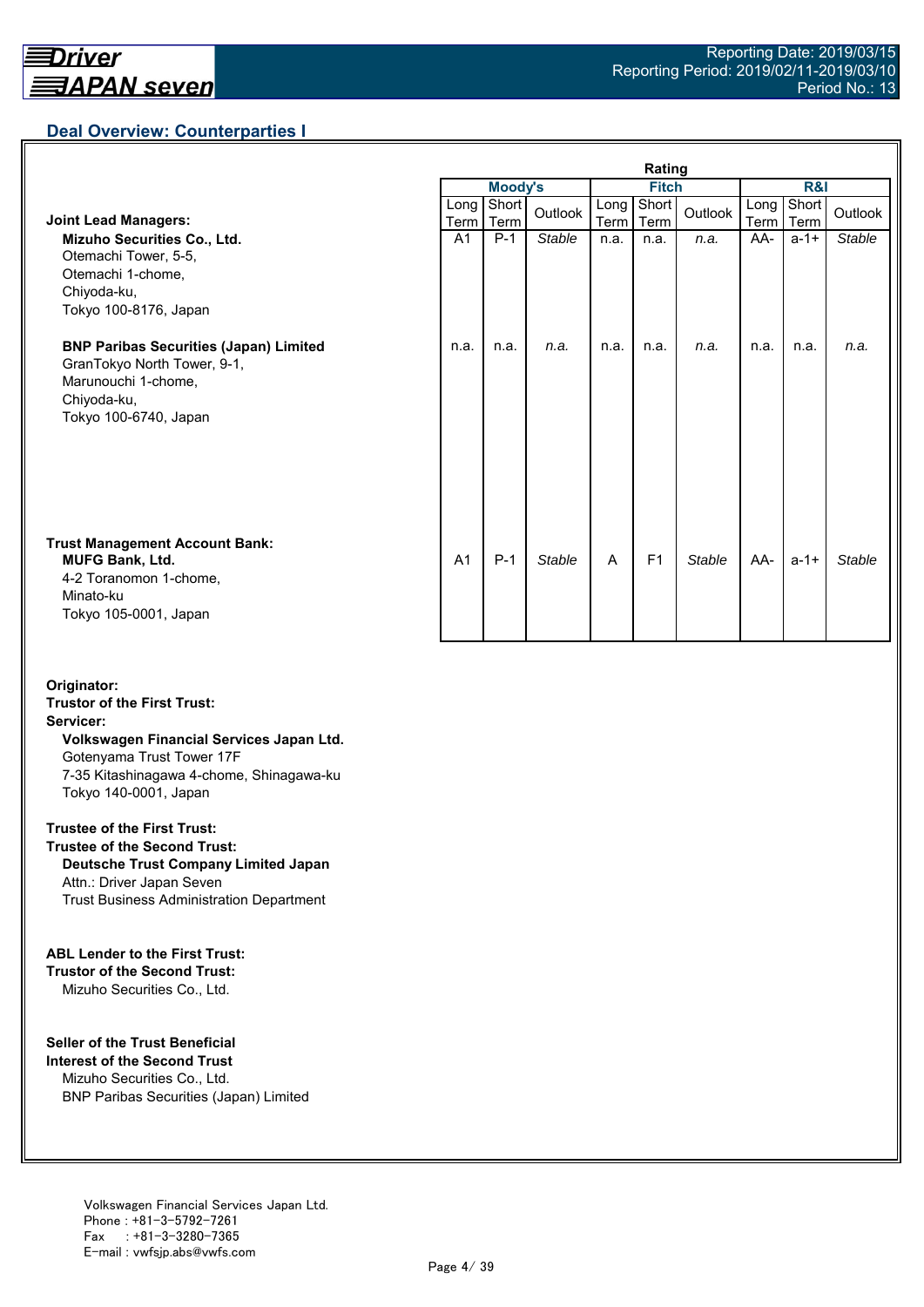## Deal Overview: Counterparties I

| | Moody's Long Term | Moody's Short Term | Moody's Outlook | Fitch Long Term | Fitch Short Term | Fitch Outlook | R&I Long Term | R&I Short Term | R&I Outlook |
|---|---|---|---|---|---|---|---|---|---|
| **Joint Lead Managers:** | | | | | | | | | |
| **Mizuho Securities Co., Ltd.**<br>Otemachi Tower, 5-5,<br>Otemachi 1-chome,<br>Chiyoda-ku,<br>Tokyo 100-8176, Japan | A1 | P-1 | *Stable* | n.a. | n.a. | *n.a.* | AA- | a-1+ | *Stable* |
| **BNP Paribas Securities (Japan) Limited**<br>GranTokyo North Tower, 9-1,<br>Marunouchi 1-chome,<br>Chiyoda-ku,<br>Tokyo 100-6740, Japan | n.a. | n.a. | *n.a.* | n.a. | n.a. | *n.a.* | n.a. | n.a. | *n.a.* |
| **Trust Management Account Bank:** | | | | | | | | | |
| **MUFG Bank, Ltd.**<br>4-2 Toranomon 1-chome,<br>Minato-ku<br>Tokyo 105-0001, Japan | A1 | P-1 | *Stable* | A | F1 | *Stable* | AA- | a-1+ | *Stable* |

**Originator:**
**Trustor of the First Trust:**
**Servicer:**
**Volkswagen Financial Services Japan Ltd.**
Gotenyama Trust Tower 17F
7-35 Kitashinagawa 4-chome, Shinagawa-ku
Tokyo 140-0001, Japan

**Trustee of the First Trust:**
**Trustee of the Second Trust:**
**Deutsche Trust Company Limited Japan**
Attn.: Driver Japan Seven
Trust Business Administration Department

**ABL Lender to the First Trust:**
**Trustor of the Second Trust:**
Mizuho Securities Co., Ltd.

**Seller of the Trust Beneficial Interest of the Second Trust**
Mizuho Securities Co., Ltd.
BNP Paribas Securities (Japan) Limited

Volkswagen Financial Services Japan Ltd.
Phone : +81-3-5792-7261
Fax : +81-3-3280-7365
E-mail : vwfsjp.abs@vwfs.com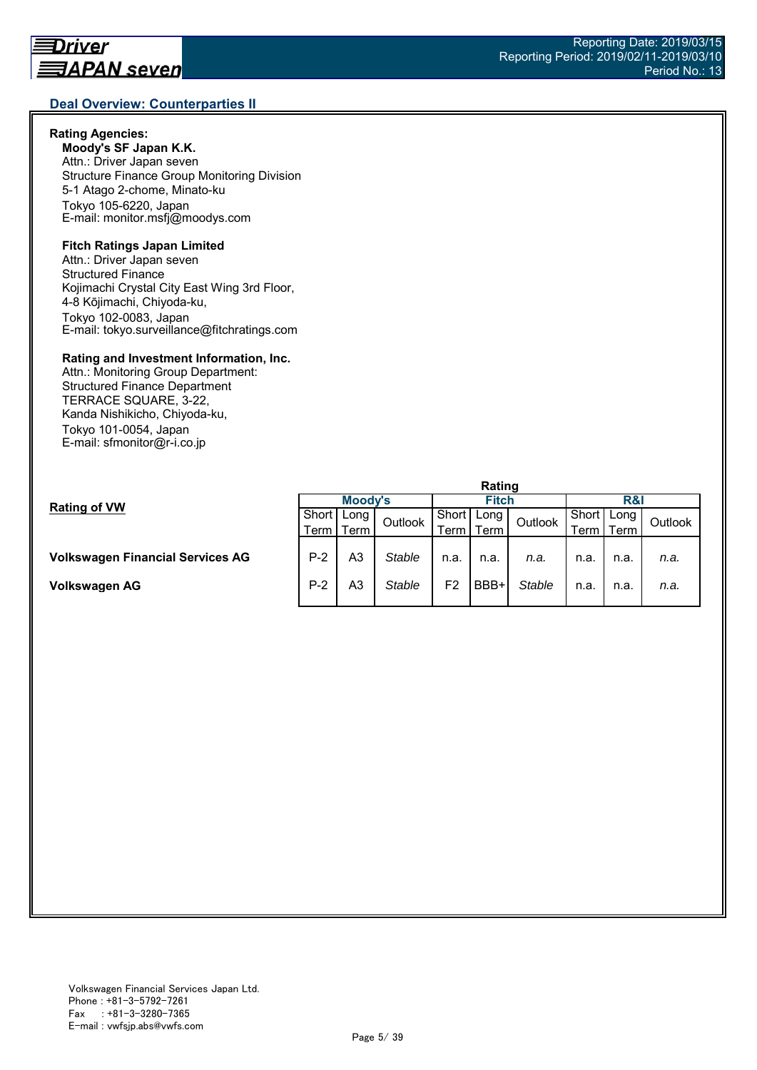## Deal Overview: Counterparties II

**Rating Agencies:**

**Moody's SF Japan K.K.**
Attn.: Driver Japan seven
Structure Finance Group Monitoring Division
5-1 Atago 2-chome, Minato-ku
Tokyo 105-6220, Japan
E-mail: monitor.msfj@moodys.com

**Fitch Ratings Japan Limited**
Attn.: Driver Japan seven
Structured Finance
Kojimachi Crystal City East Wing 3rd Floor,
4-8 Kōjimachi, Chiyoda-ku,
Tokyo 102-0083, Japan
E-mail: tokyo.surveillance@fitchratings.com

**Rating and Investment Information, Inc.**
Attn.: Monitoring Group Department:
Structured Finance Department
TERRACE SQUARE, 3-22,
Kanda Nishikicho, Chiyoda-ku,
Tokyo 101-0054, Japan
E-mail: sfmonitor@r-i.co.jp

**Rating of VW**

| | Rating | | | | | | | | |
|---|---|---|---|---|---|---|---|---|---|
| | Moody's | | | Fitch | | | R&I | | |
| | Short Term | Long Term | Outlook | Short Term | Long Term | Outlook | Short Term | Long Term | Outlook |
| **Volkswagen Financial Services AG** | P-2 | A3 | *Stable* | n.a. | n.a. | *n.a.* | n.a. | n.a. | *n.a.* |
| **Volkswagen AG** | P-2 | A3 | *Stable* | F2 | BBB+ | *Stable* | n.a. | n.a. | *n.a.* |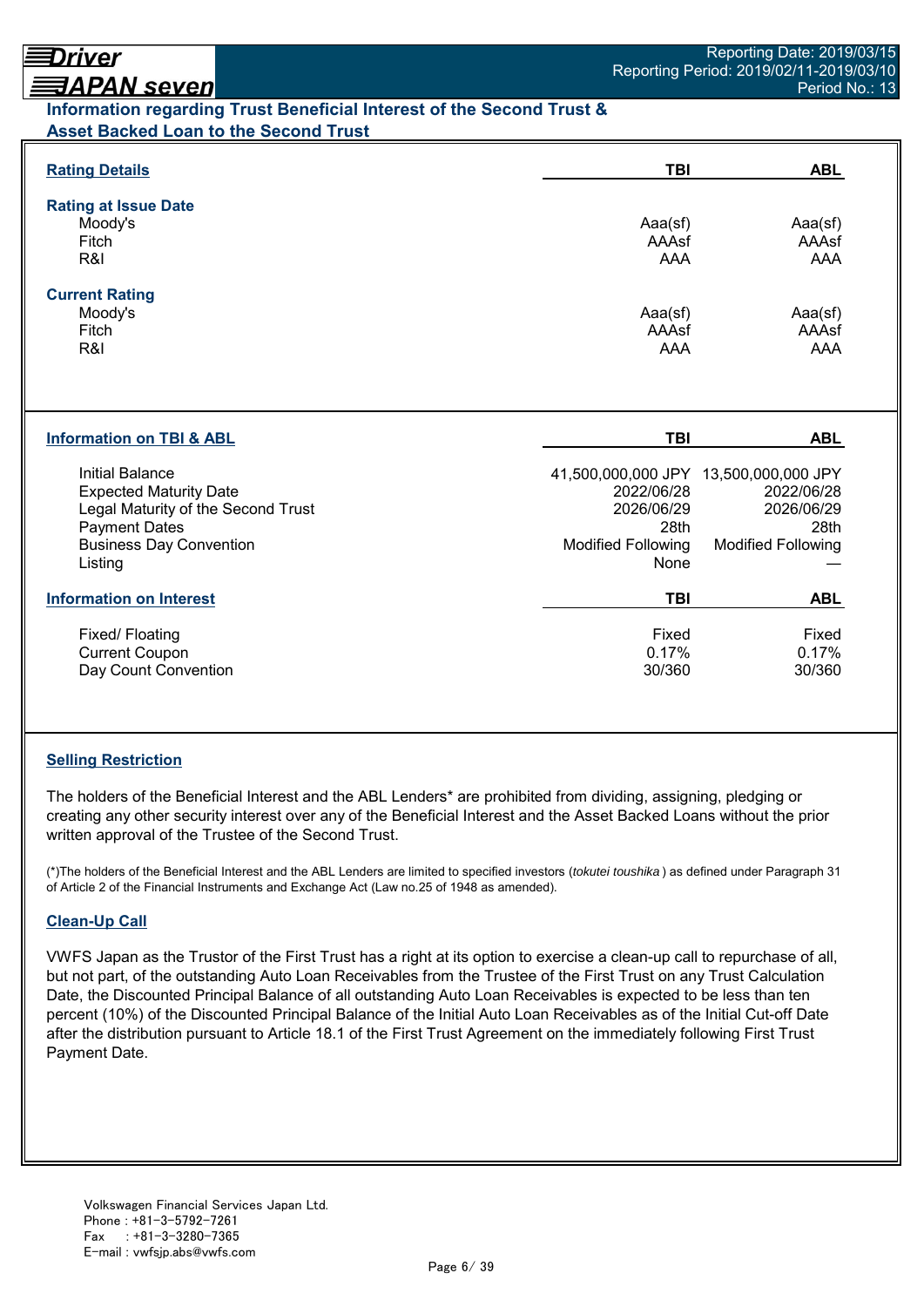## Information regarding Trust Beneficial Interest of the Second Trust & Asset Backed Loan to the Second Trust

| Rating Details | TBI | ABL |
|---|---|---|
| **Rating at Issue Date** | | |
| Moody's | Aaa(sf) | Aaa(sf) |
| Fitch | AAAsf | AAAsf |
| R&I | AAA | AAA |
| **Current Rating** | | |
| Moody's | Aaa(sf) | Aaa(sf) |
| Fitch | AAAsf | AAAsf |
| R&I | AAA | AAA |

| Information on TBI & ABL | TBI | ABL |
|---|---|---|
| Initial Balance | 41,500,000,000 JPY | 13,500,000,000 JPY |
| Expected Maturity Date | 2022/06/28 | 2022/06/28 |
| Legal Maturity of the Second Trust | 2026/06/29 | 2026/06/29 |
| Payment Dates | 28th | 28th |
| Business Day Convention | Modified Following | Modified Following |
| Listing | None | — |

| Information on Interest | TBI | ABL |
|---|---|---|
| Fixed/ Floating | Fixed | Fixed |
| Current Coupon | 0.17% | 0.17% |
| Day Count Convention | 30/360 | 30/360 |

### Selling Restriction

The holders of the Beneficial Interest and the ABL Lenders* are prohibited from dividing, assigning, pledging or creating any other security interest over any of the Beneficial Interest and the Asset Backed Loans without the prior written approval of the Trustee of the Second Trust.

(*)The holders of the Beneficial Interest and the ABL Lenders are limited to specified investors (*tokutei toushika*) as defined under Paragraph 31 of Article 2 of the Financial Instruments and Exchange Act (Law no.25 of 1948 as amended).

### Clean-Up Call

VWFS Japan as the Trustor of the First Trust has a right at its option to exercise a clean-up call to repurchase of all, but not part, of the outstanding Auto Loan Receivables from the Trustee of the First Trust on any Trust Calculation Date, the Discounted Principal Balance of all outstanding Auto Loan Receivables is expected to be less than ten percent (10%) of the Discounted Principal Balance of the Initial Auto Loan Receivables as of the Initial Cut-off Date after the distribution pursuant to Article 18.1 of the First Trust Agreement on the immediately following First Trust Payment Date.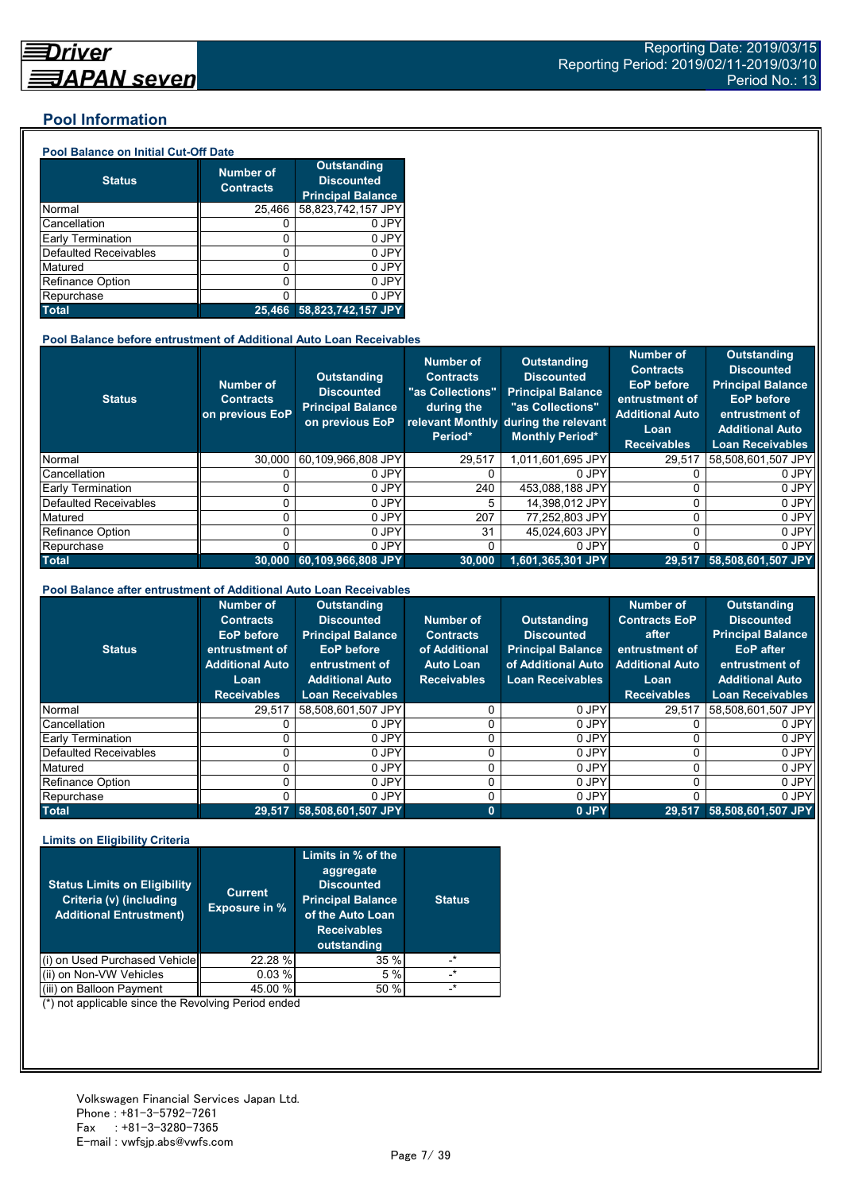Reporting Date: 2019/03/15
Reporting Period: 2019/02/11-2019/03/10
Period No.: 13

## Pool Information

### Pool Balance on Initial Cut-Off Date

| Status | Number of Contracts | Outstanding Discounted Principal Balance |
|---|---|---|
| Normal | 25,466 | 58,823,742,157 JPY |
| Cancellation | 0 | 0 JPY |
| Early Termination | 0 | 0 JPY |
| Defaulted Receivables | 0 | 0 JPY |
| Matured | 0 | 0 JPY |
| Refinance Option | 0 | 0 JPY |
| Repurchase | 0 | 0 JPY |
| **Total** | **25,466** | **58,823,742,157 JPY** |

### Pool Balance before entrustment of Additional Auto Loan Receivables

| Status | Number of Contracts on previous EoP | Outstanding Discounted Principal Balance on previous EoP | Number of Contracts "as Collections" during the relevant Monthly Period* | Outstanding Discounted Principal Balance "as Collections" during the relevant Monthly Period* | Number of Contracts EoP before entrustment of Additional Auto Loan Receivables | Outstanding Discounted Principal Balance EoP before entrustment of Additional Auto Loan Receivables |
|---|---|---|---|---|---|---|
| Normal | 30,000 | 60,109,966,808 JPY | 29,517 | 1,011,601,695 JPY | 29,517 | 58,508,601,507 JPY |
| Cancellation | 0 | 0 JPY | 0 | 0 JPY | 0 | 0 JPY |
| Early Termination | 0 | 0 JPY | 240 | 453,088,188 JPY | 0 | 0 JPY |
| Defaulted Receivables | 0 | 0 JPY | 5 | 14,398,012 JPY | 0 | 0 JPY |
| Matured | 0 | 0 JPY | 207 | 77,252,803 JPY | 0 | 0 JPY |
| Refinance Option | 0 | 0 JPY | 31 | 45,024,603 JPY | 0 | 0 JPY |
| Repurchase | 0 | 0 JPY | 0 | 0 JPY | 0 | 0 JPY |
| **Total** | **30,000** | **60,109,966,808 JPY** | **30,000** | **1,601,365,301 JPY** | **29,517** | **58,508,601,507 JPY** |

### Pool Balance after entrustment of Additional Auto Loan Receivables

| Status | Number of Contracts EoP before entrustment of Additional Auto Loan Receivables | Outstanding Discounted Principal Balance EoP before entrustment of Additional Auto Loan Receivables | Number of Contracts of Additional Auto Loan Receivables | Outstanding Discounted Principal Balance of Additional Auto Loan Receivables | Number of Contracts EoP after entrustment of Additional Auto Loan Receivables | Outstanding Discounted Principal Balance EoP after entrustment of Additional Auto Loan Receivables |
|---|---|---|---|---|---|---|
| Normal | 29,517 | 58,508,601,507 JPY | 0 | 0 JPY | 29,517 | 58,508,601,507 JPY |
| Cancellation | 0 | 0 JPY | 0 | 0 JPY | 0 | 0 JPY |
| Early Termination | 0 | 0 JPY | 0 | 0 JPY | 0 | 0 JPY |
| Defaulted Receivables | 0 | 0 JPY | 0 | 0 JPY | 0 | 0 JPY |
| Matured | 0 | 0 JPY | 0 | 0 JPY | 0 | 0 JPY |
| Refinance Option | 0 | 0 JPY | 0 | 0 JPY | 0 | 0 JPY |
| Repurchase | 0 | 0 JPY | 0 | 0 JPY | 0 | 0 JPY |
| **Total** | **29,517** | **58,508,601,507 JPY** | **0** | **0 JPY** | **29,517** | **58,508,601,507 JPY** |

### Limits on Eligibility Criteria

| Status Limits on Eligibility Criteria (v) (including Additional Entrustment) | Current Exposure in % | Limits in % of the aggregate Discounted Principal Balance of the Auto Loan Receivables outstanding | Status |
|---|---|---|---|
| (i) on Used Purchased Vehicle | 22.28 % | 35 % | -* |
| (ii) on Non-VW Vehicles | 0.03 % | 5 % | -* |
| (iii) on Balloon Payment | 45.00 % | 50 % | -* |

(*) not applicable since the Revolving Period ended

Volkswagen Financial Services Japan Ltd.
Phone : +81-3-5792-7261
Fax : +81-3-3280-7365
E-mail : vwfsjp.abs@vwfs.com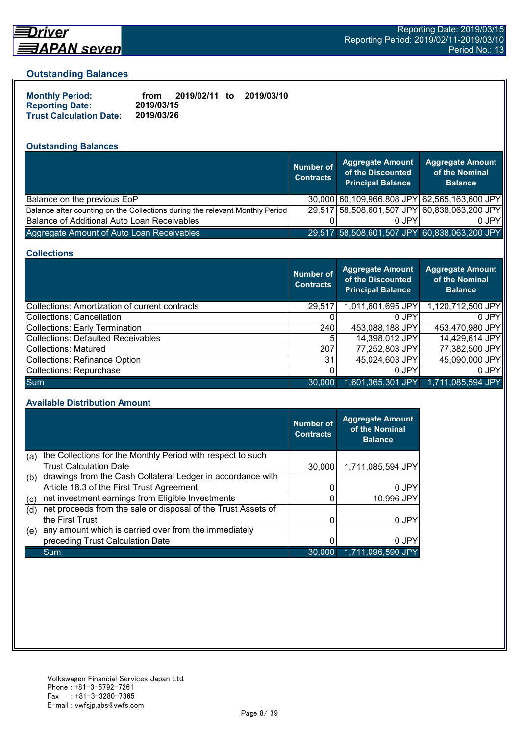## Outstanding Balances

**Monthly Period:** from 2019/02/11 to 2019/03/10
**Reporting Date:** 2019/03/15
**Trust Calculation Date:** 2019/03/26

### Outstanding Balances

| | Number of Contracts | Aggregate Amount of the Discounted Principal Balance | Aggregate Amount of the Nominal Balance |
|---|---|---|---|
| Balance on the previous EoP | 30,000 | 60,109,966,808 JPY | 62,565,163,600 JPY |
| Balance after counting on the Collections during the relevant Monthly Period | 29,517 | 58,508,601,507 JPY | 60,838,063,200 JPY |
| Balance of Additional Auto Loan Receivables | 0 | 0 JPY | 0 JPY |
| Aggregate Amount of Auto Loan Receivables | 29,517 | 58,508,601,507 JPY | 60,838,063,200 JPY |

### Collections

| | Number of Contracts | Aggregate Amount of the Discounted Principal Balance | Aggregate Amount of the Nominal Balance |
|---|---|---|---|
| Collections: Amortization of current contracts | 29,517 | 1,011,601,695 JPY | 1,120,712,500 JPY |
| Collections: Cancellation | 0 | 0 JPY | 0 JPY |
| Collections: Early Termination | 240 | 453,088,188 JPY | 453,470,980 JPY |
| Collections: Defaulted Receivables | 5 | 14,398,012 JPY | 14,429,614 JPY |
| Collections: Matured | 207 | 77,252,803 JPY | 77,382,500 JPY |
| Collections: Refinance Option | 31 | 45,024,603 JPY | 45,090,000 JPY |
| Collections: Repurchase | 0 | 0 JPY | 0 JPY |
| Sum | 30,000 | 1,601,365,301 JPY | 1,711,085,594 JPY |

### Available Distribution Amount

| | | Number of Contracts | Aggregate Amount of the Nominal Balance |
|---|---|---|---|
| (a) | the Collections for the Monthly Period with respect to such Trust Calculation Date | 30,000 | 1,711,085,594 JPY |
| (b) | drawings from the Cash Collateral Ledger in accordance with Article 18.3 of the First Trust Agreement | 0 | 0 JPY |
| (c) | net investment earnings from Eligible Investments | 0 | 10,996 JPY |
| (d) | net proceeds from the sale or disposal of the Trust Assets of the First Trust | 0 | 0 JPY |
| (e) | any amount which is carried over from the immediately preceding Trust Calculation Date | 0 | 0 JPY |
| | Sum | 30,000 | 1,711,096,590 JPY |

Volkswagen Financial Services Japan Ltd.
Phone : +81-3-5792-7261
Fax : +81-3-3280-7365
E-mail : vwfsjp.abs@vwfs.com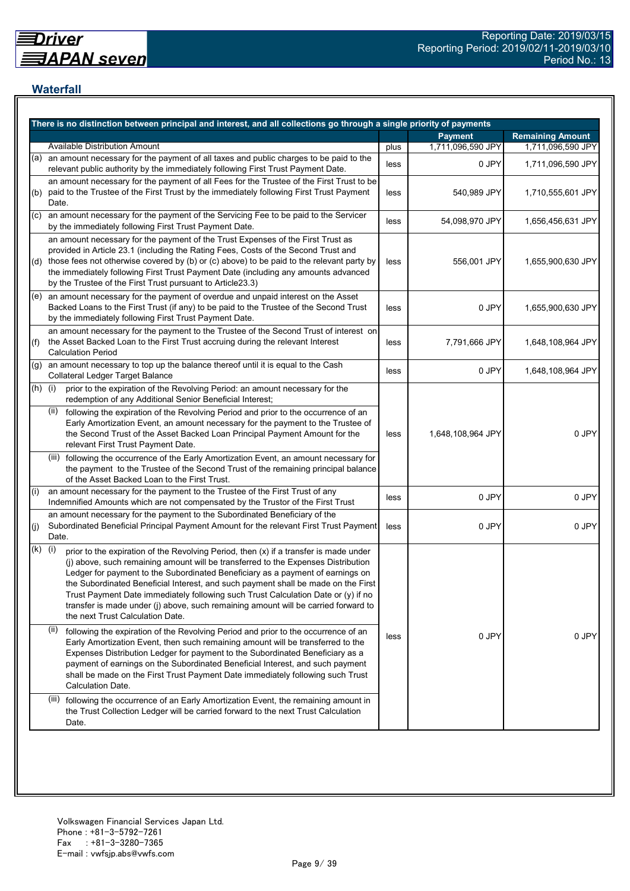Reporting Date: 2019/03/15
Reporting Period: 2019/02/11-2019/03/10
Period No.: 13

## Waterfall

| There is no distinction between principal and interest, and all collections go through a single priority of payments | | | | |
|---|---|---|---|---|
| | | | **Payment** | **Remaining Amount** |
| | Available Distribution Amount | plus | 1,711,096,590 JPY | 1,711,096,590 JPY |
| (a) | an amount necessary for the payment of all taxes and public charges to be paid to the relevant public authority by the immediately following First Trust Payment Date. | less | 0 JPY | 1,711,096,590 JPY |
| (b) | an amount necessary for the payment of all Fees for the Trustee of the First Trust to be paid to the Trustee of the First Trust by the immediately following First Trust Payment Date. | less | 540,989 JPY | 1,710,555,601 JPY |
| (c) | an amount necessary for the payment of the Servicing Fee to be paid to the Servicer by the immediately following First Trust Payment Date. | less | 54,098,970 JPY | 1,656,456,631 JPY |
| (d) | an amount necessary for the payment of the Trust Expenses of the First Trust as provided in Article 23.1 (including the Rating Fees, Costs of the Second Trust and those fees not otherwise covered by (b) or (c) above) to be paid to the relevant party by the immediately following First Trust Payment Date (including any amounts advanced by the Trustee of the First Trust pursuant to Article23.3) | less | 556,001 JPY | 1,655,900,630 JPY |
| (e) | an amount necessary for the payment of overdue and unpaid interest on the Asset Backed Loans to the First Trust (if any) to be paid to the Trustee of the Second Trust by the immediately following First Trust Payment Date. | less | 0 JPY | 1,655,900,630 JPY |
| (f) | an amount necessary for the payment to the Trustee of the Second Trust of interest on the Asset Backed Loan to the First Trust accruing during the relevant Interest Calculation Period | less | 7,791,666 JPY | 1,648,108,964 JPY |
| (g) | an amount necessary to top up the balance thereof until it is equal to the Cash Collateral Ledger Target Balance | less | 0 JPY | 1,648,108,964 JPY |
| (h) | (i) prior to the expiration of the Revolving Period: an amount necessary for the redemption of any Additional Senior Beneficial Interest;<br>(ii) following the expiration of the Revolving Period and prior to the occurrence of an Early Amortization Event, an amount necessary for the payment to the Trustee of the Second Trust of the Asset Backed Loan Principal Payment Amount for the relevant First Trust Payment Date.<br>(iii) following the occurrence of the Early Amortization Event, an amount necessary for the payment to the Trustee of the Second Trust of the remaining principal balance of the Asset Backed Loan to the First Trust. | less | 1,648,108,964 JPY | 0 JPY |
| (i) | an amount necessary for the payment to the Trustee of the First Trust of any Indemnified Amounts which are not compensated by the Trustor of the First Trust | less | 0 JPY | 0 JPY |
| (j) | an amount necessary for the payment to the Subordinated Beneficiary of the Subordinated Beneficial Principal Payment Amount for the relevant First Trust Payment Date. | less | 0 JPY | 0 JPY |
| (k) | (i) prior to the expiration of the Revolving Period, then (x) if a transfer is made under (j) above, such remaining amount will be transferred to the Expenses Distribution Ledger for payment to the Subordinated Beneficiary as a payment of earnings on the Subordinated Beneficial Interest, and such payment shall be made on the First Trust Payment Date immediately following such Trust Calculation Date or (y) if no transfer is made under (j) above, such remaining amount will be carried forward to the next Trust Calculation Date.<br>(ii) following the expiration of the Revolving Period and prior to the occurrence of an Early Amortization Event, then such remaining amount will be transferred to the Expenses Distribution Ledger for payment to the Subordinated Beneficiary as a payment of earnings on the Subordinated Beneficial Interest, and such payment shall be made on the First Trust Payment Date immediately following such Trust Calculation Date.<br>(iii) following the occurrence of an Early Amortization Event, the remaining amount in the Trust Collection Ledger will be carried forward to the next Trust Calculation Date. | less | 0 JPY | 0 JPY |

Volkswagen Financial Services Japan Ltd.
Phone : +81-3-5792-7261
Fax : +81-3-3280-7365
E-mail : vwfsjp.abs@vwfs.com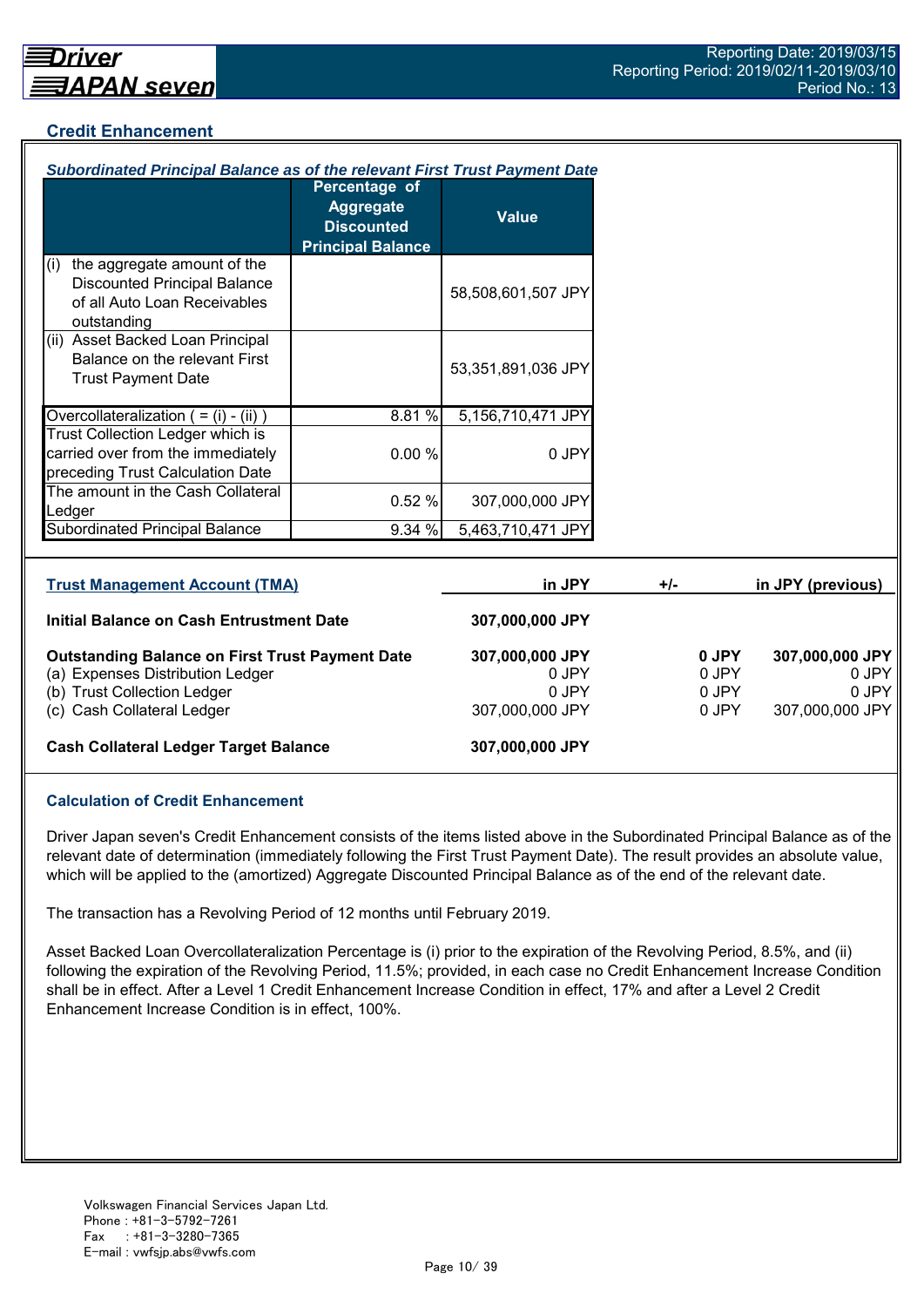## Credit Enhancement

***Subordinated Principal Balance as of the relevant First Trust Payment Date***

| | Percentage of Aggregate Discounted Principal Balance | Value |
|---|---|---|
| (i) the aggregate amount of the Discounted Principal Balance of all Auto Loan Receivables outstanding | | 58,508,601,507 JPY |
| (ii) Asset Backed Loan Principal Balance on the relevant First Trust Payment Date | | 53,351,891,036 JPY |
| Overcollateralization ( = (i) - (ii) ) | 8.81 % | 5,156,710,471 JPY |
| Trust Collection Ledger which is carried over from the immediately preceding Trust Calculation Date | 0.00 % | 0 JPY |
| The amount in the Cash Collateral Ledger | 0.52 % | 307,000,000 JPY |
| Subordinated Principal Balance | 9.34 % | 5,463,710,471 JPY |

| Trust Management Account (TMA) | in JPY | +/- | in JPY (previous) |
|---|---|---|---|
| **Initial Balance on Cash Entrustment Date** | **307,000,000 JPY** | | |
| **Outstanding Balance on First Trust Payment Date** | **307,000,000 JPY** | **0 JPY** | **307,000,000 JPY** |
| (a) Expenses Distribution Ledger | 0 JPY | 0 JPY | 0 JPY |
| (b) Trust Collection Ledger | 0 JPY | 0 JPY | 0 JPY |
| (c) Cash Collateral Ledger | 307,000,000 JPY | 0 JPY | 307,000,000 JPY |
| **Cash Collateral Ledger Target Balance** | **307,000,000 JPY** | | |

### Calculation of Credit Enhancement

Driver Japan seven's Credit Enhancement consists of the items listed above in the Subordinated Principal Balance as of the relevant date of determination (immediately following the First Trust Payment Date). The result provides an absolute value, which will be applied to the (amortized) Aggregate Discounted Principal Balance as of the end of the relevant date.

The transaction has a Revolving Period of 12 months until February 2019.

Asset Backed Loan Overcollateralization Percentage is (i) prior to the expiration of the Revolving Period, 8.5%, and (ii) following the expiration of the Revolving Period, 11.5%; provided, in each case no Credit Enhancement Increase Condition shall be in effect. After a Level 1 Credit Enhancement Increase Condition in effect, 17% and after a Level 2 Credit Enhancement Increase Condition is in effect, 100%.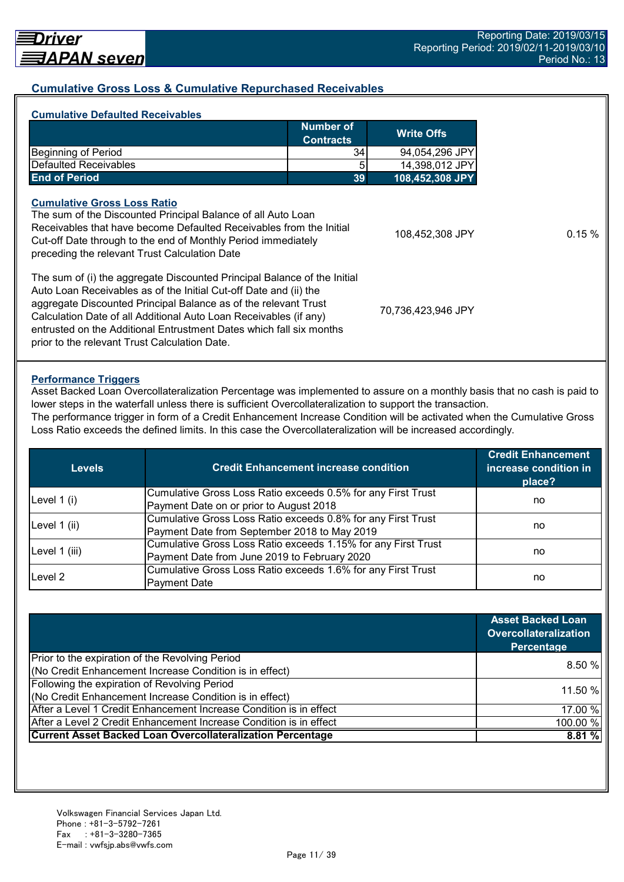## Cumulative Gross Loss & Cumulative Repurchased Receivables

### Cumulative Defaulted Receivables

| | Number of Contracts | Write Offs |
|---|---|---|
| Beginning of Period | 34 | 94,054,296 JPY |
| Defaulted Receivables | 5 | 14,398,012 JPY |
| **End of Period** | **39** | **108,452,308 JPY** |

### Cumulative Gross Loss Ratio

| | | |
|---|---|---|
| The sum of the Discounted Principal Balance of all Auto Loan Receivables that have become Defaulted Receivables from the Initial Cut-off Date through to the end of Monthly Period immediately preceding the relevant Trust Calculation Date | 108,452,308 JPY | 0.15 % |
| The sum of (i) the aggregate Discounted Principal Balance of the Initial Auto Loan Receivables as of the Initial Cut-off Date and (ii) the aggregate Discounted Principal Balance as of the relevant Trust Calculation Date of all Additional Auto Loan Receivables (if any) entrusted on the Additional Entrustment Dates which fall six months prior to the relevant Trust Calculation Date. | 70,736,423,946 JPY | |

### Performance Triggers

Asset Backed Loan Overcollateralization Percentage was implemented to assure on a monthly basis that no cash is paid to lower steps in the waterfall unless there is sufficient Overcollateralization to support the transaction.
The performance trigger in form of a Credit Enhancement Increase Condition will be activated when the Cumulative Gross Loss Ratio exceeds the defined limits. In this case the Overcollateralization will be increased accordingly.

| Levels | Credit Enhancement increase condition | Credit Enhancement increase condition in place? |
|---|---|---|
| Level 1 (i) | Cumulative Gross Loss Ratio exceeds 0.5% for any First Trust Payment Date on or prior to August 2018 | no |
| Level 1 (ii) | Cumulative Gross Loss Ratio exceeds 0.8% for any First Trust Payment Date from September 2018 to May 2019 | no |
| Level 1 (iii) | Cumulative Gross Loss Ratio exceeds 1.15% for any First Trust Payment Date from June 2019 to February 2020 | no |
| Level 2 | Cumulative Gross Loss Ratio exceeds 1.6% for any First Trust Payment Date | no |

| | Asset Backed Loan Overcollateralization Percentage |
|---|---|
| Prior to the expiration of the Revolving Period (No Credit Enhancement Increase Condition is in effect) | 8.50 % |
| Following the expiration of Revolving Period (No Credit Enhancement Increase Condition is in effect) | 11.50 % |
| After a Level 1 Credit Enhancement Increase Condition is in effect | 17.00 % |
| After a Level 2 Credit Enhancement Increase Condition is in effect | 100.00 % |
| **Current Asset Backed Loan Overcollateralization Percentage** | **8.81 %** |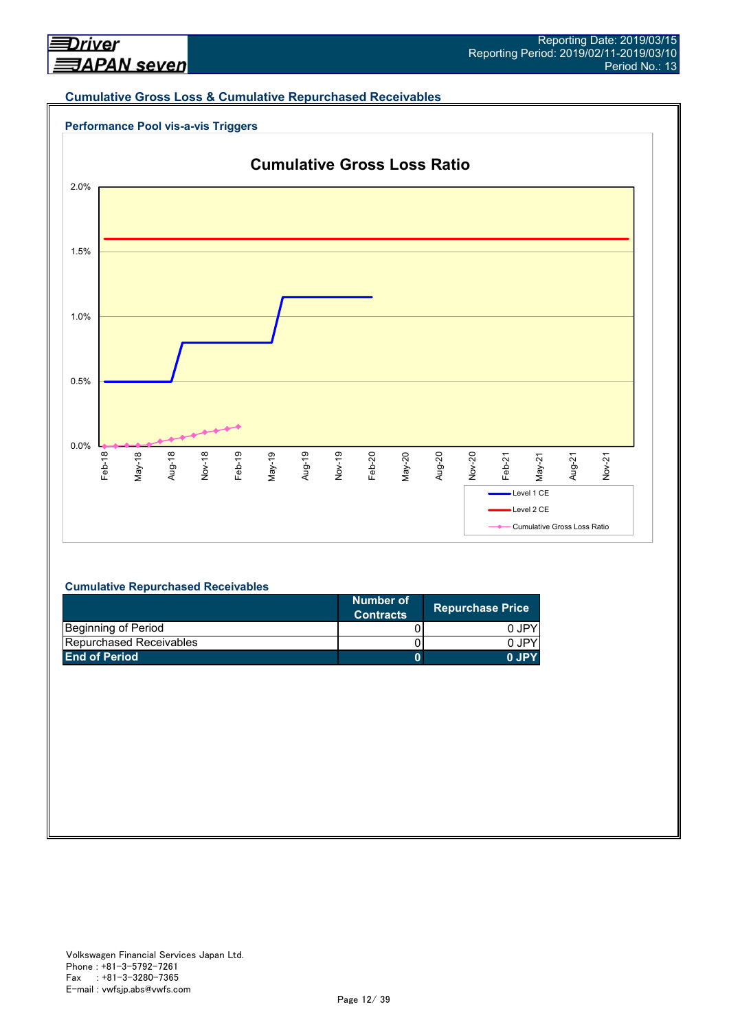## Cumulative Gross Loss & Cumulative Repurchased Receivables

### Performance Pool vis-a-vis Triggers

**Cumulative Gross Loss Ratio**

2.0%
1.5%
1.0%
0.5%
0.0%

Feb-18, May-18, Aug-18, Nov-18, Feb-19, May-19, Aug-19, Nov-19, Feb-20, May-20, Aug-20, Nov-20, Feb-21, May-21, Aug-21, Nov-21

Level 1 CE
Level 2 CE
Cumulative Gross Loss Ratio

### Cumulative Repurchased Receivables

| | Number of Contracts | Repurchase Price |
|---|---|---|
| Beginning of Period | 0 | 0 JPY |
| Repurchased Receivables | 0 | 0 JPY |
| **End of Period** | **0** | **0 JPY** |

Volkswagen Financial Services Japan Ltd.
Phone : +81-3-5792-7261
Fax : +81-3-3280-7365
E-mail : vwfsjp.abs@vwfs.com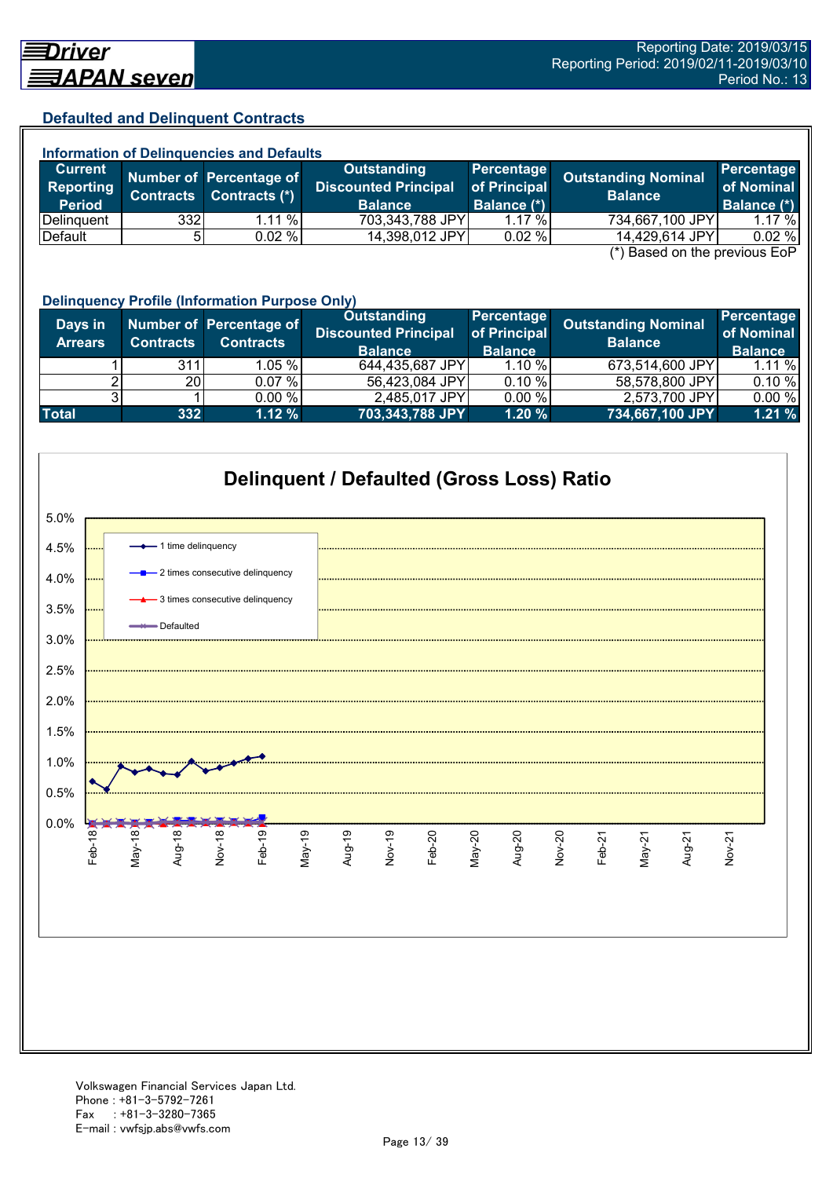## Defaulted and Delinquent Contracts

### Information of Delinquencies and Defaults

| Current Reporting Period | Number of Contracts | Percentage of Contracts (*) | Outstanding Discounted Principal Balance | Percentage of Principal Balance (*) | Outstanding Nominal Balance | Percentage of Nominal Balance (*) |
|---|---|---|---|---|---|---|
| Delinquent | 332 | 1.11 % | 703,343,788 JPY | 1.17 % | 734,667,100 JPY | 1.17 % |
| Default | 5 | 0.02 % | 14,398,012 JPY | 0.02 % | 14,429,614 JPY | 0.02 % |

(*) Based on the previous EoP

### Delinquency Profile (Information Purpose Only)

| Days in Arrears | Number of Contracts | Percentage of Contracts | Outstanding Discounted Principal Balance | Percentage of Principal Balance | Outstanding Nominal Balance | Percentage of Nominal Balance |
|---|---|---|---|---|---|---|
| 1 | 311 | 1.05 % | 644,435,687 JPY | 1.10 % | 673,514,600 JPY | 1.11 % |
| 2 | 20 | 0.07 % | 56,423,084 JPY | 0.10 % | 58,578,800 JPY | 0.10 % |
| 3 | 1 | 0.00 % | 2,485,017 JPY | 0.00 % | 2,573,700 JPY | 0.00 % |
| **Total** | **332** | **1.12 %** | **703,343,788 JPY** | **1.20 %** | **734,667,100 JPY** | **1.21 %** |

**Delinquent / Defaulted (Gross Loss) Ratio**

Legend: 1 time delinquency; 2 times consecutive delinquency; 3 times consecutive delinquency; Defaulted

Y-axis: 0.0% – 5.0%. X-axis: Feb-18, May-18, Aug-18, Nov-18, Feb-19, May-19, Aug-19, Nov-19, Feb-20, May-20, Aug-20, Nov-20, Feb-21, May-21, Aug-21, Nov-21

Volkswagen Financial Services Japan Ltd.
Phone : +81-3-5792-7261
Fax : +81-3-3280-7365
E-mail : vwfsjp.abs@vwfs.com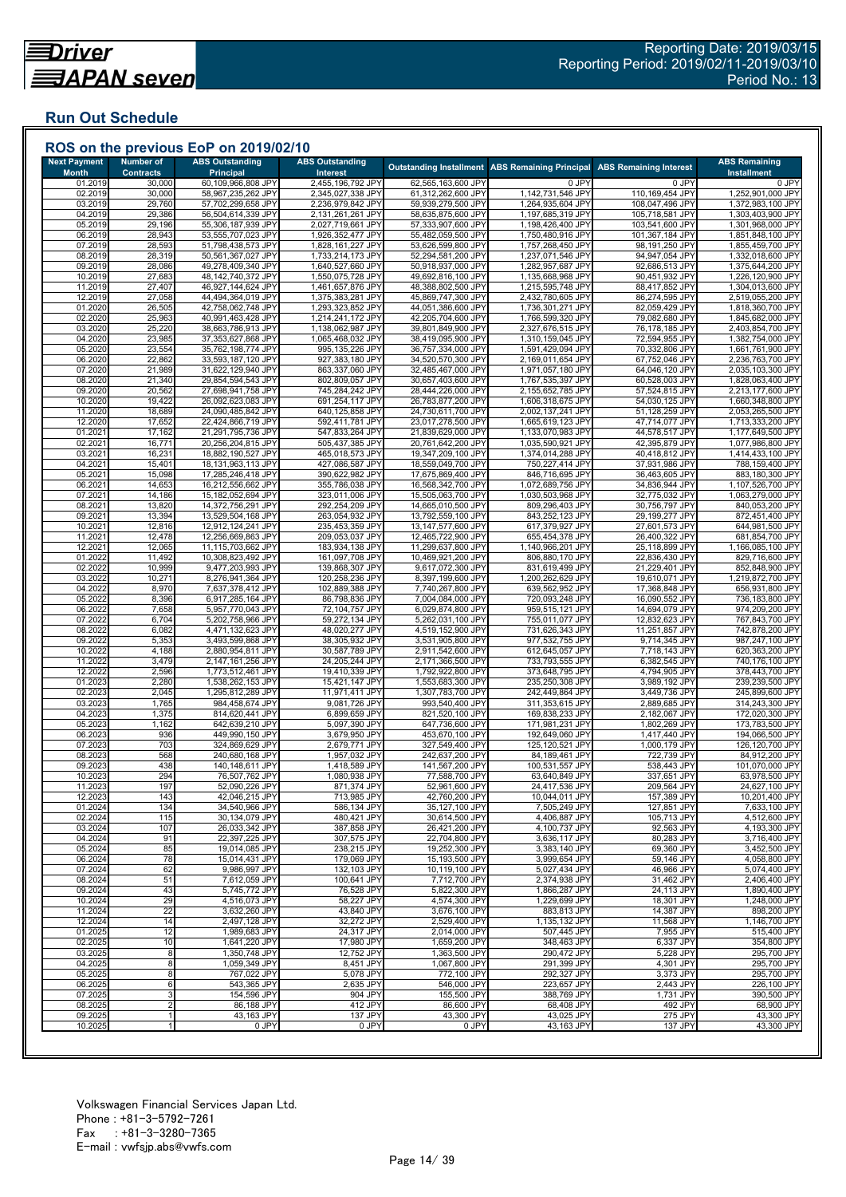Reporting Date: 2019/03/15
Reporting Period: 2019/02/11-2019/03/10
Period No.: 13

## Run Out Schedule

### ROS on the previous EoP on 2019/02/10

| Next Payment Month | Number of Contracts | ABS Outstanding Principal | ABS Outstanding Interest | Outstanding Installment | ABS Remaining Principal | ABS Remaining Interest | ABS Remaining Installment |
|---|---|---|---|---|---|---|---|
| 01.2019 | 30,000 | 60,109,966,808 JPY | 2,455,196,792 JPY | 62,565,163,600 JPY | 0 JPY | 0 JPY | 0 JPY |
| 02.2019 | 30,000 | 58,967,235,262 JPY | 2,345,027,338 JPY | 61,312,262,600 JPY | 1,142,731,546 JPY | 110,169,454 JPY | 1,252,901,000 JPY |
| 03.2019 | 29,760 | 57,702,299,658 JPY | 2,236,979,842 JPY | 59,939,279,500 JPY | 1,264,935,604 JPY | 108,047,496 JPY | 1,372,983,100 JPY |
| 04.2019 | 29,386 | 56,504,614,339 JPY | 2,131,261,261 JPY | 58,635,875,600 JPY | 1,197,685,319 JPY | 105,718,581 JPY | 1,303,403,900 JPY |
| 05.2019 | 29,196 | 55,306,187,939 JPY | 2,027,719,661 JPY | 57,333,907,600 JPY | 1,198,426,400 JPY | 103,541,600 JPY | 1,301,968,000 JPY |
| 06.2019 | 28,943 | 53,555,707,023 JPY | 1,926,352,477 JPY | 55,482,059,500 JPY | 1,750,480,916 JPY | 101,367,184 JPY | 1,851,848,100 JPY |
| 07.2019 | 28,593 | 51,798,438,573 JPY | 1,828,161,227 JPY | 53,626,599,800 JPY | 1,757,268,450 JPY | 98,191,250 JPY | 1,855,459,700 JPY |
| 08.2019 | 28,319 | 50,561,367,027 JPY | 1,733,214,173 JPY | 52,294,581,200 JPY | 1,237,071,546 JPY | 94,947,054 JPY | 1,332,018,600 JPY |
| 09.2019 | 28,086 | 49,278,409,340 JPY | 1,640,527,660 JPY | 50,918,937,000 JPY | 1,282,957,687 JPY | 92,686,513 JPY | 1,375,644,200 JPY |
| 10.2019 | 27,683 | 48,142,740,372 JPY | 1,550,075,728 JPY | 49,692,816,100 JPY | 1,135,668,968 JPY | 90,451,932 JPY | 1,226,120,900 JPY |
| 11.2019 | 27,407 | 46,927,144,624 JPY | 1,461,657,876 JPY | 48,388,802,500 JPY | 1,215,595,748 JPY | 88,417,852 JPY | 1,304,013,600 JPY |
| 12.2019 | 27,058 | 44,494,364,019 JPY | 1,375,383,281 JPY | 45,869,747,300 JPY | 2,432,780,605 JPY | 86,274,595 JPY | 2,519,055,200 JPY |
| 01.2020 | 26,505 | 42,758,062,748 JPY | 1,293,323,852 JPY | 44,051,386,600 JPY | 1,736,301,271 JPY | 82,059,429 JPY | 1,818,360,700 JPY |
| 02.2020 | 25,963 | 40,991,463,428 JPY | 1,214,241,172 JPY | 42,205,704,600 JPY | 1,766,599,320 JPY | 79,082,680 JPY | 1,845,682,000 JPY |
| 03.2020 | 25,220 | 38,663,786,913 JPY | 1,138,062,987 JPY | 39,801,849,900 JPY | 2,327,676,515 JPY | 76,178,185 JPY | 2,403,854,700 JPY |
| 04.2020 | 23,985 | 37,353,627,868 JPY | 1,065,468,032 JPY | 38,419,095,900 JPY | 1,310,159,045 JPY | 72,594,955 JPY | 1,382,754,000 JPY |
| 05.2020 | 23,554 | 35,762,198,774 JPY | 995,135,226 JPY | 36,757,334,000 JPY | 1,591,429,094 JPY | 70,332,806 JPY | 1,661,761,900 JPY |
| 06.2020 | 22,862 | 33,593,187,120 JPY | 927,383,180 JPY | 34,520,570,300 JPY | 2,169,011,654 JPY | 67,752,046 JPY | 2,236,763,700 JPY |
| 07.2020 | 21,989 | 31,622,129,940 JPY | 863,337,060 JPY | 32,485,467,000 JPY | 1,971,057,180 JPY | 64,046,120 JPY | 2,035,103,300 JPY |
| 08.2020 | 21,340 | 29,854,594,543 JPY | 802,809,057 JPY | 30,657,403,600 JPY | 1,767,535,397 JPY | 60,528,003 JPY | 1,828,063,400 JPY |
| 09.2020 | 20,562 | 27,698,941,758 JPY | 745,284,242 JPY | 28,444,226,000 JPY | 2,155,652,785 JPY | 57,524,815 JPY | 2,213,177,600 JPY |
| 10.2020 | 19,422 | 26,092,623,083 JPY | 691,254,117 JPY | 26,783,877,200 JPY | 1,606,318,675 JPY | 54,030,125 JPY | 1,660,348,800 JPY |
| 11.2020 | 18,689 | 24,090,485,842 JPY | 640,125,858 JPY | 24,730,611,700 JPY | 2,002,137,241 JPY | 51,128,259 JPY | 2,053,265,500 JPY |
| 12.2020 | 17,652 | 22,424,866,719 JPY | 592,411,781 JPY | 23,017,278,500 JPY | 1,665,619,123 JPY | 47,714,077 JPY | 1,713,333,200 JPY |
| 01.2021 | 17,162 | 21,291,795,736 JPY | 547,833,264 JPY | 21,839,629,000 JPY | 1,133,070,983 JPY | 44,578,517 JPY | 1,177,649,500 JPY |
| 02.2021 | 16,771 | 20,256,204,815 JPY | 505,437,385 JPY | 20,761,642,200 JPY | 1,035,590,921 JPY | 42,395,879 JPY | 1,077,986,800 JPY |
| 03.2021 | 16,231 | 18,882,190,527 JPY | 465,018,573 JPY | 19,347,209,100 JPY | 1,374,014,288 JPY | 40,418,812 JPY | 1,414,433,100 JPY |
| 04.2021 | 15,401 | 18,131,963,113 JPY | 427,086,587 JPY | 18,559,049,700 JPY | 750,227,414 JPY | 37,931,986 JPY | 788,159,400 JPY |
| 05.2021 | 15,098 | 17,285,246,418 JPY | 390,622,982 JPY | 17,675,869,400 JPY | 846,716,695 JPY | 36,463,605 JPY | 883,180,300 JPY |
| 06.2021 | 14,653 | 16,212,556,662 JPY | 355,786,038 JPY | 16,568,342,700 JPY | 1,072,689,756 JPY | 34,836,944 JPY | 1,107,526,700 JPY |
| 07.2021 | 14,186 | 15,182,052,694 JPY | 323,011,006 JPY | 15,505,063,700 JPY | 1,030,503,968 JPY | 32,775,032 JPY | 1,063,279,000 JPY |
| 08.2021 | 13,820 | 14,372,756,291 JPY | 292,254,209 JPY | 14,665,010,500 JPY | 809,296,403 JPY | 30,756,797 JPY | 840,053,200 JPY |
| 09.2021 | 13,394 | 13,529,504,168 JPY | 263,054,932 JPY | 13,792,559,100 JPY | 843,252,123 JPY | 29,199,277 JPY | 872,451,400 JPY |
| 10.2021 | 12,816 | 12,912,124,241 JPY | 235,453,359 JPY | 13,147,577,600 JPY | 617,379,927 JPY | 27,601,573 JPY | 644,981,500 JPY |
| 11.2021 | 12,478 | 12,256,669,863 JPY | 209,053,037 JPY | 12,465,722,900 JPY | 655,454,378 JPY | 26,400,322 JPY | 681,854,700 JPY |
| 12.2021 | 12,065 | 11,115,703,662 JPY | 183,934,138 JPY | 11,299,637,800 JPY | 1,140,966,201 JPY | 25,118,899 JPY | 1,166,085,100 JPY |
| 01.2022 | 11,492 | 10,308,823,492 JPY | 161,097,708 JPY | 10,469,921,200 JPY | 806,880,170 JPY | 22,836,430 JPY | 829,716,600 JPY |
| 02.2022 | 10,999 | 9,477,203,993 JPY | 139,868,307 JPY | 9,617,072,300 JPY | 831,619,499 JPY | 21,229,401 JPY | 852,848,900 JPY |
| 03.2022 | 10,271 | 8,276,941,364 JPY | 120,258,236 JPY | 8,397,199,600 JPY | 1,200,262,629 JPY | 19,610,071 JPY | 1,219,872,700 JPY |
| 04.2022 | 8,970 | 7,637,378,412 JPY | 102,889,388 JPY | 7,740,267,800 JPY | 639,562,952 JPY | 17,368,848 JPY | 656,931,800 JPY |
| 05.2022 | 8,396 | 6,917,285,164 JPY | 86,798,836 JPY | 7,004,084,000 JPY | 720,093,248 JPY | 16,090,552 JPY | 736,183,800 JPY |
| 06.2022 | 7,658 | 5,957,770,043 JPY | 72,104,757 JPY | 6,029,874,800 JPY | 959,515,121 JPY | 14,694,079 JPY | 974,209,200 JPY |
| 07.2022 | 6,704 | 5,202,758,966 JPY | 59,272,134 JPY | 5,262,031,100 JPY | 755,011,077 JPY | 12,832,623 JPY | 767,843,700 JPY |
| 08.2022 | 6,082 | 4,471,132,623 JPY | 48,020,277 JPY | 4,519,152,900 JPY | 731,626,343 JPY | 11,251,857 JPY | 742,878,200 JPY |
| 09.2022 | 5,353 | 3,493,599,868 JPY | 38,305,932 JPY | 3,531,905,800 JPY | 977,532,755 JPY | 9,714,345 JPY | 987,247,100 JPY |
| 10.2022 | 4,188 | 2,880,954,811 JPY | 30,587,789 JPY | 2,911,542,600 JPY | 612,645,057 JPY | 7,718,143 JPY | 620,363,200 JPY |
| 11.2022 | 3,479 | 2,147,161,256 JPY | 24,205,244 JPY | 2,171,366,500 JPY | 733,793,555 JPY | 6,382,545 JPY | 740,176,100 JPY |
| 12.2022 | 2,596 | 1,773,512,461 JPY | 19,410,339 JPY | 1,792,922,800 JPY | 373,648,795 JPY | 4,794,905 JPY | 378,443,700 JPY |
| 01.2023 | 2,280 | 1,538,262,153 JPY | 15,421,147 JPY | 1,553,683,300 JPY | 235,250,308 JPY | 3,989,192 JPY | 239,239,500 JPY |
| 02.2023 | 2,045 | 1,295,812,289 JPY | 11,971,411 JPY | 1,307,783,700 JPY | 242,449,864 JPY | 3,449,736 JPY | 245,899,600 JPY |
| 03.2023 | 1,765 | 984,458,674 JPY | 9,081,726 JPY | 993,540,400 JPY | 311,353,615 JPY | 2,889,685 JPY | 314,243,300 JPY |
| 04.2023 | 1,375 | 814,620,441 JPY | 6,899,659 JPY | 821,520,100 JPY | 169,838,233 JPY | 2,182,067 JPY | 172,020,300 JPY |
| 05.2023 | 1,162 | 642,639,210 JPY | 5,097,390 JPY | 647,736,600 JPY | 171,981,231 JPY | 1,802,269 JPY | 173,783,500 JPY |
| 06.2023 | 936 | 449,950,150 JPY | 3,679,950 JPY | 453,670,100 JPY | 192,649,060 JPY | 1,417,440 JPY | 194,066,500 JPY |
| 07.2023 | 703 | 324,869,629 JPY | 2,679,771 JPY | 327,549,400 JPY | 125,120,521 JPY | 1,000,179 JPY | 126,120,700 JPY |
| 08.2023 | 568 | 240,680,168 JPY | 1,957,032 JPY | 242,637,200 JPY | 84,189,461 JPY | 722,739 JPY | 84,912,200 JPY |
| 09.2023 | 438 | 140,148,611 JPY | 1,418,589 JPY | 141,567,200 JPY | 100,531,557 JPY | 538,443 JPY | 101,070,000 JPY |
| 10.2023 | 294 | 76,507,762 JPY | 1,080,938 JPY | 77,588,700 JPY | 63,640,849 JPY | 337,651 JPY | 63,978,500 JPY |
| 11.2023 | 197 | 52,090,226 JPY | 871,374 JPY | 52,961,600 JPY | 24,417,536 JPY | 209,564 JPY | 24,627,100 JPY |
| 12.2023 | 143 | 42,046,215 JPY | 713,985 JPY | 42,760,200 JPY | 10,044,011 JPY | 157,389 JPY | 10,201,400 JPY |
| 01.2024 | 134 | 34,540,966 JPY | 586,134 JPY | 35,127,100 JPY | 7,505,249 JPY | 127,851 JPY | 7,633,100 JPY |
| 02.2024 | 115 | 30,134,079 JPY | 480,421 JPY | 30,614,500 JPY | 4,406,887 JPY | 105,713 JPY | 4,512,600 JPY |
| 03.2024 | 107 | 26,033,342 JPY | 387,858 JPY | 26,421,200 JPY | 4,100,737 JPY | 92,563 JPY | 4,193,300 JPY |
| 04.2024 | 91 | 22,397,225 JPY | 307,575 JPY | 22,704,800 JPY | 3,636,117 JPY | 80,283 JPY | 3,716,400 JPY |
| 05.2024 | 85 | 19,014,085 JPY | 238,215 JPY | 19,252,300 JPY | 3,383,140 JPY | 69,360 JPY | 3,452,500 JPY |
| 06.2024 | 78 | 15,014,431 JPY | 179,069 JPY | 15,193,500 JPY | 3,999,654 JPY | 59,146 JPY | 4,058,800 JPY |
| 07.2024 | 62 | 9,986,997 JPY | 132,103 JPY | 10,119,100 JPY | 5,027,434 JPY | 46,966 JPY | 5,074,400 JPY |
| 08.2024 | 51 | 7,612,059 JPY | 100,641 JPY | 7,712,700 JPY | 2,374,938 JPY | 31,462 JPY | 2,406,400 JPY |
| 09.2024 | 43 | 5,745,772 JPY | 76,528 JPY | 5,822,300 JPY | 1,866,287 JPY | 24,113 JPY | 1,890,400 JPY |
| 10.2024 | 29 | 4,516,073 JPY | 58,227 JPY | 4,574,300 JPY | 1,229,699 JPY | 18,301 JPY | 1,248,000 JPY |
| 11.2024 | 22 | 3,632,260 JPY | 43,840 JPY | 3,676,100 JPY | 883,813 JPY | 14,387 JPY | 898,200 JPY |
| 12.2024 | 14 | 2,497,128 JPY | 32,272 JPY | 2,529,400 JPY | 1,135,132 JPY | 11,568 JPY | 1,146,700 JPY |
| 01.2025 | 12 | 1,989,683 JPY | 24,317 JPY | 2,014,000 JPY | 507,445 JPY | 7,955 JPY | 515,400 JPY |
| 02.2025 | 10 | 1,641,220 JPY | 17,980 JPY | 1,659,200 JPY | 348,463 JPY | 6,337 JPY | 354,800 JPY |
| 03.2025 | 8 | 1,350,748 JPY | 12,752 JPY | 1,363,500 JPY | 290,472 JPY | 5,228 JPY | 295,700 JPY |
| 04.2025 | 8 | 1,059,349 JPY | 8,451 JPY | 1,067,800 JPY | 291,399 JPY | 4,301 JPY | 295,700 JPY |
| 05.2025 | 8 | 767,022 JPY | 5,078 JPY | 772,100 JPY | 292,327 JPY | 3,373 JPY | 295,700 JPY |
| 06.2025 | 6 | 543,365 JPY | 2,635 JPY | 546,000 JPY | 223,657 JPY | 2,443 JPY | 226,100 JPY |
| 07.2025 | 3 | 154,596 JPY | 904 JPY | 155,500 JPY | 388,769 JPY | 1,731 JPY | 390,500 JPY |
| 08.2025 | 2 | 86,188 JPY | 412 JPY | 86,600 JPY | 68,408 JPY | 492 JPY | 68,900 JPY |
| 09.2025 | 1 | 43,163 JPY | 137 JPY | 43,300 JPY | 43,025 JPY | 275 JPY | 43,300 JPY |
| 10.2025 | 1 | 0 JPY | 0 JPY | 0 JPY | 43,163 JPY | 137 JPY | 43,300 JPY |

Volkswagen Financial Services Japan Ltd.
Phone : +81-3-5792-7261
Fax : +81-3-3280-7365
E-mail : vwfsjp.abs@vwfs.com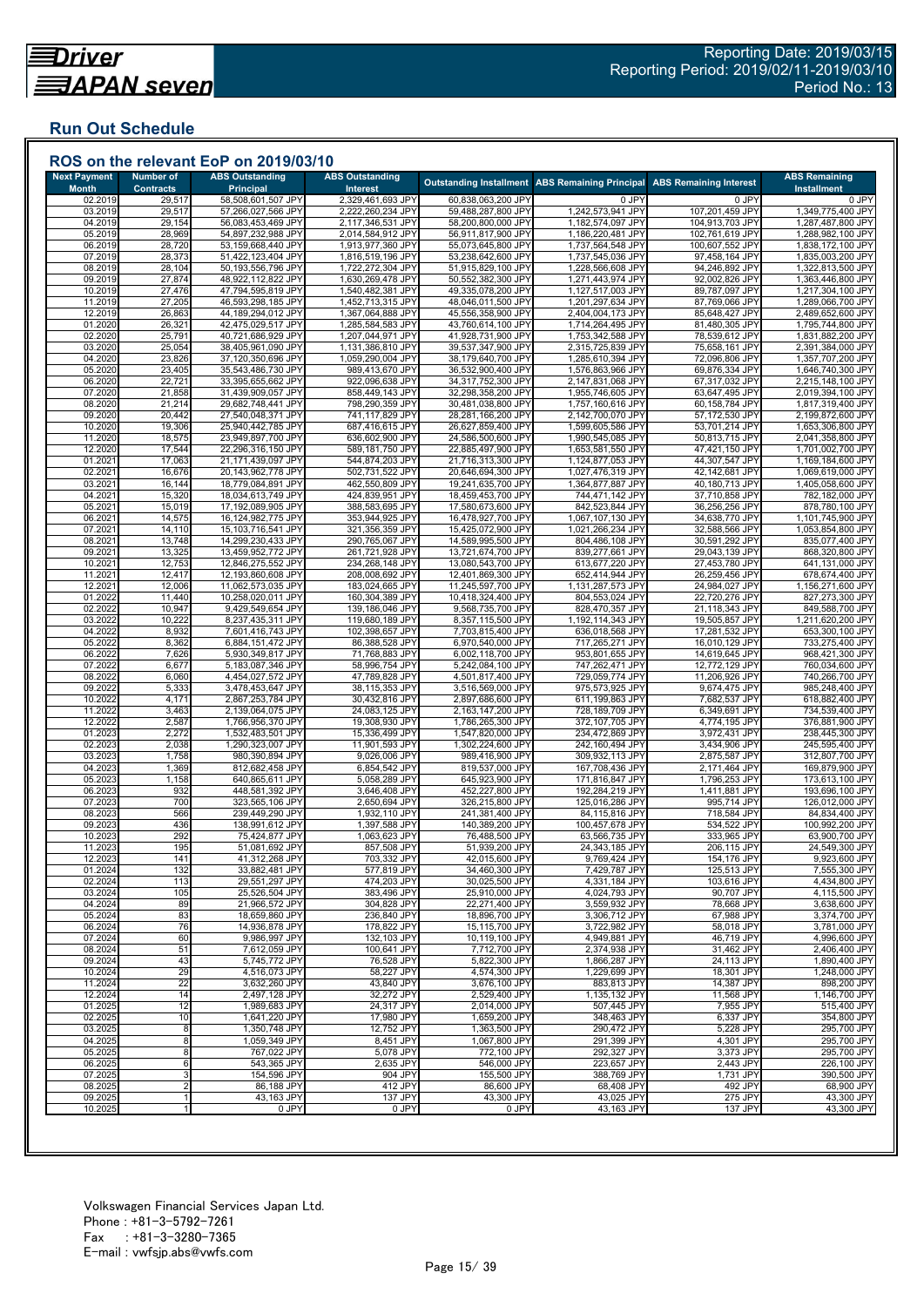Reporting Date: 2019/03/15
Reporting Period: 2019/02/11-2019/03/10
Period No.: 13

## Run Out Schedule

### ROS on the relevant EoP on 2019/03/10

| Next Payment Month | Number of Contracts | ABS Outstanding Principal | ABS Outstanding Interest | Outstanding Installment | ABS Remaining Principal | ABS Remaining Interest | ABS Remaining Installment |
|---|---|---|---|---|---|---|---|
| 02.2019 | 29,517 | 58,508,601,507 JPY | 2,329,461,693 JPY | 60,838,063,200 JPY | 0 JPY | 0 JPY | 0 JPY |
| 03.2019 | 29,517 | 57,266,027,566 JPY | 2,222,260,234 JPY | 59,488,287,800 JPY | 1,242,573,941 JPY | 107,201,459 JPY | 1,349,775,400 JPY |
| 04.2019 | 29,154 | 56,083,453,469 JPY | 2,117,346,531 JPY | 58,200,800,000 JPY | 1,182,574,097 JPY | 104,913,703 JPY | 1,287,487,800 JPY |
| 05.2019 | 28,969 | 54,897,232,988 JPY | 2,014,584,912 JPY | 56,911,817,900 JPY | 1,186,220,481 JPY | 102,761,619 JPY | 1,288,982,100 JPY |
| 06.2019 | 28,720 | 53,159,668,440 JPY | 1,913,977,360 JPY | 55,073,645,800 JPY | 1,737,564,548 JPY | 100,607,552 JPY | 1,838,172,100 JPY |
| 07.2019 | 28,373 | 51,422,123,404 JPY | 1,816,519,196 JPY | 53,238,642,600 JPY | 1,737,545,036 JPY | 97,458,164 JPY | 1,835,003,200 JPY |
| 08.2019 | 28,104 | 50,193,556,796 JPY | 1,722,272,304 JPY | 51,915,829,100 JPY | 1,228,566,608 JPY | 94,246,892 JPY | 1,322,813,500 JPY |
| 09.2019 | 27,874 | 48,922,112,822 JPY | 1,630,269,478 JPY | 50,552,382,300 JPY | 1,271,443,974 JPY | 92,002,826 JPY | 1,363,446,800 JPY |
| 10.2019 | 27,476 | 47,794,595,819 JPY | 1,540,482,381 JPY | 49,335,078,200 JPY | 1,127,517,003 JPY | 89,787,097 JPY | 1,217,304,100 JPY |
| 11.2019 | 27,205 | 46,593,298,185 JPY | 1,452,713,315 JPY | 48,046,011,500 JPY | 1,201,297,634 JPY | 87,769,066 JPY | 1,289,066,700 JPY |
| 12.2019 | 26,863 | 44,189,294,012 JPY | 1,367,064,888 JPY | 45,556,358,900 JPY | 2,404,004,173 JPY | 85,648,427 JPY | 2,489,652,600 JPY |
| 01.2020 | 26,321 | 42,475,029,517 JPY | 1,285,584,583 JPY | 43,760,614,100 JPY | 1,714,264,495 JPY | 81,480,305 JPY | 1,795,744,800 JPY |
| 02.2020 | 25,791 | 40,721,686,929 JPY | 1,207,044,971 JPY | 41,928,731,900 JPY | 1,753,342,588 JPY | 78,539,612 JPY | 1,831,882,200 JPY |
| 03.2020 | 25,054 | 38,405,961,090 JPY | 1,131,386,810 JPY | 39,537,347,900 JPY | 2,315,725,839 JPY | 75,658,161 JPY | 2,391,384,000 JPY |
| 04.2020 | 23,826 | 37,120,350,696 JPY | 1,059,290,004 JPY | 38,179,640,700 JPY | 1,285,610,394 JPY | 72,096,806 JPY | 1,357,707,200 JPY |
| 05.2020 | 23,405 | 35,543,486,730 JPY | 989,413,670 JPY | 36,532,900,400 JPY | 1,576,863,966 JPY | 69,876,334 JPY | 1,646,740,300 JPY |
| 06.2020 | 22,721 | 33,395,655,662 JPY | 922,096,638 JPY | 34,317,752,300 JPY | 2,147,831,068 JPY | 67,317,032 JPY | 2,215,148,100 JPY |
| 07.2020 | 21,858 | 31,439,909,057 JPY | 858,449,143 JPY | 32,298,358,200 JPY | 1,955,746,605 JPY | 63,647,495 JPY | 2,019,394,100 JPY |
| 08.2020 | 21,214 | 29,682,748,441 JPY | 798,290,359 JPY | 30,481,038,800 JPY | 1,757,160,616 JPY | 60,158,784 JPY | 1,817,319,400 JPY |
| 09.2020 | 20,442 | 27,540,048,371 JPY | 741,117,829 JPY | 28,281,166,200 JPY | 2,142,700,070 JPY | 57,172,530 JPY | 2,199,872,600 JPY |
| 10.2020 | 19,306 | 25,940,442,785 JPY | 687,416,615 JPY | 26,627,859,400 JPY | 1,599,605,586 JPY | 53,701,214 JPY | 1,653,306,800 JPY |
| 11.2020 | 18,575 | 23,949,897,700 JPY | 636,602,900 JPY | 24,586,500,600 JPY | 1,990,545,085 JPY | 50,813,715 JPY | 2,041,358,800 JPY |
| 12.2020 | 17,544 | 22,296,316,150 JPY | 589,181,750 JPY | 22,885,497,900 JPY | 1,653,581,550 JPY | 47,421,150 JPY | 1,701,002,700 JPY |
| 01.2021 | 17,063 | 21,171,439,097 JPY | 544,874,203 JPY | 21,716,313,300 JPY | 1,124,877,053 JPY | 44,307,547 JPY | 1,169,184,600 JPY |
| 02.2021 | 16,676 | 20,143,962,778 JPY | 502,731,522 JPY | 20,646,694,300 JPY | 1,027,476,319 JPY | 42,142,681 JPY | 1,069,619,000 JPY |
| 03.2021 | 16,144 | 18,779,084,891 JPY | 462,550,809 JPY | 19,241,635,700 JPY | 1,364,877,887 JPY | 40,180,713 JPY | 1,405,058,600 JPY |
| 04.2021 | 15,320 | 18,034,613,749 JPY | 424,839,951 JPY | 18,459,453,700 JPY | 744,471,142 JPY | 37,710,858 JPY | 782,182,000 JPY |
| 05.2021 | 15,019 | 17,192,089,905 JPY | 388,583,695 JPY | 17,580,673,600 JPY | 842,523,844 JPY | 36,256,256 JPY | 878,780,100 JPY |
| 06.2021 | 14,575 | 16,124,982,775 JPY | 353,944,925 JPY | 16,478,927,700 JPY | 1,067,107,130 JPY | 34,638,770 JPY | 1,101,745,900 JPY |
| 07.2021 | 14,110 | 15,103,716,541 JPY | 321,356,359 JPY | 15,425,072,900 JPY | 1,021,266,234 JPY | 32,588,566 JPY | 1,053,854,800 JPY |
| 08.2021 | 13,748 | 14,299,230,433 JPY | 290,765,067 JPY | 14,589,995,500 JPY | 804,486,108 JPY | 30,591,292 JPY | 835,077,400 JPY |
| 09.2021 | 13,325 | 13,459,952,772 JPY | 261,721,928 JPY | 13,721,674,700 JPY | 839,277,661 JPY | 29,043,139 JPY | 868,320,800 JPY |
| 10.2021 | 12,753 | 12,846,275,552 JPY | 234,268,148 JPY | 13,080,543,700 JPY | 613,677,220 JPY | 27,453,780 JPY | 641,131,000 JPY |
| 11.2021 | 12,417 | 12,193,860,608 JPY | 208,008,692 JPY | 12,401,869,300 JPY | 652,414,944 JPY | 26,259,456 JPY | 678,674,400 JPY |
| 12.2021 | 12,006 | 11,062,573,035 JPY | 183,024,665 JPY | 11,245,597,700 JPY | 1,131,287,573 JPY | 24,984,027 JPY | 1,156,271,600 JPY |
| 01.2022 | 11,440 | 10,258,020,011 JPY | 160,304,389 JPY | 10,418,324,400 JPY | 804,553,024 JPY | 22,720,276 JPY | 827,273,300 JPY |
| 02.2022 | 10,947 | 9,429,549,654 JPY | 139,186,046 JPY | 9,568,735,700 JPY | 828,470,357 JPY | 21,118,343 JPY | 849,588,700 JPY |
| 03.2022 | 10,222 | 8,237,435,311 JPY | 119,680,189 JPY | 8,357,115,500 JPY | 1,192,114,343 JPY | 19,505,857 JPY | 1,211,620,200 JPY |
| 04.2022 | 8,932 | 7,601,416,743 JPY | 102,398,657 JPY | 7,703,815,400 JPY | 636,018,568 JPY | 17,281,532 JPY | 653,300,100 JPY |
| 05.2022 | 8,362 | 6,884,151,472 JPY | 86,388,528 JPY | 6,970,540,000 JPY | 717,265,271 JPY | 16,010,129 JPY | 733,275,400 JPY |
| 06.2022 | 7,626 | 5,930,349,817 JPY | 71,768,883 JPY | 6,002,118,700 JPY | 953,801,655 JPY | 14,619,645 JPY | 968,421,300 JPY |
| 07.2022 | 6,677 | 5,183,087,346 JPY | 58,996,754 JPY | 5,242,084,100 JPY | 747,262,471 JPY | 12,772,129 JPY | 760,034,600 JPY |
| 08.2022 | 6,060 | 4,454,027,572 JPY | 47,789,828 JPY | 4,501,817,400 JPY | 729,059,774 JPY | 11,206,926 JPY | 740,266,700 JPY |
| 09.2022 | 5,333 | 3,478,453,647 JPY | 38,115,353 JPY | 3,516,569,000 JPY | 975,573,925 JPY | 9,674,475 JPY | 985,248,400 JPY |
| 10.2022 | 4,171 | 2,867,253,784 JPY | 30,432,816 JPY | 2,897,686,600 JPY | 611,199,863 JPY | 7,682,537 JPY | 618,882,400 JPY |
| 11.2022 | 3,463 | 2,139,064,075 JPY | 24,083,125 JPY | 2,163,147,200 JPY | 728,189,709 JPY | 6,349,691 JPY | 734,539,400 JPY |
| 12.2022 | 2,587 | 1,766,956,370 JPY | 19,308,930 JPY | 1,786,265,300 JPY | 372,107,705 JPY | 4,774,195 JPY | 376,881,900 JPY |
| 01.2023 | 2,272 | 1,532,483,501 JPY | 15,336,499 JPY | 1,547,820,000 JPY | 234,472,869 JPY | 3,972,431 JPY | 238,445,300 JPY |
| 02.2023 | 2,038 | 1,290,323,007 JPY | 11,901,593 JPY | 1,302,224,600 JPY | 242,160,494 JPY | 3,434,906 JPY | 245,595,400 JPY |
| 03.2023 | 1,758 | 980,390,894 JPY | 9,026,006 JPY | 989,416,900 JPY | 309,932,113 JPY | 2,875,587 JPY | 312,807,700 JPY |
| 04.2023 | 1,369 | 812,682,458 JPY | 6,854,542 JPY | 819,537,000 JPY | 167,708,436 JPY | 2,171,464 JPY | 169,879,900 JPY |
| 05.2023 | 1,158 | 640,865,611 JPY | 5,058,289 JPY | 645,923,900 JPY | 171,816,847 JPY | 1,796,253 JPY | 173,613,100 JPY |
| 06.2023 | 932 | 448,581,392 JPY | 3,646,408 JPY | 452,227,800 JPY | 192,284,219 JPY | 1,411,881 JPY | 193,696,100 JPY |
| 07.2023 | 700 | 323,565,106 JPY | 2,650,694 JPY | 326,215,800 JPY | 125,016,286 JPY | 995,714 JPY | 126,012,000 JPY |
| 08.2023 | 566 | 239,449,290 JPY | 1,932,110 JPY | 241,381,400 JPY | 84,115,816 JPY | 718,584 JPY | 84,834,400 JPY |
| 09.2023 | 436 | 138,991,612 JPY | 1,397,588 JPY | 140,389,200 JPY | 100,457,678 JPY | 534,522 JPY | 100,992,200 JPY |
| 10.2023 | 292 | 75,424,877 JPY | 1,063,623 JPY | 76,488,500 JPY | 63,566,735 JPY | 333,965 JPY | 63,900,700 JPY |
| 11.2023 | 195 | 51,081,692 JPY | 857,508 JPY | 51,939,200 JPY | 24,343,185 JPY | 206,115 JPY | 24,549,300 JPY |
| 12.2023 | 141 | 41,312,268 JPY | 703,332 JPY | 42,015,600 JPY | 9,769,424 JPY | 154,176 JPY | 9,923,600 JPY |
| 01.2024 | 132 | 33,882,481 JPY | 577,819 JPY | 34,460,300 JPY | 7,429,787 JPY | 125,513 JPY | 7,555,300 JPY |
| 02.2024 | 113 | 29,551,297 JPY | 474,203 JPY | 30,025,500 JPY | 4,331,184 JPY | 103,616 JPY | 4,434,800 JPY |
| 03.2024 | 105 | 25,526,504 JPY | 383,496 JPY | 25,910,000 JPY | 4,024,793 JPY | 90,707 JPY | 4,115,500 JPY |
| 04.2024 | 89 | 21,966,572 JPY | 304,828 JPY | 22,271,400 JPY | 3,559,932 JPY | 78,668 JPY | 3,638,600 JPY |
| 05.2024 | 83 | 18,659,860 JPY | 236,840 JPY | 18,896,700 JPY | 3,306,712 JPY | 67,988 JPY | 3,374,700 JPY |
| 06.2024 | 76 | 14,936,878 JPY | 178,822 JPY | 15,115,700 JPY | 3,722,982 JPY | 58,018 JPY | 3,781,000 JPY |
| 07.2024 | 60 | 9,986,997 JPY | 132,103 JPY | 10,119,100 JPY | 4,949,881 JPY | 46,719 JPY | 4,996,600 JPY |
| 08.2024 | 51 | 7,612,059 JPY | 100,641 JPY | 7,712,700 JPY | 2,374,938 JPY | 31,462 JPY | 2,406,400 JPY |
| 09.2024 | 43 | 5,745,772 JPY | 76,528 JPY | 5,822,300 JPY | 1,866,287 JPY | 24,113 JPY | 1,890,400 JPY |
| 10.2024 | 29 | 4,516,073 JPY | 58,227 JPY | 4,574,300 JPY | 1,229,699 JPY | 18,301 JPY | 1,248,000 JPY |
| 11.2024 | 22 | 3,632,260 JPY | 43,840 JPY | 3,676,100 JPY | 883,813 JPY | 14,387 JPY | 898,200 JPY |
| 12.2024 | 14 | 2,497,128 JPY | 32,272 JPY | 2,529,400 JPY | 1,135,132 JPY | 11,568 JPY | 1,146,700 JPY |
| 01.2025 | 12 | 1,989,683 JPY | 24,317 JPY | 2,014,000 JPY | 507,445 JPY | 7,955 JPY | 515,400 JPY |
| 02.2025 | 10 | 1,641,220 JPY | 17,980 JPY | 1,659,200 JPY | 348,463 JPY | 6,337 JPY | 354,800 JPY |
| 03.2025 | 8 | 1,350,748 JPY | 12,752 JPY | 1,363,500 JPY | 290,472 JPY | 5,228 JPY | 295,700 JPY |
| 04.2025 | 8 | 1,059,349 JPY | 8,451 JPY | 1,067,800 JPY | 291,399 JPY | 4,301 JPY | 295,700 JPY |
| 05.2025 | 8 | 767,022 JPY | 5,078 JPY | 772,100 JPY | 292,327 JPY | 3,373 JPY | 295,700 JPY |
| 06.2025 | 6 | 543,365 JPY | 2,635 JPY | 546,000 JPY | 223,657 JPY | 2,443 JPY | 226,100 JPY |
| 07.2025 | 3 | 154,596 JPY | 904 JPY | 155,500 JPY | 388,769 JPY | 1,731 JPY | 390,500 JPY |
| 08.2025 | 2 | 86,188 JPY | 412 JPY | 86,600 JPY | 68,408 JPY | 492 JPY | 68,900 JPY |
| 09.2025 | 1 | 43,163 JPY | 137 JPY | 43,300 JPY | 43,025 JPY | 275 JPY | 43,300 JPY |
| 10.2025 | 1 | 0 JPY | 0 JPY | 0 JPY | 43,163 JPY | 137 JPY | 43,300 JPY |

Volkswagen Financial Services Japan Ltd.
Phone : +81-3-5792-7261
Fax : +81-3-3280-7365
E-mail : vwfsjp.abs@vwfs.com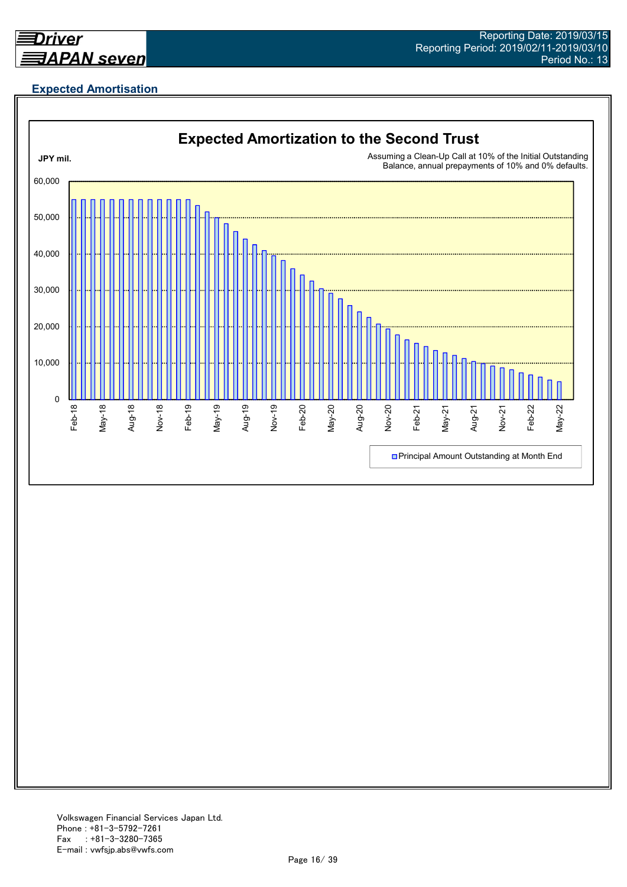## Expected Amortisation

**Expected Amortization to the Second Trust**

JPY mil.

Assuming a Clean-Up Call at 10% of the Initial Outstanding Balance, annual prepayments of 10% and 0% defaults.

Principal Amount Outstanding at Month End

Volkswagen Financial Services Japan Ltd.
Phone : +81-3-5792-7261
Fax : +81-3-3280-7365
E-mail : vwfsjp.abs@vwfs.com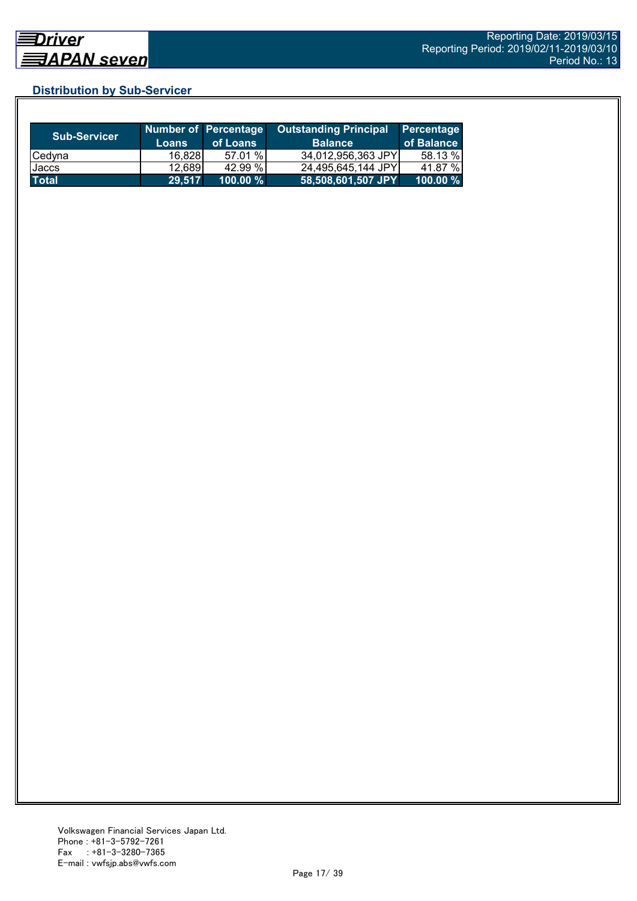## Distribution by Sub-Servicer

| Sub-Servicer | Number of Loans | Percentage of Loans | Outstanding Principal Balance | Percentage of Balance |
|---|---|---|---|---|
| Cedyna | 16,828 | 57.01 % | 34,012,956,363 JPY | 58.13 % |
| Jaccs | 12,689 | 42.99 % | 24,495,645,144 JPY | 41.87 % |
| **Total** | **29,517** | **100.00 %** | **58,508,601,507 JPY** | **100.00 %** |

Volkswagen Financial Services Japan Ltd.
Phone : +81-3-5792-7261
Fax : +81-3-3280-7365
E-mail : vwfsjp.abs@vwfs.com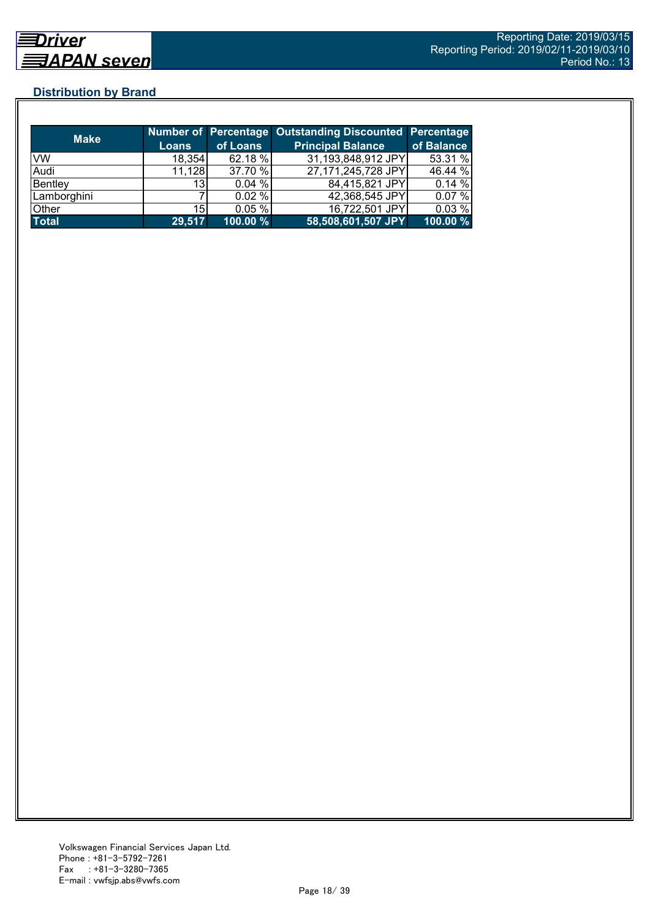## Distribution by Brand

| Make | Number of Loans | Percentage of Loans | Outstanding Discounted Principal Balance | Percentage of Balance |
|---|---|---|---|---|
| VW | 18,354 | 62.18 % | 31,193,848,912 JPY | 53.31 % |
| Audi | 11,128 | 37.70 % | 27,171,245,728 JPY | 46.44 % |
| Bentley | 13 | 0.04 % | 84,415,821 JPY | 0.14 % |
| Lamborghini | 7 | 0.02 % | 42,368,545 JPY | 0.07 % |
| Other | 15 | 0.05 % | 16,722,501 JPY | 0.03 % |
| **Total** | **29,517** | **100.00 %** | **58,508,601,507 JPY** | **100.00 %** |

Volkswagen Financial Services Japan Ltd.
Phone : +81-3-5792-7261
Fax : +81-3-3280-7365
E-mail : vwfsjp.abs@vwfs.com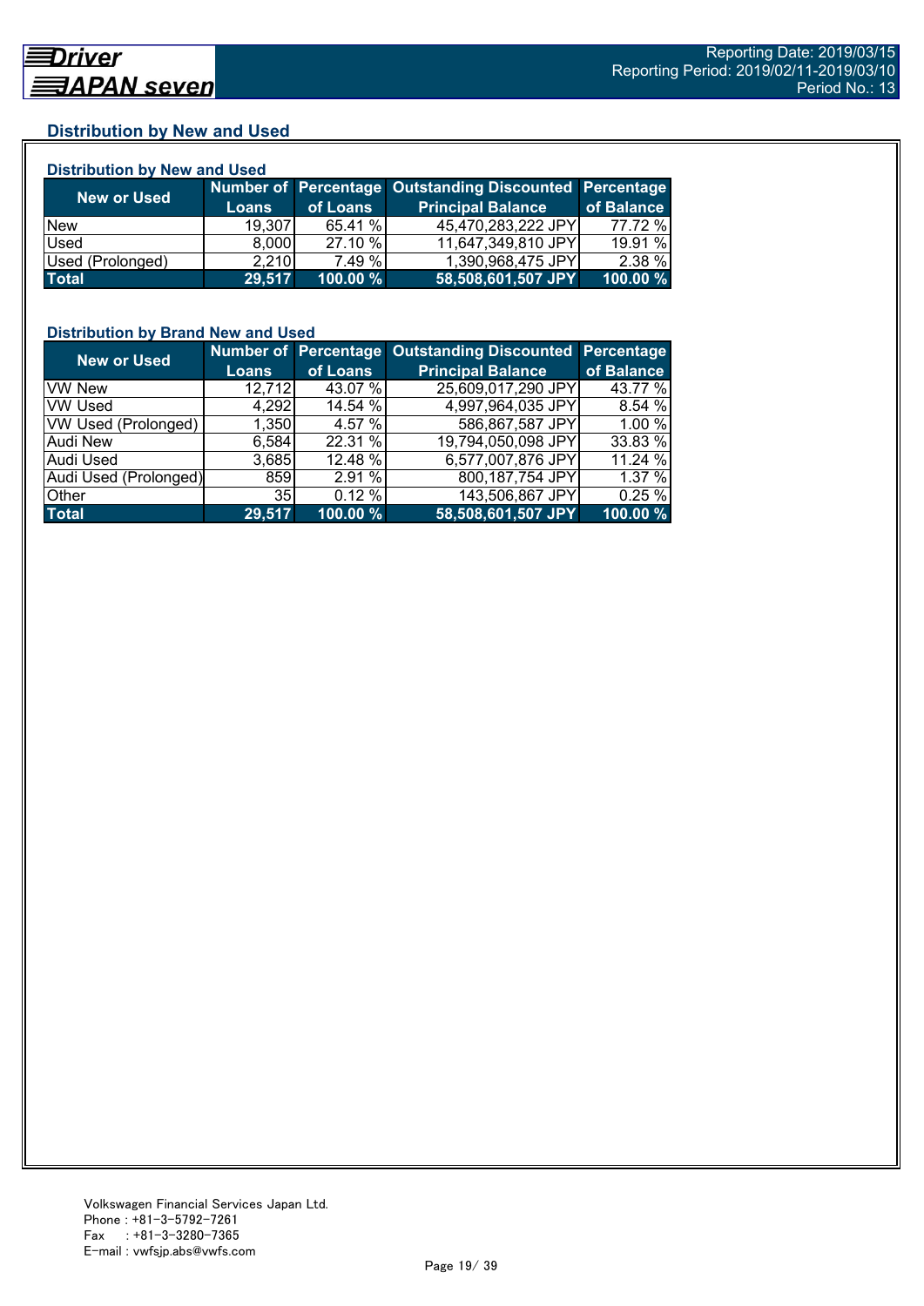## Distribution by New and Used

### Distribution by New and Used

| New or Used | Number of Loans | Percentage of Loans | Outstanding Discounted Principal Balance | Percentage of Balance |
|---|---|---|---|---|
| New | 19,307 | 65.41 % | 45,470,283,222 JPY | 77.72 % |
| Used | 8,000 | 27.10 % | 11,647,349,810 JPY | 19.91 % |
| Used (Prolonged) | 2,210 | 7.49 % | 1,390,968,475 JPY | 2.38 % |
| **Total** | **29,517** | **100.00 %** | **58,508,601,507 JPY** | **100.00 %** |

### Distribution by Brand New and Used

| New or Used | Number of Loans | Percentage of Loans | Outstanding Discounted Principal Balance | Percentage of Balance |
|---|---|---|---|---|
| VW New | 12,712 | 43.07 % | 25,609,017,290 JPY | 43.77 % |
| VW Used | 4,292 | 14.54 % | 4,997,964,035 JPY | 8.54 % |
| VW Used (Prolonged) | 1,350 | 4.57 % | 586,867,587 JPY | 1.00 % |
| Audi New | 6,584 | 22.31 % | 19,794,050,098 JPY | 33.83 % |
| Audi Used | 3,685 | 12.48 % | 6,577,007,876 JPY | 11.24 % |
| Audi Used (Prolonged) | 859 | 2.91 % | 800,187,754 JPY | 1.37 % |
| Other | 35 | 0.12 % | 143,506,867 JPY | 0.25 % |
| **Total** | **29,517** | **100.00 %** | **58,508,601,507 JPY** | **100.00 %** |

Volkswagen Financial Services Japan Ltd.
Phone : +81-3-5792-7261
Fax : +81-3-3280-7365
E-mail : vwfsjp.abs@vwfs.com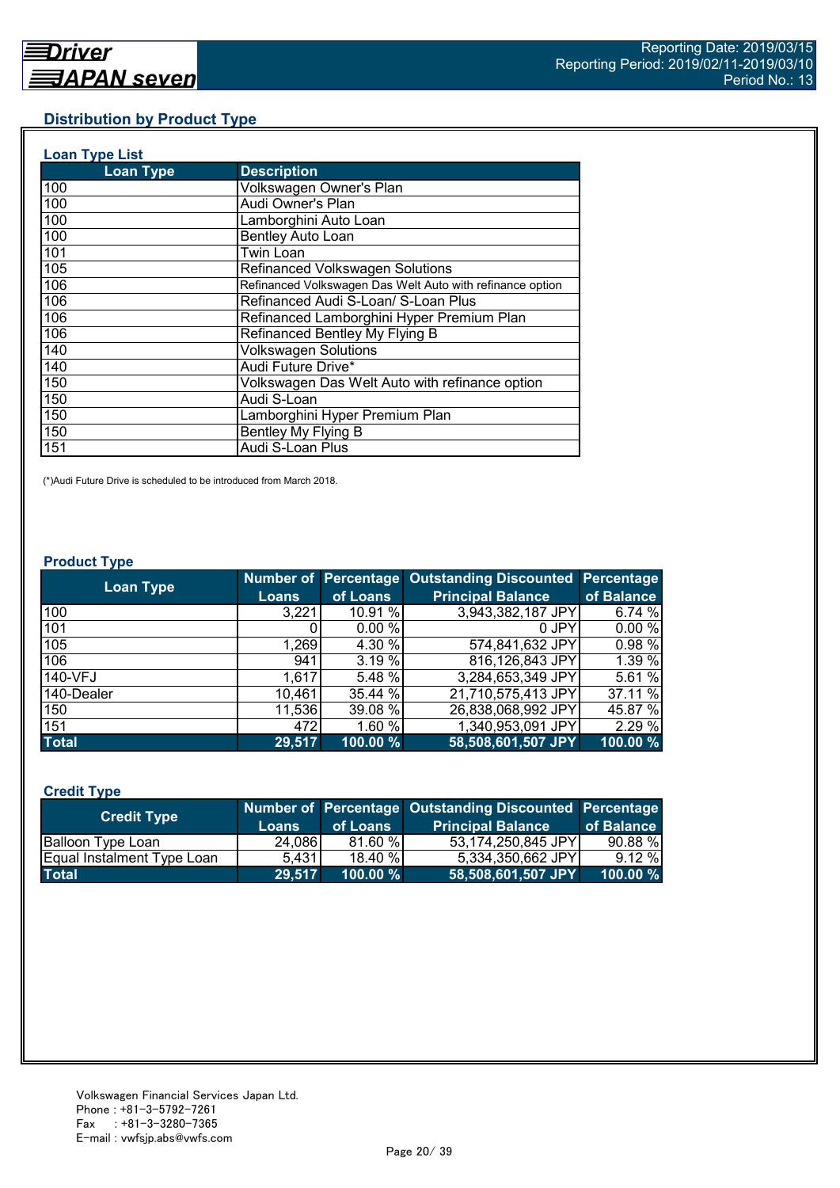## Distribution by Product Type

### Loan Type List

| Loan Type | Description |
|---|---|
| 100 | Volkswagen Owner's Plan |
| 100 | Audi Owner's Plan |
| 100 | Lamborghini Auto Loan |
| 100 | Bentley Auto Loan |
| 101 | Twin Loan |
| 105 | Refinanced Volkswagen Solutions |
| 106 | Refinanced Volkswagen Das Welt Auto with refinance option |
| 106 | Refinanced Audi S-Loan/ S-Loan Plus |
| 106 | Refinanced Lamborghini Hyper Premium Plan |
| 106 | Refinanced Bentley My Flying B |
| 140 | Volkswagen Solutions |
| 140 | Audi Future Drive* |
| 150 | Volkswagen Das Welt Auto with refinance option |
| 150 | Audi S-Loan |
| 150 | Lamborghini Hyper Premium Plan |
| 150 | Bentley My Flying B |
| 151 | Audi S-Loan Plus |

(*)Audi Future Drive is scheduled to be introduced from March 2018.

### Product Type

| Loan Type | Number of Loans | Percentage of Loans | Outstanding Discounted Principal Balance | Percentage of Balance |
|---|---|---|---|---|
| 100 | 3,221 | 10.91 % | 3,943,382,187 JPY | 6.74 % |
| 101 | 0 | 0.00 % | 0 JPY | 0.00 % |
| 105 | 1,269 | 4.30 % | 574,841,632 JPY | 0.98 % |
| 106 | 941 | 3.19 % | 816,126,843 JPY | 1.39 % |
| 140-VFJ | 1,617 | 5.48 % | 3,284,653,349 JPY | 5.61 % |
| 140-Dealer | 10,461 | 35.44 % | 21,710,575,413 JPY | 37.11 % |
| 150 | 11,536 | 39.08 % | 26,838,068,992 JPY | 45.87 % |
| 151 | 472 | 1.60 % | 1,340,953,091 JPY | 2.29 % |
| **Total** | **29,517** | **100.00 %** | **58,508,601,507 JPY** | **100.00 %** |

### Credit Type

| Credit Type | Number of Loans | Percentage of Loans | Outstanding Discounted Principal Balance | Percentage of Balance |
|---|---|---|---|---|
| Balloon Type Loan | 24,086 | 81.60 % | 53,174,250,845 JPY | 90.88 % |
| Equal Instalment Type Loan | 5,431 | 18.40 % | 5,334,350,662 JPY | 9.12 % |
| **Total** | **29,517** | **100.00 %** | **58,508,601,507 JPY** | **100.00 %** |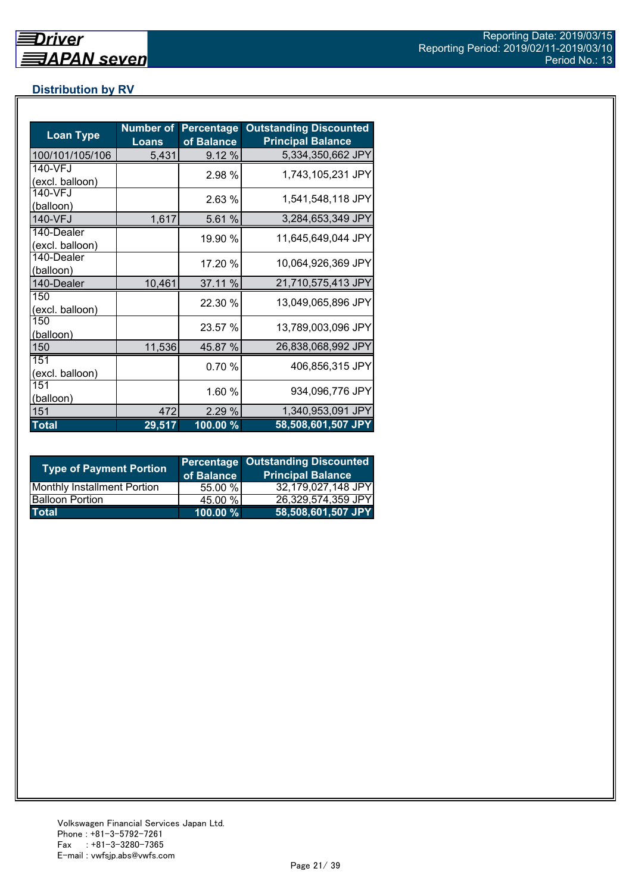## Distribution by RV

| Loan Type | Number of Loans | Percentage of Balance | Outstanding Discounted Principal Balance |
|---|---|---|---|
| 100/101/105/106 | 5,431 | 9.12 % | 5,334,350,662 JPY |
| 140-VFJ (excl. balloon) | | 2.98 % | 1,743,105,231 JPY |
| 140-VFJ (balloon) | | 2.63 % | 1,541,548,118 JPY |
| 140-VFJ | 1,617 | 5.61 % | 3,284,653,349 JPY |
| 140-Dealer (excl. balloon) | | 19.90 % | 11,645,649,044 JPY |
| 140-Dealer (balloon) | | 17.20 % | 10,064,926,369 JPY |
| 140-Dealer | 10,461 | 37.11 % | 21,710,575,413 JPY |
| 150 (excl. balloon) | | 22.30 % | 13,049,065,896 JPY |
| 150 (balloon) | | 23.57 % | 13,789,003,096 JPY |
| 150 | 11,536 | 45.87 % | 26,838,068,992 JPY |
| 151 (excl. balloon) | | 0.70 % | 406,856,315 JPY |
| 151 (balloon) | | 1.60 % | 934,096,776 JPY |
| 151 | 472 | 2.29 % | 1,340,953,091 JPY |
| **Total** | **29,517** | **100.00 %** | **58,508,601,507 JPY** |

| Type of Payment Portion | Percentage of Balance | Outstanding Discounted Principal Balance |
|---|---|---|
| Monthly Installment Portion | 55.00 % | 32,179,027,148 JPY |
| Balloon Portion | 45.00 % | 26,329,574,359 JPY |
| **Total** | **100.00 %** | **58,508,601,507 JPY** |

Volkswagen Financial Services Japan Ltd.
Phone : +81-3-5792-7261
Fax : +81-3-3280-7365
E-mail : vwfsjp.abs@vwfs.com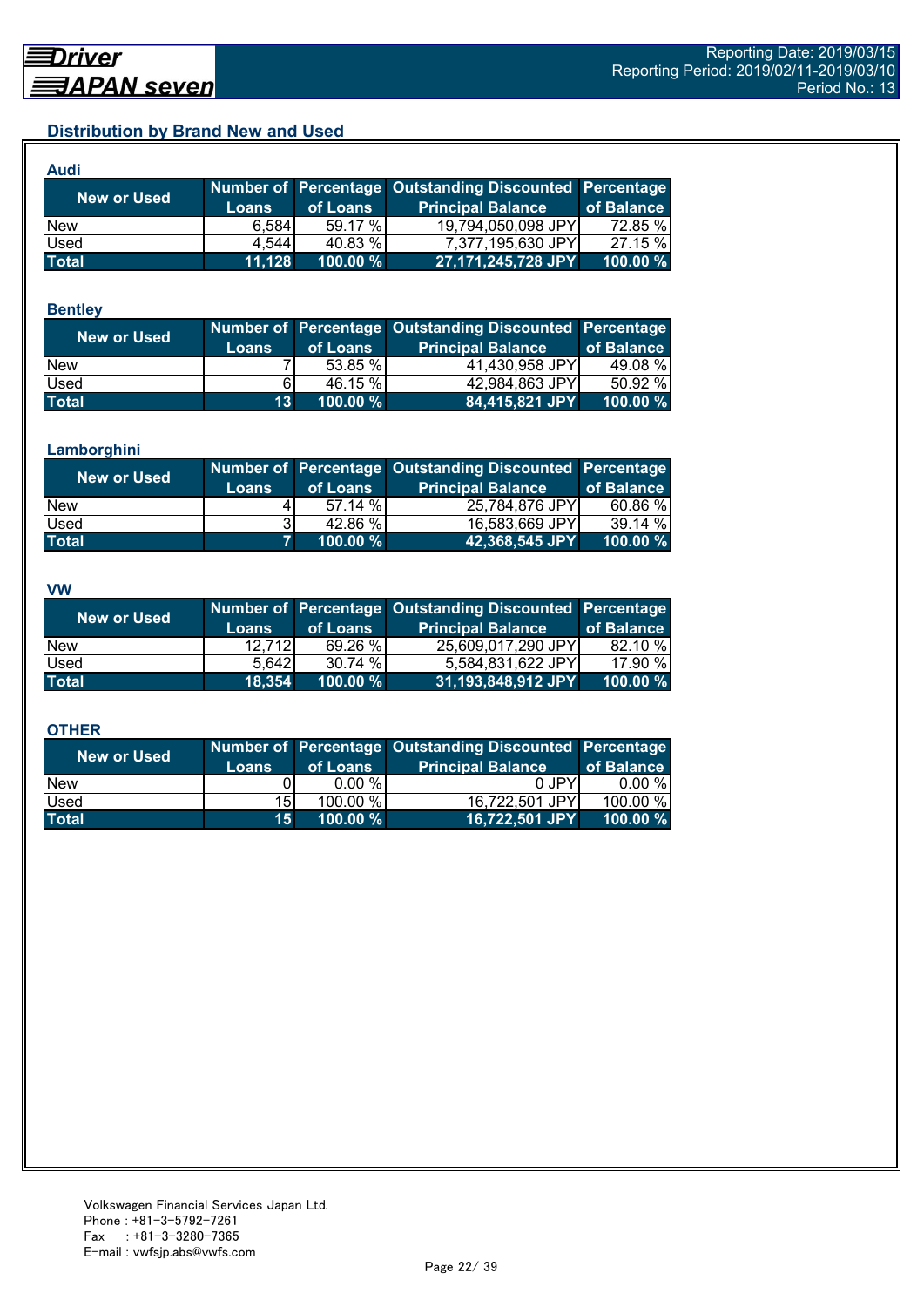## Distribution by Brand New and Used

### Audi

| New or Used | Number of Loans | Percentage of Loans | Outstanding Discounted Principal Balance | Percentage of Balance |
|---|---|---|---|---|
| New | 6,584 | 59.17 % | 19,794,050,098 JPY | 72.85 % |
| Used | 4,544 | 40.83 % | 7,377,195,630 JPY | 27.15 % |
| **Total** | **11,128** | **100.00 %** | **27,171,245,728 JPY** | **100.00 %** |

### Bentley

| New or Used | Number of Loans | Percentage of Loans | Outstanding Discounted Principal Balance | Percentage of Balance |
|---|---|---|---|---|
| New | 7 | 53.85 % | 41,430,958 JPY | 49.08 % |
| Used | 6 | 46.15 % | 42,984,863 JPY | 50.92 % |
| **Total** | **13** | **100.00 %** | **84,415,821 JPY** | **100.00 %** |

### Lamborghini

| New or Used | Number of Loans | Percentage of Loans | Outstanding Discounted Principal Balance | Percentage of Balance |
|---|---|---|---|---|
| New | 4 | 57.14 % | 25,784,876 JPY | 60.86 % |
| Used | 3 | 42.86 % | 16,583,669 JPY | 39.14 % |
| **Total** | **7** | **100.00 %** | **42,368,545 JPY** | **100.00 %** |

### VW

| New or Used | Number of Loans | Percentage of Loans | Outstanding Discounted Principal Balance | Percentage of Balance |
|---|---|---|---|---|
| New | 12,712 | 69.26 % | 25,609,017,290 JPY | 82.10 % |
| Used | 5,642 | 30.74 % | 5,584,831,622 JPY | 17.90 % |
| **Total** | **18,354** | **100.00 %** | **31,193,848,912 JPY** | **100.00 %** |

### OTHER

| New or Used | Number of Loans | Percentage of Loans | Outstanding Discounted Principal Balance | Percentage of Balance |
|---|---|---|---|---|
| New | 0 | 0.00 % | 0 JPY | 0.00 % |
| Used | 15 | 100.00 % | 16,722,501 JPY | 100.00 % |
| **Total** | **15** | **100.00 %** | **16,722,501 JPY** | **100.00 %** |

Volkswagen Financial Services Japan Ltd.
Phone : +81-3-5792-7261
Fax : +81-3-3280-7365
E-mail : vwfsjp.abs@vwfs.com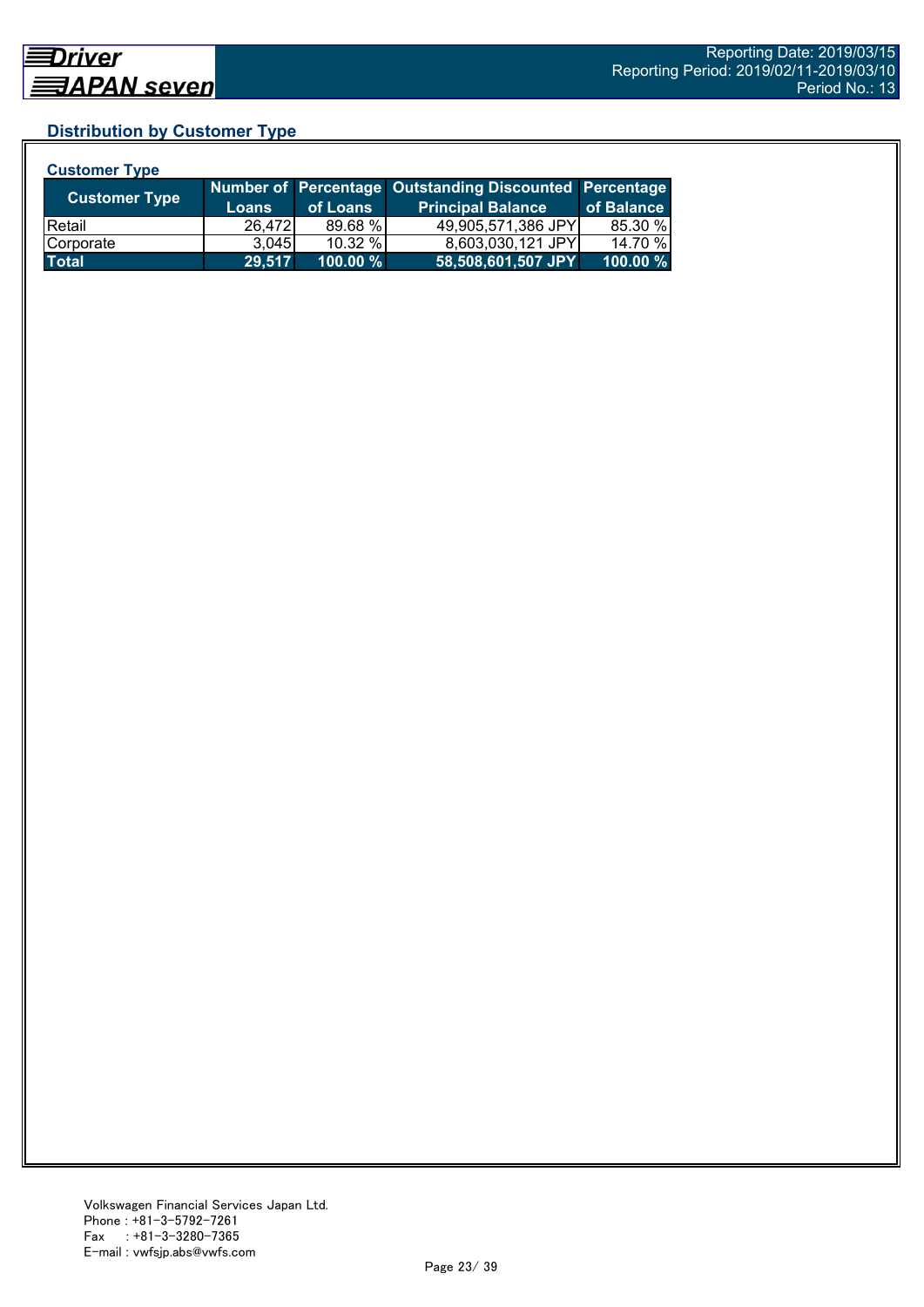## Distribution by Customer Type

### Customer Type

| Customer Type | Number of Loans | Percentage of Loans | Outstanding Discounted Principal Balance | Percentage of Balance |
|---|---|---|---|---|
| Retail | 26,472 | 89.68 % | 49,905,571,386 JPY | 85.30 % |
| Corporate | 3,045 | 10.32 % | 8,603,030,121 JPY | 14.70 % |
| **Total** | **29,517** | **100.00 %** | **58,508,601,507 JPY** | **100.00 %** |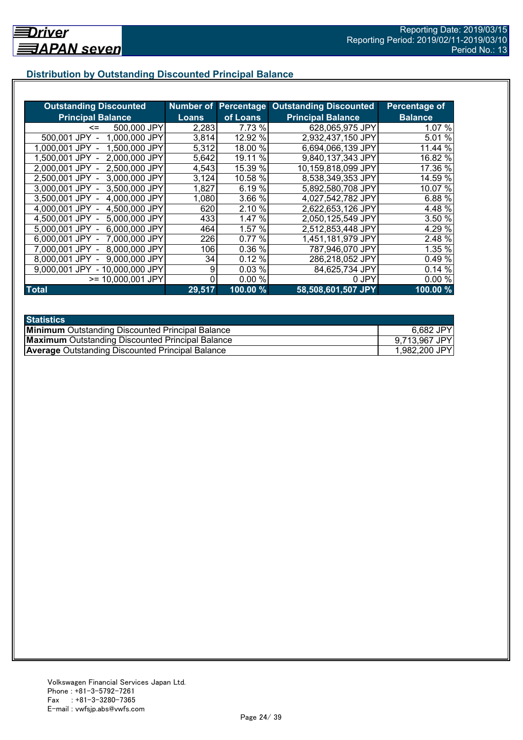## Distribution by Outstanding Discounted Principal Balance

| Outstanding Discounted Principal Balance | Number of Loans | Percentage of Loans | Outstanding Discounted Principal Balance | Percentage of Balance |
|---|---|---|---|---|
| <= 500,000 JPY | 2,283 | 7.73 % | 628,065,975 JPY | 1.07 % |
| 500,001 JPY - 1,000,000 JPY | 3,814 | 12.92 % | 2,932,437,150 JPY | 5.01 % |
| 1,000,001 JPY - 1,500,000 JPY | 5,312 | 18.00 % | 6,694,066,139 JPY | 11.44 % |
| 1,500,001 JPY - 2,000,000 JPY | 5,642 | 19.11 % | 9,840,137,343 JPY | 16.82 % |
| 2,000,001 JPY - 2,500,000 JPY | 4,543 | 15.39 % | 10,159,818,099 JPY | 17.36 % |
| 2,500,001 JPY - 3,000,000 JPY | 3,124 | 10.58 % | 8,538,349,353 JPY | 14.59 % |
| 3,000,001 JPY - 3,500,000 JPY | 1,827 | 6.19 % | 5,892,580,708 JPY | 10.07 % |
| 3,500,001 JPY - 4,000,000 JPY | 1,080 | 3.66 % | 4,027,542,782 JPY | 6.88 % |
| 4,000,001 JPY - 4,500,000 JPY | 620 | 2.10 % | 2,622,653,126 JPY | 4.48 % |
| 4,500,001 JPY - 5,000,000 JPY | 433 | 1.47 % | 2,050,125,549 JPY | 3.50 % |
| 5,000,001 JPY - 6,000,000 JPY | 464 | 1.57 % | 2,512,853,448 JPY | 4.29 % |
| 6,000,001 JPY - 7,000,000 JPY | 226 | 0.77 % | 1,451,181,979 JPY | 2.48 % |
| 7,000,001 JPY - 8,000,000 JPY | 106 | 0.36 % | 787,946,070 JPY | 1.35 % |
| 8,000,001 JPY - 9,000,000 JPY | 34 | 0.12 % | 286,218,052 JPY | 0.49 % |
| 9,000,001 JPY - 10,000,000 JPY | 9 | 0.03 % | 84,625,734 JPY | 0.14 % |
| >= 10,000,001 JPY | 0 | 0.00 % | 0 JPY | 0.00 % |
| **Total** | **29,517** | **100.00 %** | **58,508,601,507 JPY** | **100.00 %** |

| Statistics | |
|---|---|
| **Minimum** Outstanding Discounted Principal Balance | 6,682 JPY |
| **Maximum** Outstanding Discounted Principal Balance | 9,713,967 JPY |
| **Average** Outstanding Discounted Principal Balance | 1,982,200 JPY |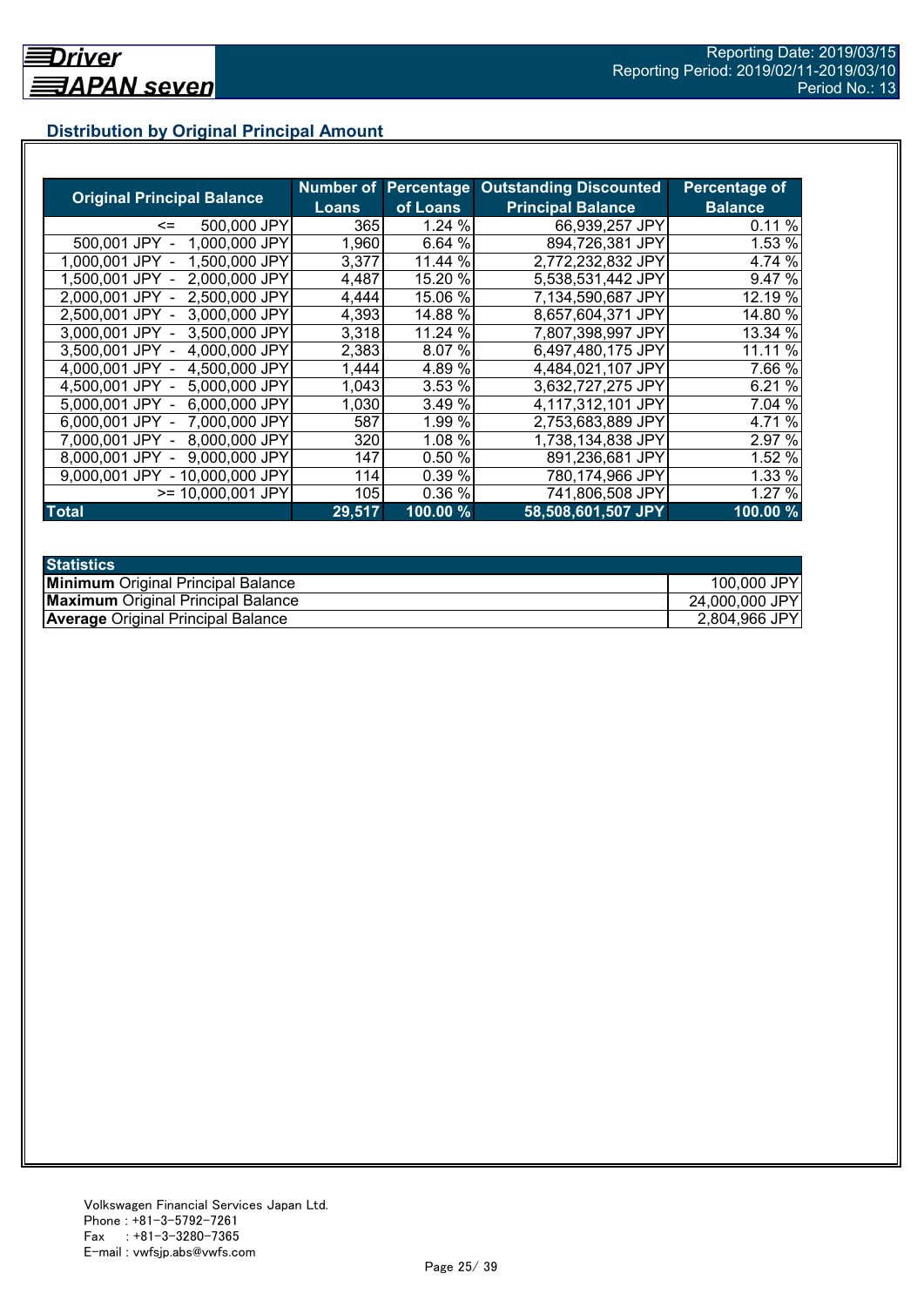## Distribution by Original Principal Amount

| Original Principal Balance | Number of Loans | Percentage of Loans | Outstanding Discounted Principal Balance | Percentage of Balance |
|---|---|---|---|---|
| <= 500,000 JPY | 365 | 1.24 % | 66,939,257 JPY | 0.11 % |
| 500,001 JPY - 1,000,000 JPY | 1,960 | 6.64 % | 894,726,381 JPY | 1.53 % |
| 1,000,001 JPY - 1,500,000 JPY | 3,377 | 11.44 % | 2,772,232,832 JPY | 4.74 % |
| 1,500,001 JPY - 2,000,000 JPY | 4,487 | 15.20 % | 5,538,531,442 JPY | 9.47 % |
| 2,000,001 JPY - 2,500,000 JPY | 4,444 | 15.06 % | 7,134,590,687 JPY | 12.19 % |
| 2,500,001 JPY - 3,000,000 JPY | 4,393 | 14.88 % | 8,657,604,371 JPY | 14.80 % |
| 3,000,001 JPY - 3,500,000 JPY | 3,318 | 11.24 % | 7,807,398,997 JPY | 13.34 % |
| 3,500,001 JPY - 4,000,000 JPY | 2,383 | 8.07 % | 6,497,480,175 JPY | 11.11 % |
| 4,000,001 JPY - 4,500,000 JPY | 1,444 | 4.89 % | 4,484,021,107 JPY | 7.66 % |
| 4,500,001 JPY - 5,000,000 JPY | 1,043 | 3.53 % | 3,632,727,275 JPY | 6.21 % |
| 5,000,001 JPY - 6,000,000 JPY | 1,030 | 3.49 % | 4,117,312,101 JPY | 7.04 % |
| 6,000,001 JPY - 7,000,000 JPY | 587 | 1.99 % | 2,753,683,889 JPY | 4.71 % |
| 7,000,001 JPY - 8,000,000 JPY | 320 | 1.08 % | 1,738,134,838 JPY | 2.97 % |
| 8,000,001 JPY - 9,000,000 JPY | 147 | 0.50 % | 891,236,681 JPY | 1.52 % |
| 9,000,001 JPY - 10,000,000 JPY | 114 | 0.39 % | 780,174,966 JPY | 1.33 % |
| >= 10,000,001 JPY | 105 | 0.36 % | 741,806,508 JPY | 1.27 % |
| **Total** | **29,517** | **100.00 %** | **58,508,601,507 JPY** | **100.00 %** |

| Statistics | |
|---|---|
| **Minimum** Original Principal Balance | 100,000 JPY |
| **Maximum** Original Principal Balance | 24,000,000 JPY |
| **Average** Original Principal Balance | 2,804,966 JPY |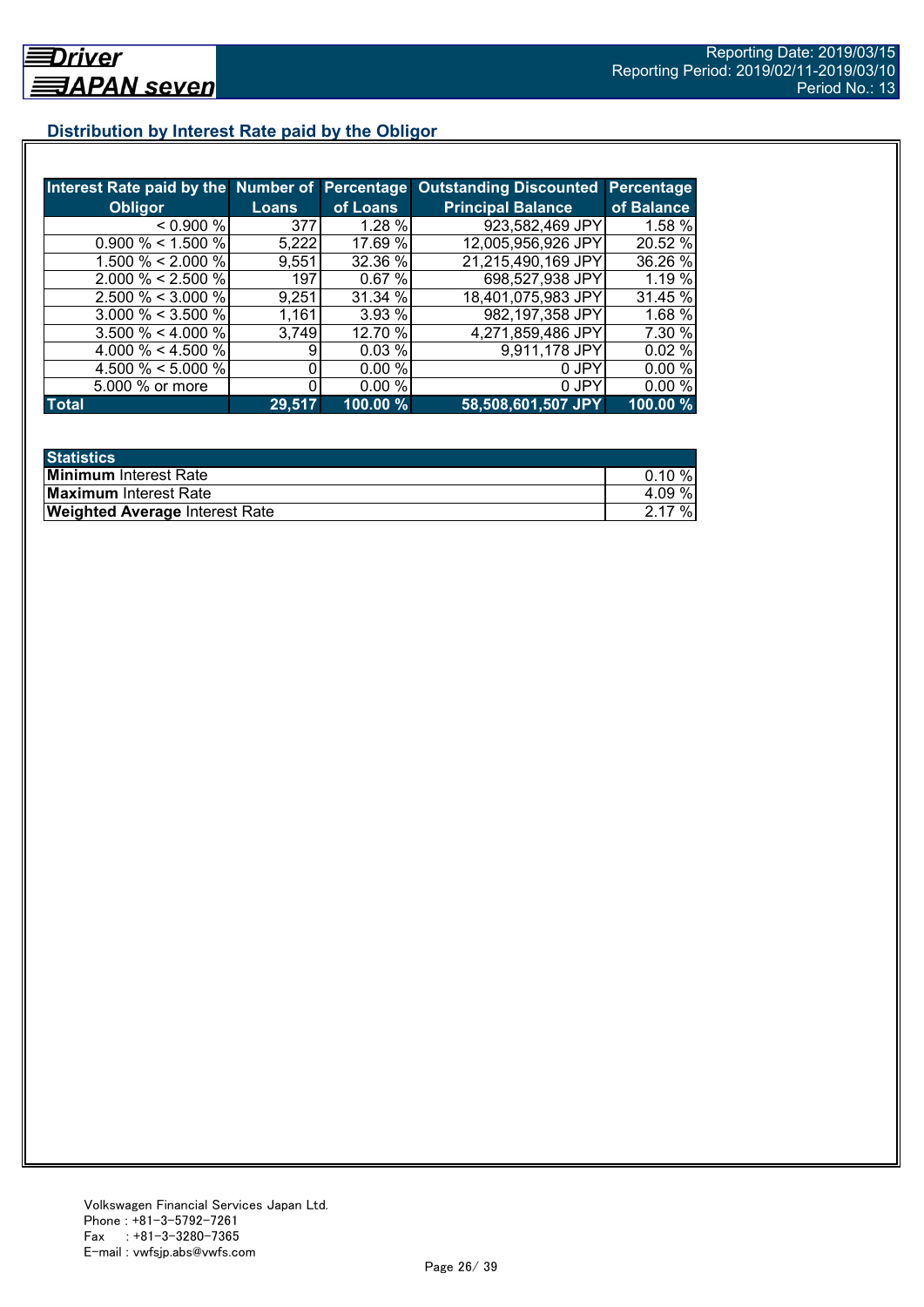## Distribution by Interest Rate paid by the Obligor

| Interest Rate paid by the Obligor | Number of Loans | Percentage of Loans | Outstanding Discounted Principal Balance | Percentage of Balance |
|---|---|---|---|---|
| < 0.900 % | 377 | 1.28 % | 923,582,469 JPY | 1.58 % |
| 0.900 % < 1.500 % | 5,222 | 17.69 % | 12,005,956,926 JPY | 20.52 % |
| 1.500 % < 2.000 % | 9,551 | 32.36 % | 21,215,490,169 JPY | 36.26 % |
| 2.000 % < 2.500 % | 197 | 0.67 % | 698,527,938 JPY | 1.19 % |
| 2.500 % < 3.000 % | 9,251 | 31.34 % | 18,401,075,983 JPY | 31.45 % |
| 3.000 % < 3.500 % | 1,161 | 3.93 % | 982,197,358 JPY | 1.68 % |
| 3.500 % < 4.000 % | 3,749 | 12.70 % | 4,271,859,486 JPY | 7.30 % |
| 4.000 % < 4.500 % | 9 | 0.03 % | 9,911,178 JPY | 0.02 % |
| 4.500 % < 5.000 % | 0 | 0.00 % | 0 JPY | 0.00 % |
| 5.000 % or more | 0 | 0.00 % | 0 JPY | 0.00 % |
| **Total** | **29,517** | **100.00 %** | **58,508,601,507 JPY** | **100.00 %** |

| Statistics | |
|---|---|
| **Minimum** Interest Rate | 0.10 % |
| **Maximum** Interest Rate | 4.09 % |
| **Weighted Average** Interest Rate | 2.17 % |

Volkswagen Financial Services Japan Ltd.
Phone : +81-3-5792-7261
Fax : +81-3-3280-7365
E-mail : vwfsjp.abs@vwfs.com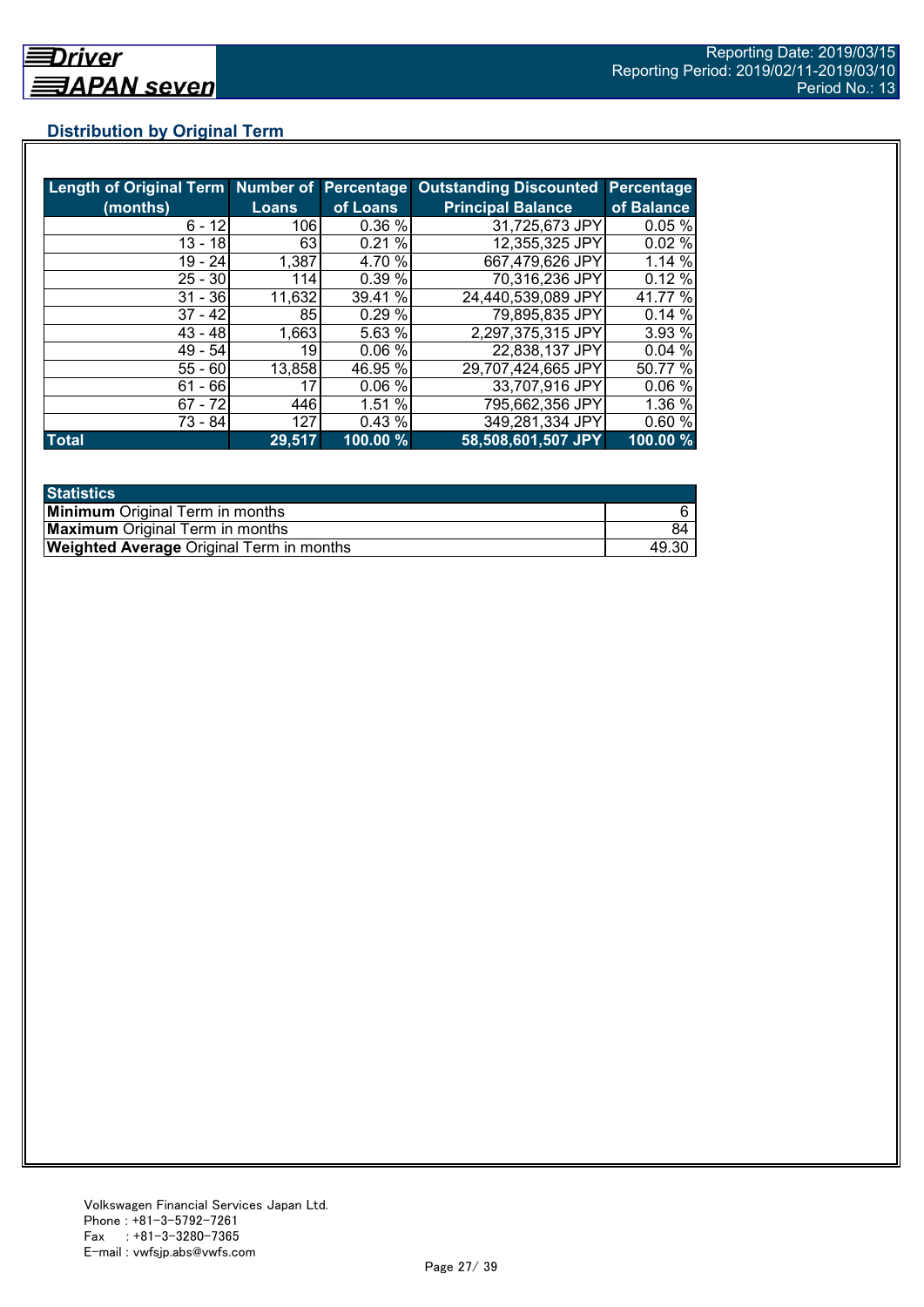## Distribution by Original Term

| Length of Original Term (months) | Number of Loans | Percentage of Loans | Outstanding Discounted Principal Balance | Percentage of Balance |
|---|---|---|---|---|
| 6 - 12 | 106 | 0.36 % | 31,725,673 JPY | 0.05 % |
| 13 - 18 | 63 | 0.21 % | 12,355,325 JPY | 0.02 % |
| 19 - 24 | 1,387 | 4.70 % | 667,479,626 JPY | 1.14 % |
| 25 - 30 | 114 | 0.39 % | 70,316,236 JPY | 0.12 % |
| 31 - 36 | 11,632 | 39.41 % | 24,440,539,089 JPY | 41.77 % |
| 37 - 42 | 85 | 0.29 % | 79,895,835 JPY | 0.14 % |
| 43 - 48 | 1,663 | 5.63 % | 2,297,375,315 JPY | 3.93 % |
| 49 - 54 | 19 | 0.06 % | 22,838,137 JPY | 0.04 % |
| 55 - 60 | 13,858 | 46.95 % | 29,707,424,665 JPY | 50.77 % |
| 61 - 66 | 17 | 0.06 % | 33,707,916 JPY | 0.06 % |
| 67 - 72 | 446 | 1.51 % | 795,662,356 JPY | 1.36 % |
| 73 - 84 | 127 | 0.43 % | 349,281,334 JPY | 0.60 % |
| **Total** | **29,517** | **100.00 %** | **58,508,601,507 JPY** | **100.00 %** |

| Statistics | |
|---|---|
| **Minimum** Original Term in months | 6 |
| **Maximum** Original Term in months | 84 |
| **Weighted Average** Original Term in months | 49.30 |

Volkswagen Financial Services Japan Ltd.
Phone : +81-3-5792-7261
Fax : +81-3-3280-7365
E-mail : vwfsjp.abs@vwfs.com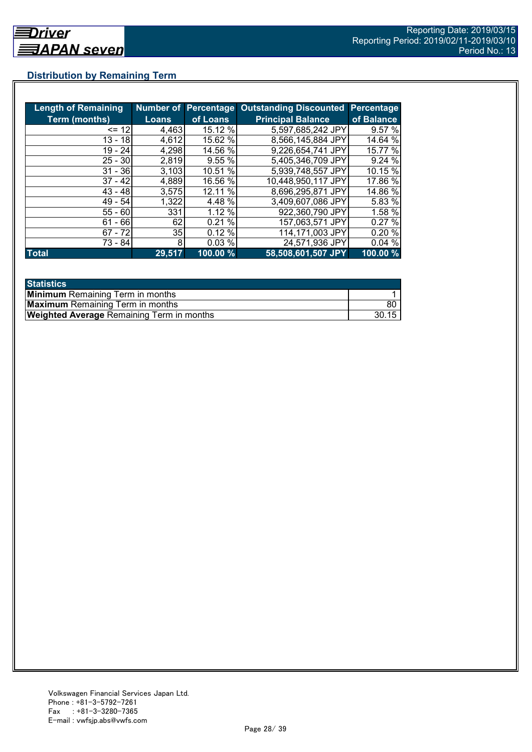## Distribution by Remaining Term

| Length of Remaining Term (months) | Number of Loans | Percentage of Loans | Outstanding Discounted Principal Balance | Percentage of Balance |
|---|---|---|---|---|
| <= 12 | 4,463 | 15.12 % | 5,597,685,242 JPY | 9.57 % |
| 13 - 18 | 4,612 | 15.62 % | 8,566,145,884 JPY | 14.64 % |
| 19 - 24 | 4,298 | 14.56 % | 9,226,654,741 JPY | 15.77 % |
| 25 - 30 | 2,819 | 9.55 % | 5,405,346,709 JPY | 9.24 % |
| 31 - 36 | 3,103 | 10.51 % | 5,939,748,557 JPY | 10.15 % |
| 37 - 42 | 4,889 | 16.56 % | 10,448,950,117 JPY | 17.86 % |
| 43 - 48 | 3,575 | 12.11 % | 8,696,295,871 JPY | 14.86 % |
| 49 - 54 | 1,322 | 4.48 % | 3,409,607,086 JPY | 5.83 % |
| 55 - 60 | 331 | 1.12 % | 922,360,790 JPY | 1.58 % |
| 61 - 66 | 62 | 0.21 % | 157,063,571 JPY | 0.27 % |
| 67 - 72 | 35 | 0.12 % | 114,171,003 JPY | 0.20 % |
| 73 - 84 | 8 | 0.03 % | 24,571,936 JPY | 0.04 % |
| **Total** | **29,517** | **100.00 %** | **58,508,601,507 JPY** | **100.00 %** |

| Statistics | |
|---|---|
| **Minimum** Remaining Term in months | 1 |
| **Maximum** Remaining Term in months | 80 |
| **Weighted Average** Remaining Term in months | 30.15 |

Volkswagen Financial Services Japan Ltd.
Phone : +81-3-5792-7261
Fax : +81-3-3280-7365
E-mail : vwfsjp.abs@vwfs.com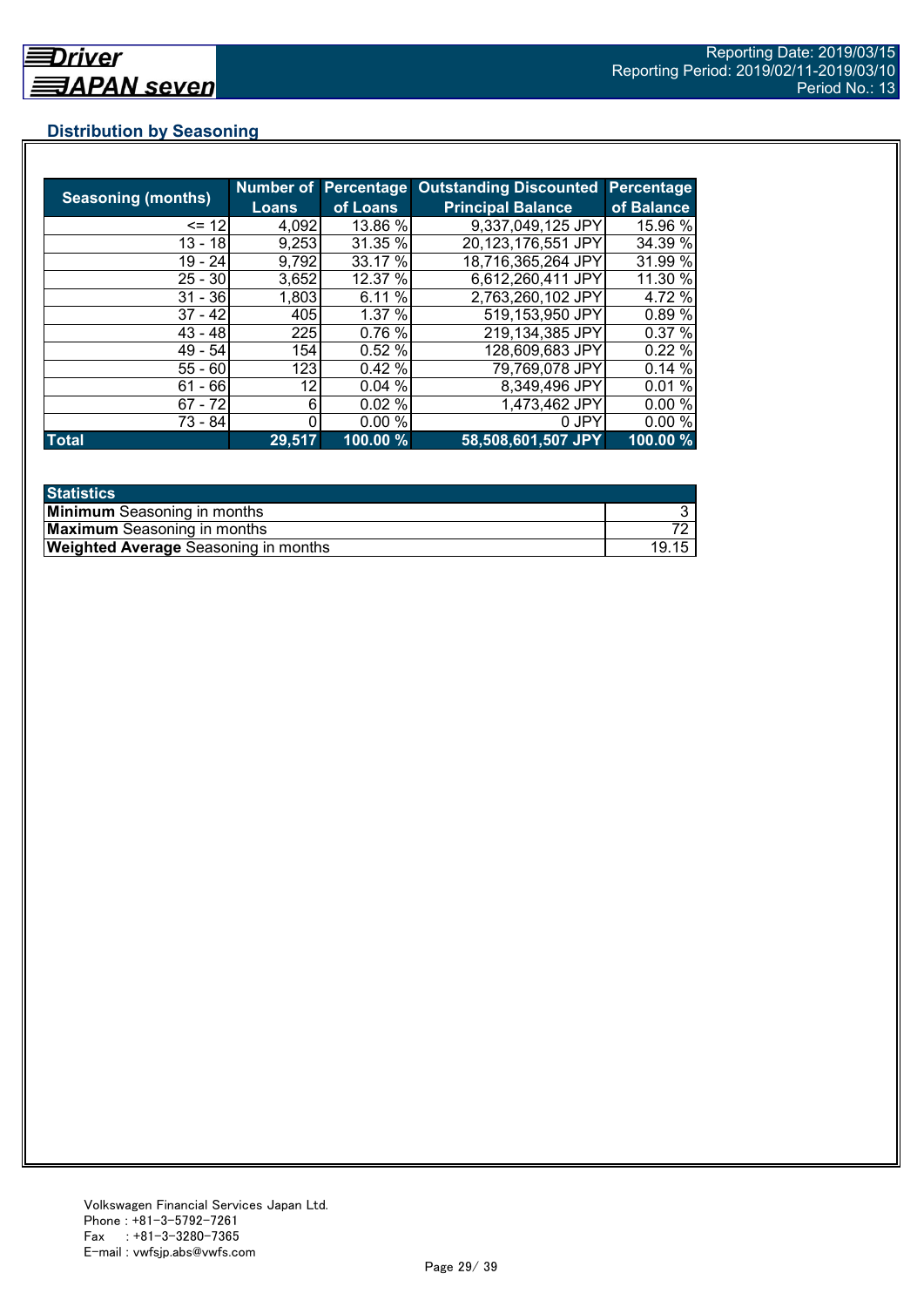## Distribution by Seasoning

| Seasoning (months) | Number of Loans | Percentage of Loans | Outstanding Discounted Principal Balance | Percentage of Balance |
|---|---|---|---|---|
| <= 12 | 4,092 | 13.86 % | 9,337,049,125 JPY | 15.96 % |
| 13 - 18 | 9,253 | 31.35 % | 20,123,176,551 JPY | 34.39 % |
| 19 - 24 | 9,792 | 33.17 % | 18,716,365,264 JPY | 31.99 % |
| 25 - 30 | 3,652 | 12.37 % | 6,612,260,411 JPY | 11.30 % |
| 31 - 36 | 1,803 | 6.11 % | 2,763,260,102 JPY | 4.72 % |
| 37 - 42 | 405 | 1.37 % | 519,153,950 JPY | 0.89 % |
| 43 - 48 | 225 | 0.76 % | 219,134,385 JPY | 0.37 % |
| 49 - 54 | 154 | 0.52 % | 128,609,683 JPY | 0.22 % |
| 55 - 60 | 123 | 0.42 % | 79,769,078 JPY | 0.14 % |
| 61 - 66 | 12 | 0.04 % | 8,349,496 JPY | 0.01 % |
| 67 - 72 | 6 | 0.02 % | 1,473,462 JPY | 0.00 % |
| 73 - 84 | 0 | 0.00 % | 0 JPY | 0.00 % |
| **Total** | **29,517** | **100.00 %** | **58,508,601,507 JPY** | **100.00 %** |

| Statistics | |
|---|---|
| **Minimum** Seasoning in months | 3 |
| **Maximum** Seasoning in months | 72 |
| **Weighted Average** Seasoning in months | 19.15 |

Volkswagen Financial Services Japan Ltd.
Phone : +81-3-5792-7261
Fax : +81-3-3280-7365
E-mail : vwfsjp.abs@vwfs.com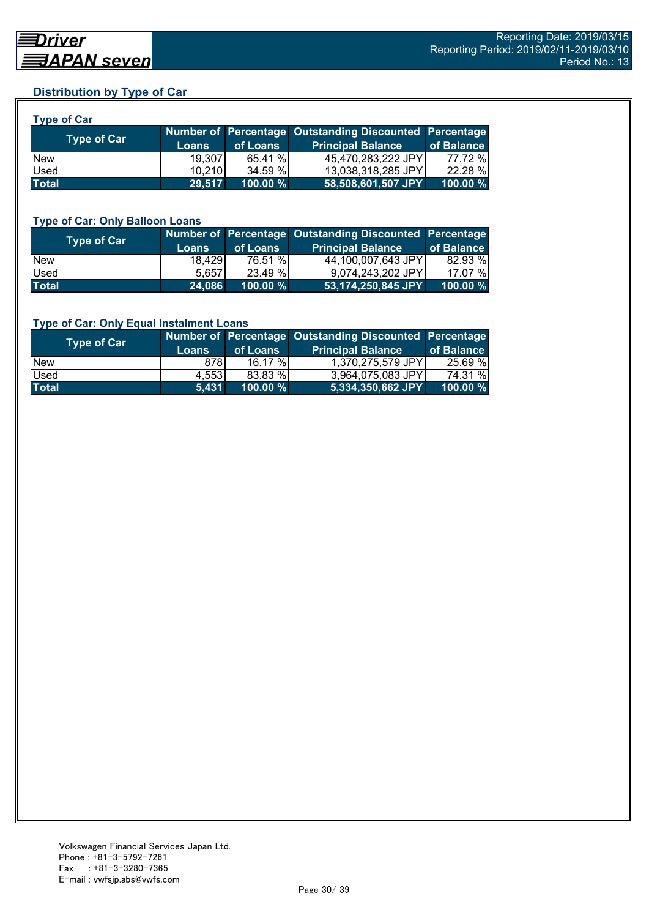## Distribution by Type of Car

### Type of Car

| Type of Car | Number of Loans | Percentage of Loans | Outstanding Discounted Principal Balance | Percentage of Balance |
|---|---|---|---|---|
| New | 19,307 | 65.41 % | 45,470,283,222 JPY | 77.72 % |
| Used | 10,210 | 34.59 % | 13,038,318,285 JPY | 22.28 % |
| **Total** | **29,517** | **100.00 %** | **58,508,601,507 JPY** | **100.00 %** |

### Type of Car: Only Balloon Loans

| Type of Car | Number of Loans | Percentage of Loans | Outstanding Discounted Principal Balance | Percentage of Balance |
|---|---|---|---|---|
| New | 18,429 | 76.51 % | 44,100,007,643 JPY | 82.93 % |
| Used | 5,657 | 23.49 % | 9,074,243,202 JPY | 17.07 % |
| **Total** | **24,086** | **100.00 %** | **53,174,250,845 JPY** | **100.00 %** |

### Type of Car: Only Equal Instalment Loans

| Type of Car | Number of Loans | Percentage of Loans | Outstanding Discounted Principal Balance | Percentage of Balance |
|---|---|---|---|---|
| New | 878 | 16.17 % | 1,370,275,579 JPY | 25.69 % |
| Used | 4,553 | 83.83 % | 3,964,075,083 JPY | 74.31 % |
| **Total** | **5,431** | **100.00 %** | **5,334,350,662 JPY** | **100.00 %** |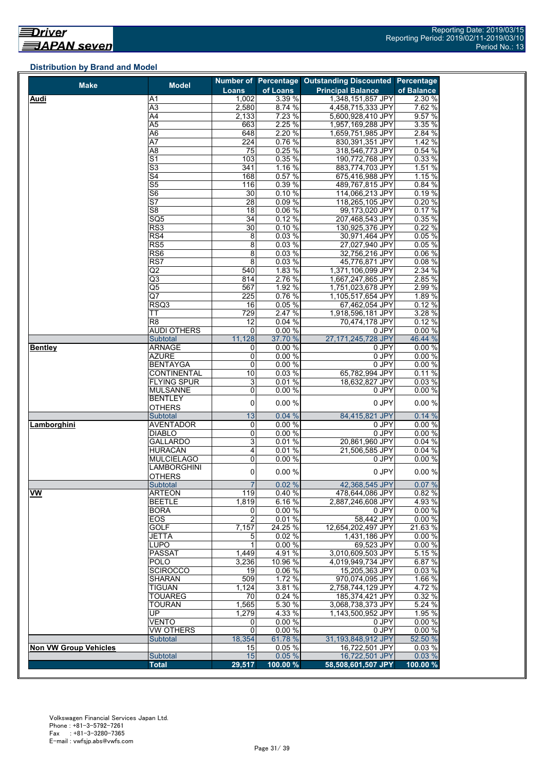## Distribution by Brand and Model

| Make | Model | Number of Loans | Percentage of Loans | Outstanding Discounted Principal Balance | Percentage of Balance |
|---|---|---|---|---|---|
| **Audi** | A1 | 1,002 | 3.39 % | 1,348,151,857 JPY | 2.30 % |
| | A3 | 2,580 | 8.74 % | 4,458,715,333 JPY | 7.62 % |
| | A4 | 2,133 | 7.23 % | 5,600,928,410 JPY | 9.57 % |
| | A5 | 663 | 2.25 % | 1,957,169,288 JPY | 3.35 % |
| | A6 | 648 | 2.20 % | 1,659,751,985 JPY | 2.84 % |
| | A7 | 224 | 0.76 % | 830,391,351 JPY | 1.42 % |
| | A8 | 75 | 0.25 % | 318,546,773 JPY | 0.54 % |
| | S1 | 103 | 0.35 % | 190,772,768 JPY | 0.33 % |
| | S3 | 341 | 1.16 % | 883,774,703 JPY | 1.51 % |
| | S4 | 168 | 0.57 % | 675,416,988 JPY | 1.15 % |
| | S5 | 116 | 0.39 % | 489,767,815 JPY | 0.84 % |
| | S6 | 30 | 0.10 % | 114,066,213 JPY | 0.19 % |
| | S7 | 28 | 0.09 % | 118,265,105 JPY | 0.20 % |
| | S8 | 18 | 0.06 % | 99,173,020 JPY | 0.17 % |
| | SQ5 | 34 | 0.12 % | 207,468,543 JPY | 0.35 % |
| | RS3 | 30 | 0.10 % | 130,925,376 JPY | 0.22 % |
| | RS4 | 8 | 0.03 % | 30,971,464 JPY | 0.05 % |
| | RS5 | 8 | 0.03 % | 27,027,940 JPY | 0.05 % |
| | RS6 | 8 | 0.03 % | 32,756,216 JPY | 0.06 % |
| | RS7 | 8 | 0.03 % | 45,776,871 JPY | 0.08 % |
| | Q2 | 540 | 1.83 % | 1,371,106,099 JPY | 2.34 % |
| | Q3 | 814 | 2.76 % | 1,667,247,865 JPY | 2.85 % |
| | Q5 | 567 | 1.92 % | 1,751,023,678 JPY | 2.99 % |
| | Q7 | 225 | 0.76 % | 1,105,517,654 JPY | 1.89 % |
| | RSQ3 | 16 | 0.05 % | 67,462,054 JPY | 0.12 % |
| | TT | 729 | 2.47 % | 1,918,596,181 JPY | 3.28 % |
| | R8 | 12 | 0.04 % | 70,474,178 JPY | 0.12 % |
| | AUDI OTHERS | 0 | 0.00 % | 0 JPY | 0.00 % |
| | Subtotal | 11,128 | 37.70 % | 27,171,245,728 JPY | 46.44 % |
| **Bentley** | ARNAGE | 0 | 0.00 % | 0 JPY | 0.00 % |
| | AZURE | 0 | 0.00 % | 0 JPY | 0.00 % |
| | BENTAYGA | 0 | 0.00 % | 0 JPY | 0.00 % |
| | CONTINENTAL | 10 | 0.03 % | 65,782,994 JPY | 0.11 % |
| | FLYING SPUR | 3 | 0.01 % | 18,632,827 JPY | 0.03 % |
| | MULSANNE | 0 | 0.00 % | 0 JPY | 0.00 % |
| | BENTLEY OTHERS | 0 | 0.00 % | 0 JPY | 0.00 % |
| | Subtotal | 13 | 0.04 % | 84,415,821 JPY | 0.14 % |
| **Lamborghini** | AVENTADOR | 0 | 0.00 % | 0 JPY | 0.00 % |
| | DIABLO | 0 | 0.00 % | 0 JPY | 0.00 % |
| | GALLARDO | 3 | 0.01 % | 20,861,960 JPY | 0.04 % |
| | HURACÀN | 4 | 0.01 % | 21,506,585 JPY | 0.04 % |
| | MULCIELAGO | 0 | 0.00 % | 0 JPY | 0.00 % |
| | LAMBORGHINI OTHERS | 0 | 0.00 % | 0 JPY | 0.00 % |
| | Subtotal | 7 | 0.02 % | 42,368,545 JPY | 0.07 % |
| **VW** | ARTEON | 119 | 0.40 % | 478,644,086 JPY | 0.82 % |
| | BEETLE | 1,819 | 6.16 % | 2,887,246,608 JPY | 4.93 % |
| | BORA | 0 | 0.00 % | 0 JPY | 0.00 % |
| | EOS | 2 | 0.01 % | 58,442 JPY | 0.00 % |
| | GOLF | 7,157 | 24.25 % | 12,654,202,497 JPY | 21.63 % |
| | JETTA | 5 | 0.02 % | 1,431,186 JPY | 0.00 % |
| | LUPO | 1 | 0.00 % | 69,523 JPY | 0.00 % |
| | PASSAT | 1,449 | 4.91 % | 3,010,609,503 JPY | 5.15 % |
| | POLO | 3,236 | 10.96 % | 4,019,949,734 JPY | 6.87 % |
| | SCIROCCO | 19 | 0.06 % | 15,205,363 JPY | 0.03 % |
| | SHARAN | 509 | 1.72 % | 970,074,095 JPY | 1.66 % |
| | TIGUAN | 1,124 | 3.81 % | 2,758,744,129 JPY | 4.72 % |
| | TOUAREG | 70 | 0.24 % | 185,374,421 JPY | 0.32 % |
| | TOURAN | 1,565 | 5.30 % | 3,068,738,373 JPY | 5.24 % |
| | UP | 1,279 | 4.33 % | 1,143,500,952 JPY | 1.95 % |
| | VENTO | 0 | 0.00 % | 0 JPY | 0.00 % |
| | VW OTHERS | 0 | 0.00 % | 0 JPY | 0.00 % |
| | Subtotal | 18,354 | 61.78 % | 31,193,848,912 JPY | 52.50 % |
| **Non VW Group Vehicles** | | 15 | 0.05 % | 16,722,501 JPY | 0.03 % |
| | Subtotal | 15 | 0.05 % | 16,722,501 JPY | 0.03 % |
| | **Total** | **29,517** | **100.00 %** | **58,508,601,507 JPY** | **100.00 %** |

Volkswagen Financial Services Japan Ltd.
Phone : +81-3-5792-7261
Fax : +81-3-3280-7365
E-mail : vwfsjp.abs@vwfs.com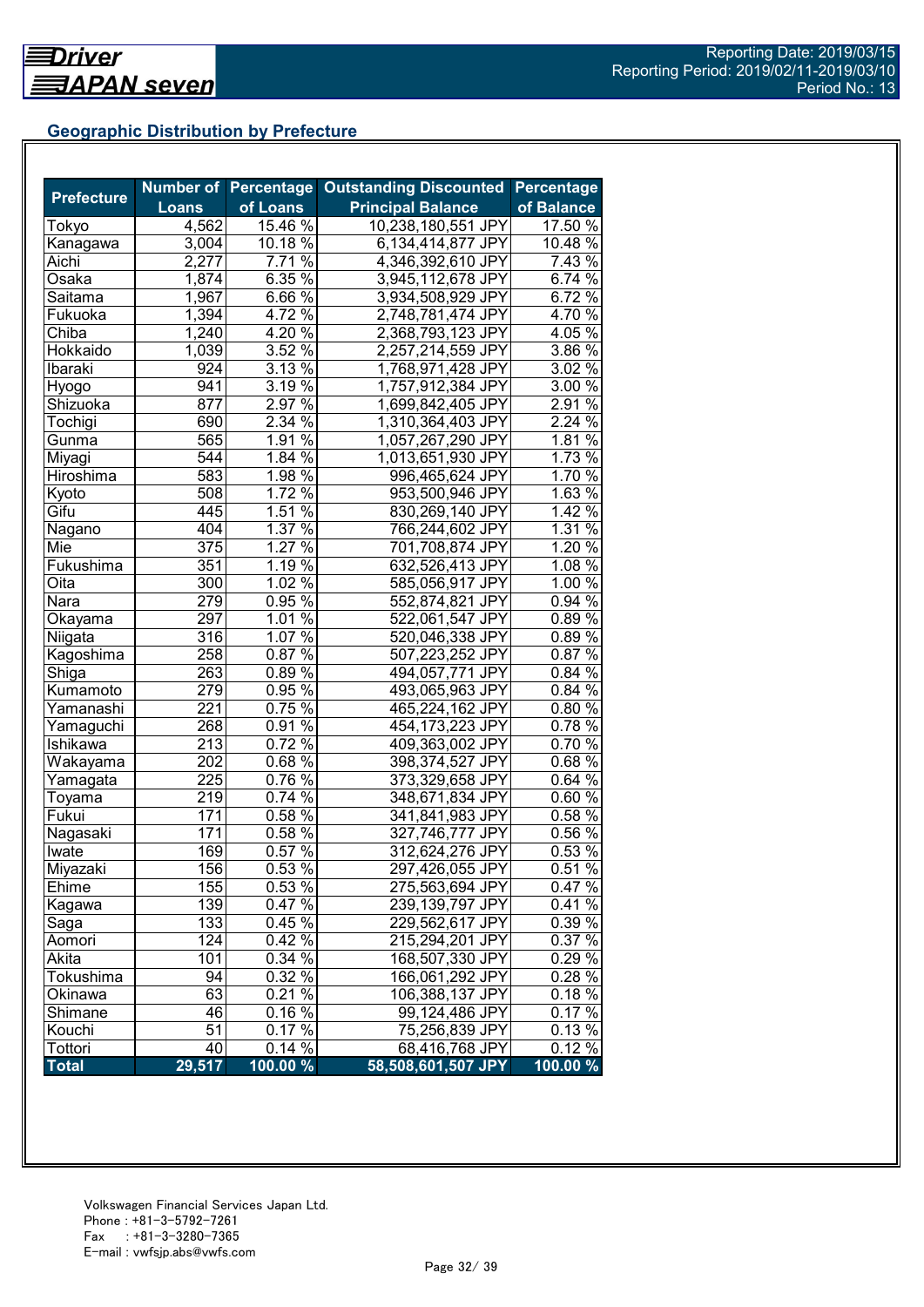Reporting Date: 2019/03/15
Reporting Period: 2019/02/11-2019/03/10
Period No.: 13

## Geographic Distribution by Prefecture

| Prefecture | Number of Loans | Percentage of Loans | Outstanding Discounted Principal Balance | Percentage of Balance |
|---|---|---|---|---|
| Tokyo | 4,562 | 15.46 % | 10,238,180,551 JPY | 17.50 % |
| Kanagawa | 3,004 | 10.18 % | 6,134,414,877 JPY | 10.48 % |
| Aichi | 2,277 | 7.71 % | 4,346,392,610 JPY | 7.43 % |
| Osaka | 1,874 | 6.35 % | 3,945,112,678 JPY | 6.74 % |
| Saitama | 1,967 | 6.66 % | 3,934,508,929 JPY | 6.72 % |
| Fukuoka | 1,394 | 4.72 % | 2,748,781,474 JPY | 4.70 % |
| Chiba | 1,240 | 4.20 % | 2,368,793,123 JPY | 4.05 % |
| Hokkaido | 1,039 | 3.52 % | 2,257,214,559 JPY | 3.86 % |
| Ibaraki | 924 | 3.13 % | 1,768,971,428 JPY | 3.02 % |
| Hyogo | 941 | 3.19 % | 1,757,912,384 JPY | 3.00 % |
| Shizuoka | 877 | 2.97 % | 1,699,842,405 JPY | 2.91 % |
| Tochigi | 690 | 2.34 % | 1,310,364,403 JPY | 2.24 % |
| Gunma | 565 | 1.91 % | 1,057,267,290 JPY | 1.81 % |
| Miyagi | 544 | 1.84 % | 1,013,651,930 JPY | 1.73 % |
| Hiroshima | 583 | 1.98 % | 996,465,624 JPY | 1.70 % |
| Kyoto | 508 | 1.72 % | 953,500,946 JPY | 1.63 % |
| Gifu | 445 | 1.51 % | 830,269,140 JPY | 1.42 % |
| Nagano | 404 | 1.37 % | 766,244,602 JPY | 1.31 % |
| Mie | 375 | 1.27 % | 701,708,874 JPY | 1.20 % |
| Fukushima | 351 | 1.19 % | 632,526,413 JPY | 1.08 % |
| Oita | 300 | 1.02 % | 585,056,917 JPY | 1.00 % |
| Nara | 279 | 0.95 % | 552,874,821 JPY | 0.94 % |
| Okayama | 297 | 1.01 % | 522,061,547 JPY | 0.89 % |
| Niigata | 316 | 1.07 % | 520,046,338 JPY | 0.89 % |
| Kagoshima | 258 | 0.87 % | 507,223,252 JPY | 0.87 % |
| Shiga | 263 | 0.89 % | 494,057,771 JPY | 0.84 % |
| Kumamoto | 279 | 0.95 % | 493,065,963 JPY | 0.84 % |
| Yamanashi | 221 | 0.75 % | 465,224,162 JPY | 0.80 % |
| Yamaguchi | 268 | 0.91 % | 454,173,223 JPY | 0.78 % |
| Ishikawa | 213 | 0.72 % | 409,363,002 JPY | 0.70 % |
| Wakayama | 202 | 0.68 % | 398,374,527 JPY | 0.68 % |
| Yamagata | 225 | 0.76 % | 373,329,658 JPY | 0.64 % |
| Toyama | 219 | 0.74 % | 348,671,834 JPY | 0.60 % |
| Fukui | 171 | 0.58 % | 341,841,983 JPY | 0.58 % |
| Nagasaki | 171 | 0.58 % | 327,746,777 JPY | 0.56 % |
| Iwate | 169 | 0.57 % | 312,624,276 JPY | 0.53 % |
| Miyazaki | 156 | 0.53 % | 297,426,055 JPY | 0.51 % |
| Ehime | 155 | 0.53 % | 275,563,694 JPY | 0.47 % |
| Kagawa | 139 | 0.47 % | 239,139,797 JPY | 0.41 % |
| Saga | 133 | 0.45 % | 229,562,617 JPY | 0.39 % |
| Aomori | 124 | 0.42 % | 215,294,201 JPY | 0.37 % |
| Akita | 101 | 0.34 % | 168,507,330 JPY | 0.29 % |
| Tokushima | 94 | 0.32 % | 166,061,292 JPY | 0.28 % |
| Okinawa | 63 | 0.21 % | 106,388,137 JPY | 0.18 % |
| Shimane | 46 | 0.16 % | 99,124,486 JPY | 0.17 % |
| Kouchi | 51 | 0.17 % | 75,256,839 JPY | 0.13 % |
| Tottori | 40 | 0.14 % | 68,416,768 JPY | 0.12 % |
| **Total** | **29,517** | **100.00 %** | **58,508,601,507 JPY** | **100.00 %** |

Volkswagen Financial Services Japan Ltd.
Phone : +81-3-5792-7261
Fax : +81-3-3280-7365
E-mail : vwfsjp.abs@vwfs.com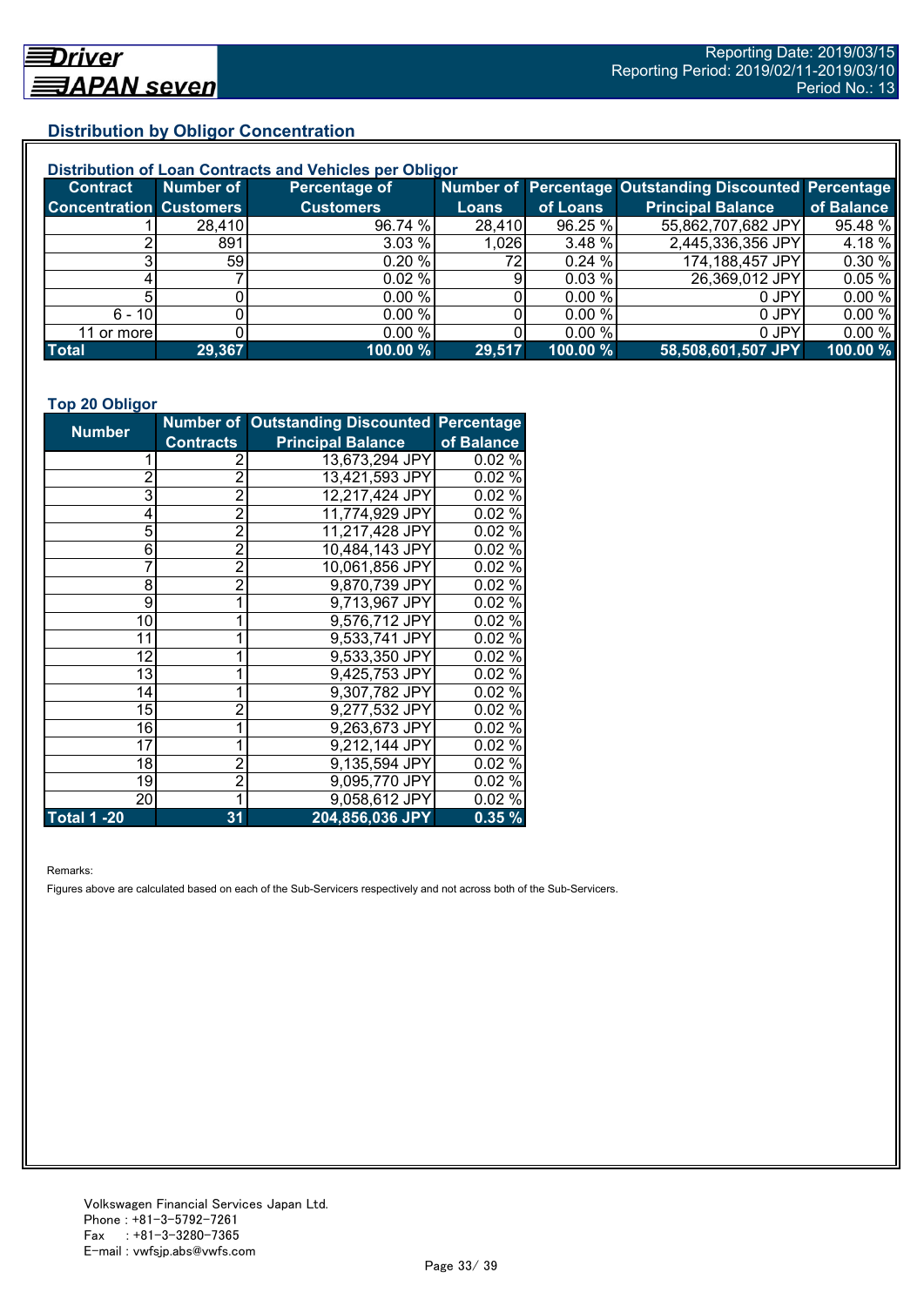## Distribution by Obligor Concentration

### Distribution of Loan Contracts and Vehicles per Obligor

| Contract Concentration | Number of Customers | Percentage of Customers | Number of Loans | Percentage of Loans | Outstanding Discounted Principal Balance | Percentage of Balance |
|---|---|---|---|---|---|---|
| 1 | 28,410 | 96.74 % | 28,410 | 96.25 % | 55,862,707,682 JPY | 95.48 % |
| 2 | 891 | 3.03 % | 1,026 | 3.48 % | 2,445,336,356 JPY | 4.18 % |
| 3 | 59 | 0.20 % | 72 | 0.24 % | 174,188,457 JPY | 0.30 % |
| 4 | 7 | 0.02 % | 9 | 0.03 % | 26,369,012 JPY | 0.05 % |
| 5 | 0 | 0.00 % | 0 | 0.00 % | 0 JPY | 0.00 % |
| 6 - 10 | 0 | 0.00 % | 0 | 0.00 % | 0 JPY | 0.00 % |
| 11 or more | 0 | 0.00 % | 0 | 0.00 % | 0 JPY | 0.00 % |
| **Total** | **29,367** | **100.00 %** | **29,517** | **100.00 %** | **58,508,601,507 JPY** | **100.00 %** |

### Top 20 Obligor

| Number | Number of Contracts | Outstanding Discounted Principal Balance | Percentage of Balance |
|---|---|---|---|
| 1 | 2 | 13,673,294 JPY | 0.02 % |
| 2 | 2 | 13,421,593 JPY | 0.02 % |
| 3 | 2 | 12,217,424 JPY | 0.02 % |
| 4 | 2 | 11,774,929 JPY | 0.02 % |
| 5 | 2 | 11,217,428 JPY | 0.02 % |
| 6 | 2 | 10,484,143 JPY | 0.02 % |
| 7 | 2 | 10,061,856 JPY | 0.02 % |
| 8 | 2 | 9,870,739 JPY | 0.02 % |
| 9 | 1 | 9,713,967 JPY | 0.02 % |
| 10 | 1 | 9,576,712 JPY | 0.02 % |
| 11 | 1 | 9,533,741 JPY | 0.02 % |
| 12 | 1 | 9,533,350 JPY | 0.02 % |
| 13 | 1 | 9,425,753 JPY | 0.02 % |
| 14 | 1 | 9,307,782 JPY | 0.02 % |
| 15 | 2 | 9,277,532 JPY | 0.02 % |
| 16 | 1 | 9,263,673 JPY | 0.02 % |
| 17 | 1 | 9,212,144 JPY | 0.02 % |
| 18 | 2 | 9,135,594 JPY | 0.02 % |
| 19 | 2 | 9,095,770 JPY | 0.02 % |
| 20 | 1 | 9,058,612 JPY | 0.02 % |
| **Total 1 -20** | **31** | **204,856,036 JPY** | **0.35 %** |

Remarks:

Figures above are calculated based on each of the Sub-Servicers respectively and not across both of the Sub-Servicers.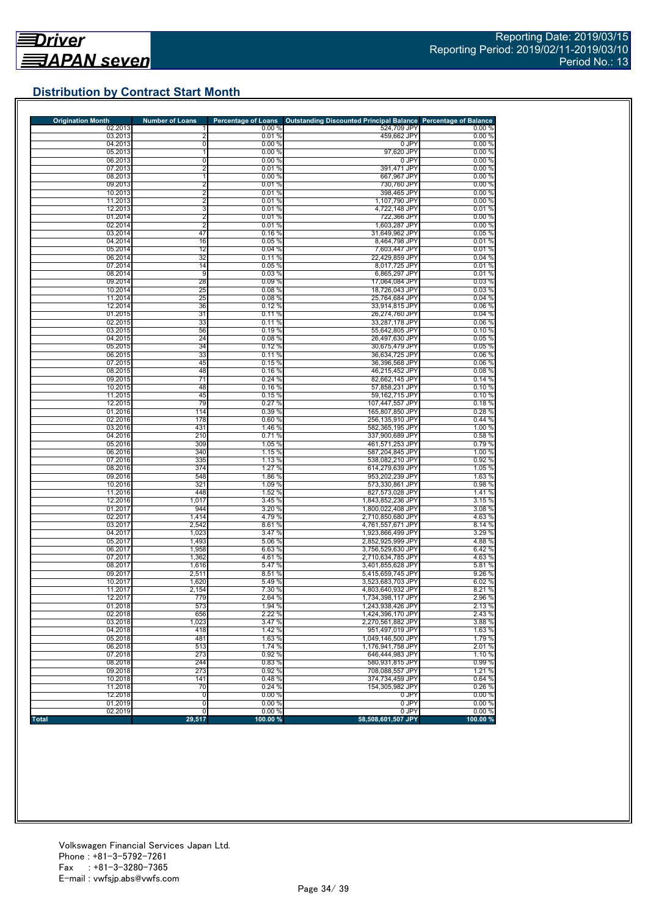Reporting Date: 2019/03/15
Reporting Period: 2019/02/11-2019/03/10
Period No.: 13

## Distribution by Contract Start Month

| Origination Month | Number of Loans | Percentage of Loans | Outstanding Discounted Principal Balance | Percentage of Balance |
|---|---|---|---|---|
| 02.2013 | 1 | 0.00 % | 524,709 JPY | 0.00 % |
| 03.2013 | 2 | 0.01 % | 459,662 JPY | 0.00 % |
| 04.2013 | 0 | 0.00 % | 0 JPY | 0.00 % |
| 05.2013 | 1 | 0.00 % | 97,620 JPY | 0.00 % |
| 06.2013 | 0 | 0.00 % | 0 JPY | 0.00 % |
| 07.2013 | 2 | 0.01 % | 391,471 JPY | 0.00 % |
| 08.2013 | 1 | 0.00 % | 667,967 JPY | 0.00 % |
| 09.2013 | 2 | 0.01 % | 730,760 JPY | 0.00 % |
| 10.2013 | 2 | 0.01 % | 398,465 JPY | 0.00 % |
| 11.2013 | 2 | 0.01 % | 1,107,790 JPY | 0.00 % |
| 12.2013 | 3 | 0.01 % | 4,722,148 JPY | 0.01 % |
| 01.2014 | 2 | 0.01 % | 722,366 JPY | 0.00 % |
| 02.2014 | 2 | 0.01 % | 1,603,287 JPY | 0.00 % |
| 03.2014 | 47 | 0.16 % | 31,649,962 JPY | 0.05 % |
| 04.2014 | 16 | 0.05 % | 8,464,798 JPY | 0.01 % |
| 05.2014 | 12 | 0.04 % | 7,603,447 JPY | 0.01 % |
| 06.2014 | 32 | 0.11 % | 22,429,859 JPY | 0.04 % |
| 07.2014 | 14 | 0.05 % | 8,017,725 JPY | 0.01 % |
| 08.2014 | 9 | 0.03 % | 6,865,297 JPY | 0.01 % |
| 09.2014 | 28 | 0.09 % | 17,064,084 JPY | 0.03 % |
| 10.2014 | 25 | 0.08 % | 18,726,043 JPY | 0.03 % |
| 11.2014 | 25 | 0.08 % | 25,764,684 JPY | 0.04 % |
| 12.2014 | 36 | 0.12 % | 33,914,815 JPY | 0.06 % |
| 01.2015 | 31 | 0.11 % | 26,274,760 JPY | 0.04 % |
| 02.2015 | 33 | 0.11 % | 33,287,178 JPY | 0.06 % |
| 03.2015 | 56 | 0.19 % | 55,642,805 JPY | 0.10 % |
| 04.2015 | 24 | 0.08 % | 26,497,630 JPY | 0.05 % |
| 05.2015 | 34 | 0.12 % | 30,675,479 JPY | 0.05 % |
| 06.2015 | 33 | 0.11 % | 36,634,725 JPY | 0.06 % |
| 07.2015 | 45 | 0.15 % | 36,396,568 JPY | 0.06 % |
| 08.2015 | 48 | 0.16 % | 46,215,452 JPY | 0.08 % |
| 09.2015 | 71 | 0.24 % | 82,662,145 JPY | 0.14 % |
| 10.2015 | 48 | 0.16 % | 57,858,231 JPY | 0.10 % |
| 11.2015 | 45 | 0.15 % | 59,162,715 JPY | 0.10 % |
| 12.2015 | 79 | 0.27 % | 107,447,557 JPY | 0.18 % |
| 01.2016 | 114 | 0.39 % | 165,807,850 JPY | 0.28 % |
| 02.2016 | 178 | 0.60 % | 256,135,910 JPY | 0.44 % |
| 03.2016 | 431 | 1.46 % | 582,365,195 JPY | 1.00 % |
| 04.2016 | 210 | 0.71 % | 337,900,689 JPY | 0.58 % |
| 05.2016 | 309 | 1.05 % | 461,571,253 JPY | 0.79 % |
| 06.2016 | 340 | 1.15 % | 587,204,845 JPY | 1.00 % |
| 07.2016 | 335 | 1.13 % | 538,082,210 JPY | 0.92 % |
| 08.2016 | 374 | 1.27 % | 614,279,639 JPY | 1.05 % |
| 09.2016 | 548 | 1.86 % | 953,202,239 JPY | 1.63 % |
| 10.2016 | 321 | 1.09 % | 573,330,861 JPY | 0.98 % |
| 11.2016 | 448 | 1.52 % | 827,573,028 JPY | 1.41 % |
| 12.2016 | 1,017 | 3.45 % | 1,843,852,236 JPY | 3.15 % |
| 01.2017 | 944 | 3.20 % | 1,800,022,408 JPY | 3.08 % |
| 02.2017 | 1,414 | 4.79 % | 2,710,850,680 JPY | 4.63 % |
| 03.2017 | 2,542 | 8.61 % | 4,761,557,671 JPY | 8.14 % |
| 04.2017 | 1,023 | 3.47 % | 1,923,866,499 JPY | 3.29 % |
| 05.2017 | 1,493 | 5.06 % | 2,852,925,999 JPY | 4.88 % |
| 06.2017 | 1,958 | 6.63 % | 3,756,529,630 JPY | 6.42 % |
| 07.2017 | 1,362 | 4.61 % | 2,710,634,785 JPY | 4.63 % |
| 08.2017 | 1,616 | 5.47 % | 3,401,855,628 JPY | 5.81 % |
| 09.2017 | 2,511 | 8.51 % | 5,415,659,745 JPY | 9.26 % |
| 10.2017 | 1,620 | 5.49 % | 3,523,683,703 JPY | 6.02 % |
| 11.2017 | 2,154 | 7.30 % | 4,803,640,932 JPY | 8.21 % |
| 12.2017 | 779 | 2.64 % | 1,734,398,117 JPY | 2.96 % |
| 01.2018 | 573 | 1.94 % | 1,243,938,426 JPY | 2.13 % |
| 02.2018 | 656 | 2.22 % | 1,424,396,170 JPY | 2.43 % |
| 03.2018 | 1,023 | 3.47 % | 2,270,561,882 JPY | 3.88 % |
| 04.2018 | 418 | 1.42 % | 951,497,019 JPY | 1.63 % |
| 05.2018 | 481 | 1.63 % | 1,049,146,500 JPY | 1.79 % |
| 06.2018 | 513 | 1.74 % | 1,176,941,758 JPY | 2.01 % |
| 07.2018 | 273 | 0.92 % | 646,444,983 JPY | 1.10 % |
| 08.2018 | 244 | 0.83 % | 580,931,815 JPY | 0.99 % |
| 09.2018 | 273 | 0.92 % | 708,088,557 JPY | 1.21 % |
| 10.2018 | 141 | 0.48 % | 374,734,459 JPY | 0.64 % |
| 11.2018 | 70 | 0.24 % | 154,305,982 JPY | 0.26 % |
| 12.2018 | 0 | 0.00 % | 0 JPY | 0.00 % |
| 01.2019 | 0 | 0.00 % | 0 JPY | 0.00 % |
| 02.2019 | 0 | 0.00 % | 0 JPY | 0.00 % |
| **Total** | **29,517** | **100.00 %** | **58,508,601,507 JPY** | **100.00 %** |

Volkswagen Financial Services Japan Ltd.
Phone : +81-3-5792-7261
Fax : +81-3-3280-7365
E-mail : vwfsjp.abs@vwfs.com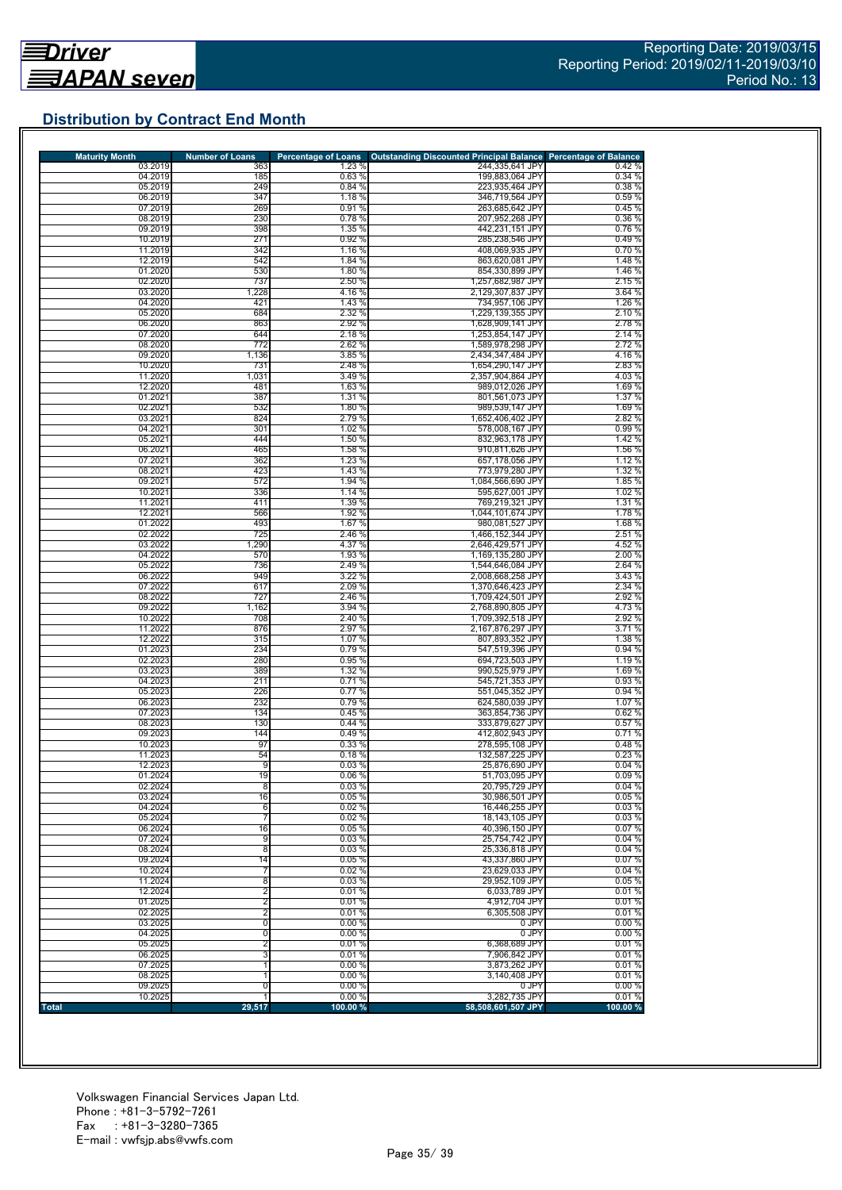Driver JAPAN seven

Reporting Date: 2019/03/15
Reporting Period: 2019/02/11-2019/03/10
Period No.: 13

## Distribution by Contract End Month

| Maturity Month | Number of Loans | Percentage of Loans | Outstanding Discounted Principal Balance | Percentage of Balance |
|---|---|---|---|---|
| 03.2019 | 363 | 1.23 % | 244,335,641 JPY | 0.42 % |
| 04.2019 | 185 | 0.63 % | 199,883,064 JPY | 0.34 % |
| 05.2019 | 249 | 0.84 % | 223,935,464 JPY | 0.38 % |
| 06.2019 | 347 | 1.18 % | 346,719,564 JPY | 0.59 % |
| 07.2019 | 269 | 0.91 % | 263,685,642 JPY | 0.45 % |
| 08.2019 | 230 | 0.78 % | 207,952,268 JPY | 0.36 % |
| 09.2019 | 398 | 1.35 % | 442,231,151 JPY | 0.76 % |
| 10.2019 | 271 | 0.92 % | 285,238,546 JPY | 0.49 % |
| 11.2019 | 342 | 1.16 % | 408,069,935 JPY | 0.70 % |
| 12.2019 | 542 | 1.84 % | 863,620,081 JPY | 1.48 % |
| 01.2020 | 530 | 1.80 % | 854,330,899 JPY | 1.46 % |
| 02.2020 | 737 | 2.50 % | 1,257,682,987 JPY | 2.15 % |
| 03.2020 | 1,228 | 4.16 % | 2,129,307,837 JPY | 3.64 % |
| 04.2020 | 421 | 1.43 % | 734,957,106 JPY | 1.26 % |
| 05.2020 | 684 | 2.32 % | 1,229,139,355 JPY | 2.10 % |
| 06.2020 | 863 | 2.92 % | 1,628,909,141 JPY | 2.78 % |
| 07.2020 | 644 | 2.18 % | 1,253,854,147 JPY | 2.14 % |
| 08.2020 | 772 | 2.62 % | 1,589,978,298 JPY | 2.72 % |
| 09.2020 | 1,136 | 3.85 % | 2,434,347,484 JPY | 4.16 % |
| 10.2020 | 731 | 2.48 % | 1,654,290,147 JPY | 2.83 % |
| 11.2020 | 1,031 | 3.49 % | 2,357,904,864 JPY | 4.03 % |
| 12.2020 | 481 | 1.63 % | 989,012,026 JPY | 1.69 % |
| 01.2021 | 387 | 1.31 % | 801,561,073 JPY | 1.37 % |
| 02.2021 | 532 | 1.80 % | 989,539,147 JPY | 1.69 % |
| 03.2021 | 824 | 2.79 % | 1,652,406,402 JPY | 2.82 % |
| 04.2021 | 301 | 1.02 % | 578,008,167 JPY | 0.99 % |
| 05.2021 | 444 | 1.50 % | 832,963,178 JPY | 1.42 % |
| 06.2021 | 465 | 1.58 % | 910,811,626 JPY | 1.56 % |
| 07.2021 | 362 | 1.23 % | 657,178,056 JPY | 1.12 % |
| 08.2021 | 423 | 1.43 % | 773,979,280 JPY | 1.32 % |
| 09.2021 | 572 | 1.94 % | 1,084,566,690 JPY | 1.85 % |
| 10.2021 | 336 | 1.14 % | 595,627,001 JPY | 1.02 % |
| 11.2021 | 411 | 1.39 % | 769,219,321 JPY | 1.31 % |
| 12.2021 | 566 | 1.92 % | 1,044,101,674 JPY | 1.78 % |
| 01.2022 | 493 | 1.67 % | 980,081,527 JPY | 1.68 % |
| 02.2022 | 725 | 2.46 % | 1,466,152,344 JPY | 2.51 % |
| 03.2022 | 1,290 | 4.37 % | 2,646,429,571 JPY | 4.52 % |
| 04.2022 | 570 | 1.93 % | 1,169,135,280 JPY | 2.00 % |
| 05.2022 | 736 | 2.49 % | 1,544,646,084 JPY | 2.64 % |
| 06.2022 | 949 | 3.22 % | 2,008,668,258 JPY | 3.43 % |
| 07.2022 | 617 | 2.09 % | 1,370,646,423 JPY | 2.34 % |
| 08.2022 | 727 | 2.46 % | 1,709,424,501 JPY | 2.92 % |
| 09.2022 | 1,162 | 3.94 % | 2,768,890,805 JPY | 4.73 % |
| 10.2022 | 708 | 2.40 % | 1,709,392,518 JPY | 2.92 % |
| 11.2022 | 876 | 2.97 % | 2,167,876,297 JPY | 3.71 % |
| 12.2022 | 315 | 1.07 % | 807,893,352 JPY | 1.38 % |
| 01.2023 | 234 | 0.79 % | 547,519,396 JPY | 0.94 % |
| 02.2023 | 280 | 0.95 % | 694,723,503 JPY | 1.19 % |
| 03.2023 | 389 | 1.32 % | 990,525,979 JPY | 1.69 % |
| 04.2023 | 211 | 0.71 % | 545,721,353 JPY | 0.93 % |
| 05.2023 | 226 | 0.77 % | 551,045,352 JPY | 0.94 % |
| 06.2023 | 232 | 0.79 % | 624,580,039 JPY | 1.07 % |
| 07.2023 | 134 | 0.45 % | 363,854,736 JPY | 0.62 % |
| 08.2023 | 130 | 0.44 % | 333,879,627 JPY | 0.57 % |
| 09.2023 | 144 | 0.49 % | 412,802,943 JPY | 0.71 % |
| 10.2023 | 97 | 0.33 % | 278,595,108 JPY | 0.48 % |
| 11.2023 | 54 | 0.18 % | 132,587,225 JPY | 0.23 % |
| 12.2023 | 9 | 0.03 % | 25,876,690 JPY | 0.04 % |
| 01.2024 | 19 | 0.06 % | 51,703,095 JPY | 0.09 % |
| 02.2024 | 8 | 0.03 % | 20,795,729 JPY | 0.04 % |
| 03.2024 | 16 | 0.05 % | 30,986,501 JPY | 0.05 % |
| 04.2024 | 6 | 0.02 % | 16,446,255 JPY | 0.03 % |
| 05.2024 | 7 | 0.02 % | 18,143,105 JPY | 0.03 % |
| 06.2024 | 16 | 0.05 % | 40,396,150 JPY | 0.07 % |
| 07.2024 | 9 | 0.03 % | 25,754,742 JPY | 0.04 % |
| 08.2024 | 8 | 0.03 % | 25,336,818 JPY | 0.04 % |
| 09.2024 | 14 | 0.05 % | 43,337,860 JPY | 0.07 % |
| 10.2024 | 7 | 0.02 % | 23,629,033 JPY | 0.04 % |
| 11.2024 | 8 | 0.03 % | 29,952,109 JPY | 0.05 % |
| 12.2024 | 2 | 0.01 % | 6,033,789 JPY | 0.01 % |
| 01.2025 | 2 | 0.01 % | 4,912,704 JPY | 0.01 % |
| 02.2025 | 2 | 0.01 % | 6,305,508 JPY | 0.01 % |
| 03.2025 | 0 | 0.00 % | 0 JPY | 0.00 % |
| 04.2025 | 0 | 0.00 % | 0 JPY | 0.00 % |
| 05.2025 | 2 | 0.01 % | 6,368,689 JPY | 0.01 % |
| 06.2025 | 3 | 0.01 % | 7,906,842 JPY | 0.01 % |
| 07.2025 | 1 | 0.00 % | 3,873,262 JPY | 0.01 % |
| 08.2025 | 1 | 0.00 % | 3,140,408 JPY | 0.01 % |
| 09.2025 | 0 | 0.00 % | 0 JPY | 0.00 % |
| 10.2025 | 1 | 0.00 % | 3,282,735 JPY | 0.01 % |
| **Total** | **29,517** | **100.00 %** | **58,508,601,507 JPY** | **100.00 %** |

Volkswagen Financial Services Japan Ltd.
Phone : +81-3-5792-7261
Fax : +81-3-3280-7365
E-mail : vwfsjp.abs@vwfs.com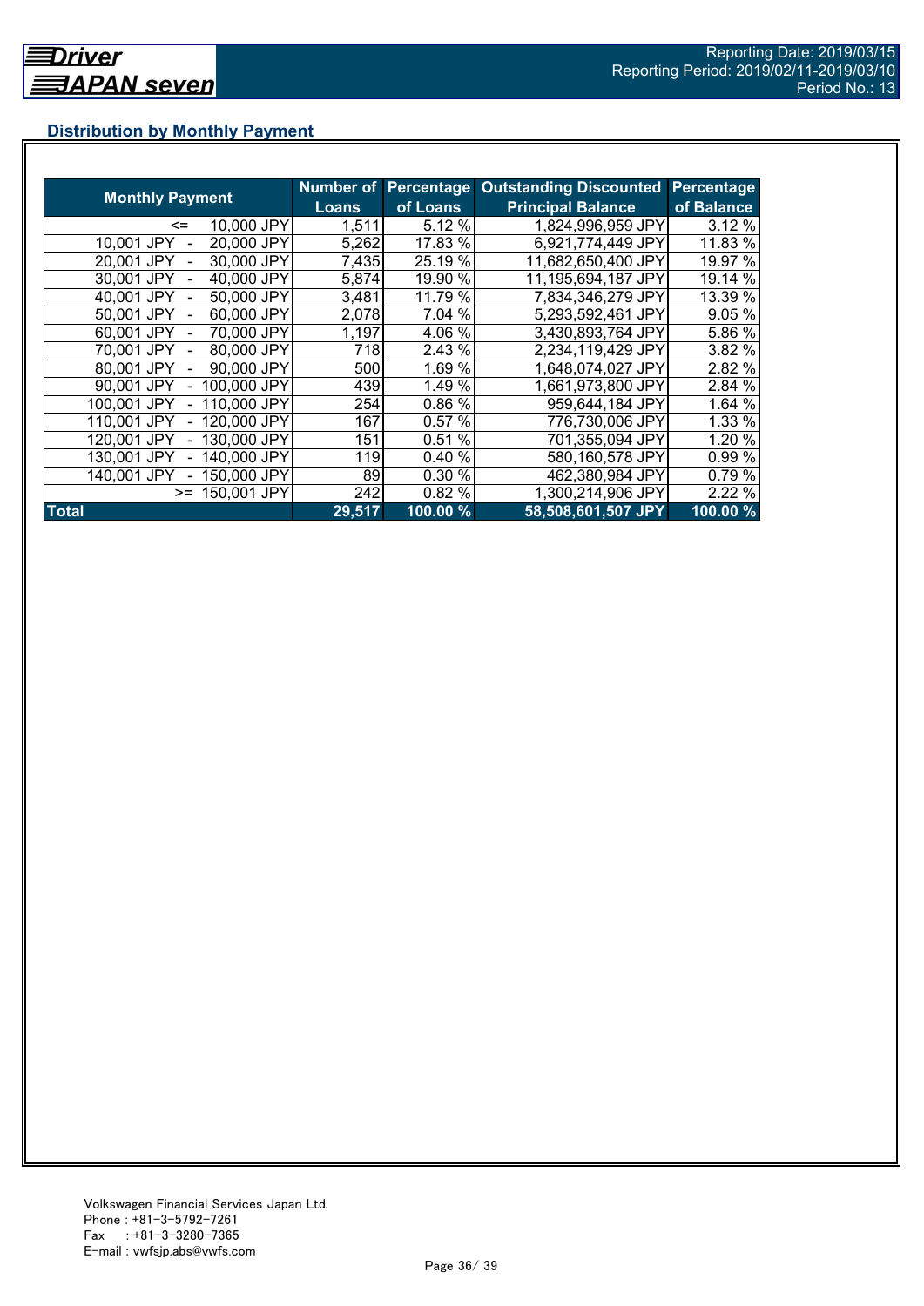## Distribution by Monthly Payment

| Monthly Payment | Number of Loans | Percentage of Loans | Outstanding Discounted Principal Balance | Percentage of Balance |
|---|---|---|---|---|
| <= 10,000 JPY | 1,511 | 5.12 % | 1,824,996,959 JPY | 3.12 % |
| 10,001 JPY - 20,000 JPY | 5,262 | 17.83 % | 6,921,774,449 JPY | 11.83 % |
| 20,001 JPY - 30,000 JPY | 7,435 | 25.19 % | 11,682,650,400 JPY | 19.97 % |
| 30,001 JPY - 40,000 JPY | 5,874 | 19.90 % | 11,195,694,187 JPY | 19.14 % |
| 40,001 JPY - 50,000 JPY | 3,481 | 11.79 % | 7,834,346,279 JPY | 13.39 % |
| 50,001 JPY - 60,000 JPY | 2,078 | 7.04 % | 5,293,592,461 JPY | 9.05 % |
| 60,001 JPY - 70,000 JPY | 1,197 | 4.06 % | 3,430,893,764 JPY | 5.86 % |
| 70,001 JPY - 80,000 JPY | 718 | 2.43 % | 2,234,119,429 JPY | 3.82 % |
| 80,001 JPY - 90,000 JPY | 500 | 1.69 % | 1,648,074,027 JPY | 2.82 % |
| 90,001 JPY - 100,000 JPY | 439 | 1.49 % | 1,661,973,800 JPY | 2.84 % |
| 100,001 JPY - 110,000 JPY | 254 | 0.86 % | 959,644,184 JPY | 1.64 % |
| 110,001 JPY - 120,000 JPY | 167 | 0.57 % | 776,730,006 JPY | 1.33 % |
| 120,001 JPY - 130,000 JPY | 151 | 0.51 % | 701,355,094 JPY | 1.20 % |
| 130,001 JPY - 140,000 JPY | 119 | 0.40 % | 580,160,578 JPY | 0.99 % |
| 140,001 JPY - 150,000 JPY | 89 | 0.30 % | 462,380,984 JPY | 0.79 % |
| >= 150,001 JPY | 242 | 0.82 % | 1,300,214,906 JPY | 2.22 % |
| **Total** | **29,517** | **100.00 %** | **58,508,601,507 JPY** | **100.00 %** |

Volkswagen Financial Services Japan Ltd.
Phone : +81-3-5792-7261
Fax : +81-3-3280-7365
E-mail : vwfsjp.abs@vwfs.com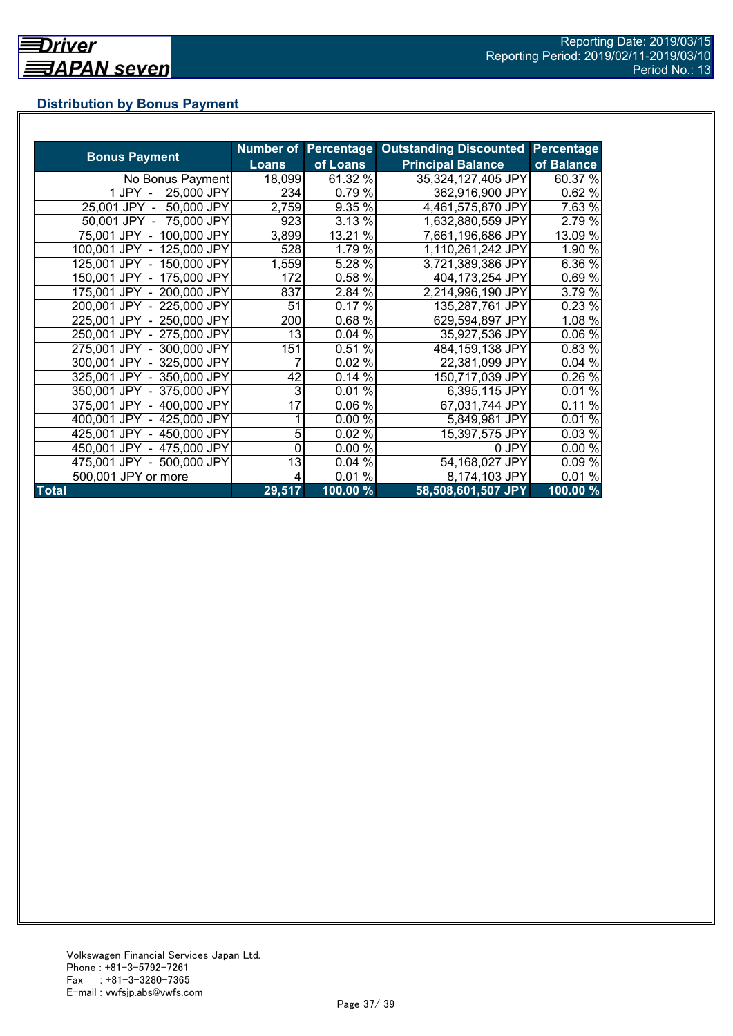## Distribution by Bonus Payment

| Bonus Payment | Number of Loans | Percentage of Loans | Outstanding Discounted Principal Balance | Percentage of Balance |
|---|---|---|---|---|
| No Bonus Payment | 18,099 | 61.32 % | 35,324,127,405 JPY | 60.37 % |
| 1 JPY - 25,000 JPY | 234 | 0.79 % | 362,916,900 JPY | 0.62 % |
| 25,001 JPY - 50,000 JPY | 2,759 | 9.35 % | 4,461,575,870 JPY | 7.63 % |
| 50,001 JPY - 75,000 JPY | 923 | 3.13 % | 1,632,880,559 JPY | 2.79 % |
| 75,001 JPY - 100,000 JPY | 3,899 | 13.21 % | 7,661,196,686 JPY | 13.09 % |
| 100,001 JPY - 125,000 JPY | 528 | 1.79 % | 1,110,261,242 JPY | 1.90 % |
| 125,001 JPY - 150,000 JPY | 1,559 | 5.28 % | 3,721,389,386 JPY | 6.36 % |
| 150,001 JPY - 175,000 JPY | 172 | 0.58 % | 404,173,254 JPY | 0.69 % |
| 175,001 JPY - 200,000 JPY | 837 | 2.84 % | 2,214,996,190 JPY | 3.79 % |
| 200,001 JPY - 225,000 JPY | 51 | 0.17 % | 135,287,761 JPY | 0.23 % |
| 225,001 JPY - 250,000 JPY | 200 | 0.68 % | 629,594,897 JPY | 1.08 % |
| 250,001 JPY - 275,000 JPY | 13 | 0.04 % | 35,927,536 JPY | 0.06 % |
| 275,001 JPY - 300,000 JPY | 151 | 0.51 % | 484,159,138 JPY | 0.83 % |
| 300,001 JPY - 325,000 JPY | 7 | 0.02 % | 22,381,099 JPY | 0.04 % |
| 325,001 JPY - 350,000 JPY | 42 | 0.14 % | 150,717,039 JPY | 0.26 % |
| 350,001 JPY - 375,000 JPY | 3 | 0.01 % | 6,395,115 JPY | 0.01 % |
| 375,001 JPY - 400,000 JPY | 17 | 0.06 % | 67,031,744 JPY | 0.11 % |
| 400,001 JPY - 425,000 JPY | 1 | 0.00 % | 5,849,981 JPY | 0.01 % |
| 425,001 JPY - 450,000 JPY | 5 | 0.02 % | 15,397,575 JPY | 0.03 % |
| 450,001 JPY - 475,000 JPY | 0 | 0.00 % | 0 JPY | 0.00 % |
| 475,001 JPY - 500,000 JPY | 13 | 0.04 % | 54,168,027 JPY | 0.09 % |
| 500,001 JPY or more | 4 | 0.01 % | 8,174,103 JPY | 0.01 % |
| **Total** | **29,517** | **100.00 %** | **58,508,601,507 JPY** | **100.00 %** |

Volkswagen Financial Services Japan Ltd.
Phone : +81-3-5792-7261
Fax : +81-3-3280-7365
E-mail : vwfsjp.abs@vwfs.com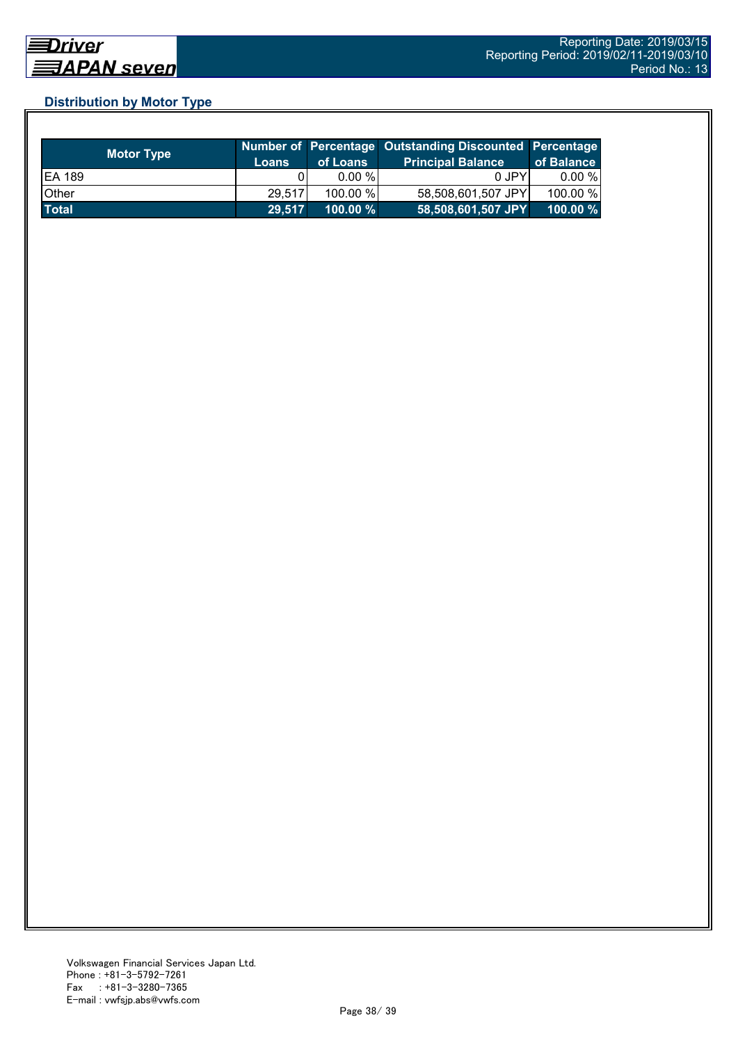## Distribution by Motor Type

| Motor Type | Number of Loans | Percentage of Loans | Outstanding Discounted Principal Balance | Percentage of Balance |
|---|---|---|---|---|
| EA 189 | 0 | 0.00 % | 0 JPY | 0.00 % |
| Other | 29,517 | 100.00 % | 58,508,601,507 JPY | 100.00 % |
| **Total** | **29,517** | **100.00 %** | **58,508,601,507 JPY** | **100.00 %** |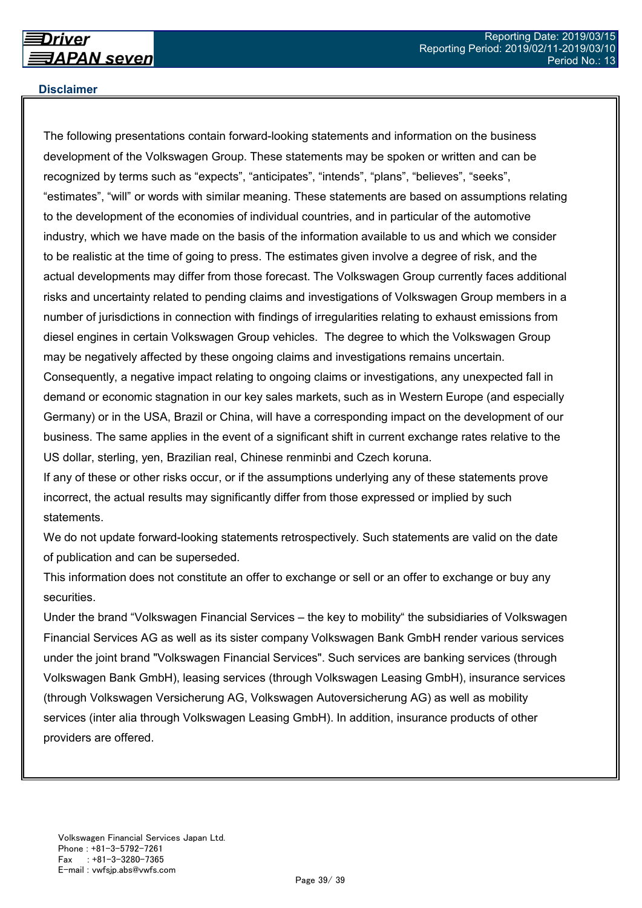## Disclaimer

The following presentations contain forward-looking statements and information on the business development of the Volkswagen Group. These statements may be spoken or written and can be recognized by terms such as “expects”, “anticipates”, “intends”, “plans”, “believes”, “seeks”, “estimates”, “will” or words with similar meaning. These statements are based on assumptions relating to the development of the economies of individual countries, and in particular of the automotive industry, which we have made on the basis of the information available to us and which we consider to be realistic at the time of going to press. The estimates given involve a degree of risk, and the actual developments may differ from those forecast. The Volkswagen Group currently faces additional risks and uncertainty related to pending claims and investigations of Volkswagen Group members in a number of jurisdictions in connection with findings of irregularities relating to exhaust emissions from diesel engines in certain Volkswagen Group vehicles. The degree to which the Volkswagen Group may be negatively affected by these ongoing claims and investigations remains uncertain.
Consequently, a negative impact relating to ongoing claims or investigations, any unexpected fall in demand or economic stagnation in our key sales markets, such as in Western Europe (and especially Germany) or in the USA, Brazil or China, will have a corresponding impact on the development of our business. The same applies in the event of a significant shift in current exchange rates relative to the US dollar, sterling, yen, Brazilian real, Chinese renminbi and Czech koruna.
If any of these or other risks occur, or if the assumptions underlying any of these statements prove incorrect, the actual results may significantly differ from those expressed or implied by such statements.
We do not update forward-looking statements retrospectively. Such statements are valid on the date of publication and can be superseded.
This information does not constitute an offer to exchange or sell or an offer to exchange or buy any securities.
Under the brand “Volkswagen Financial Services – the key to mobility“ the subsidiaries of Volkswagen Financial Services AG as well as its sister company Volkswagen Bank GmbH render various services under the joint brand "Volkswagen Financial Services". Such services are banking services (through Volkswagen Bank GmbH), leasing services (through Volkswagen Leasing GmbH), insurance services (through Volkswagen Versicherung AG, Volkswagen Autoversicherung AG) as well as mobility services (inter alia through Volkswagen Leasing GmbH). In addition, insurance products of other providers are offered.

Volkswagen Financial Services Japan Ltd.
Phone : +81-3-5792-7261
Fax : +81-3-3280-7365
E-mail : vwfsjp.abs@vwfs.com